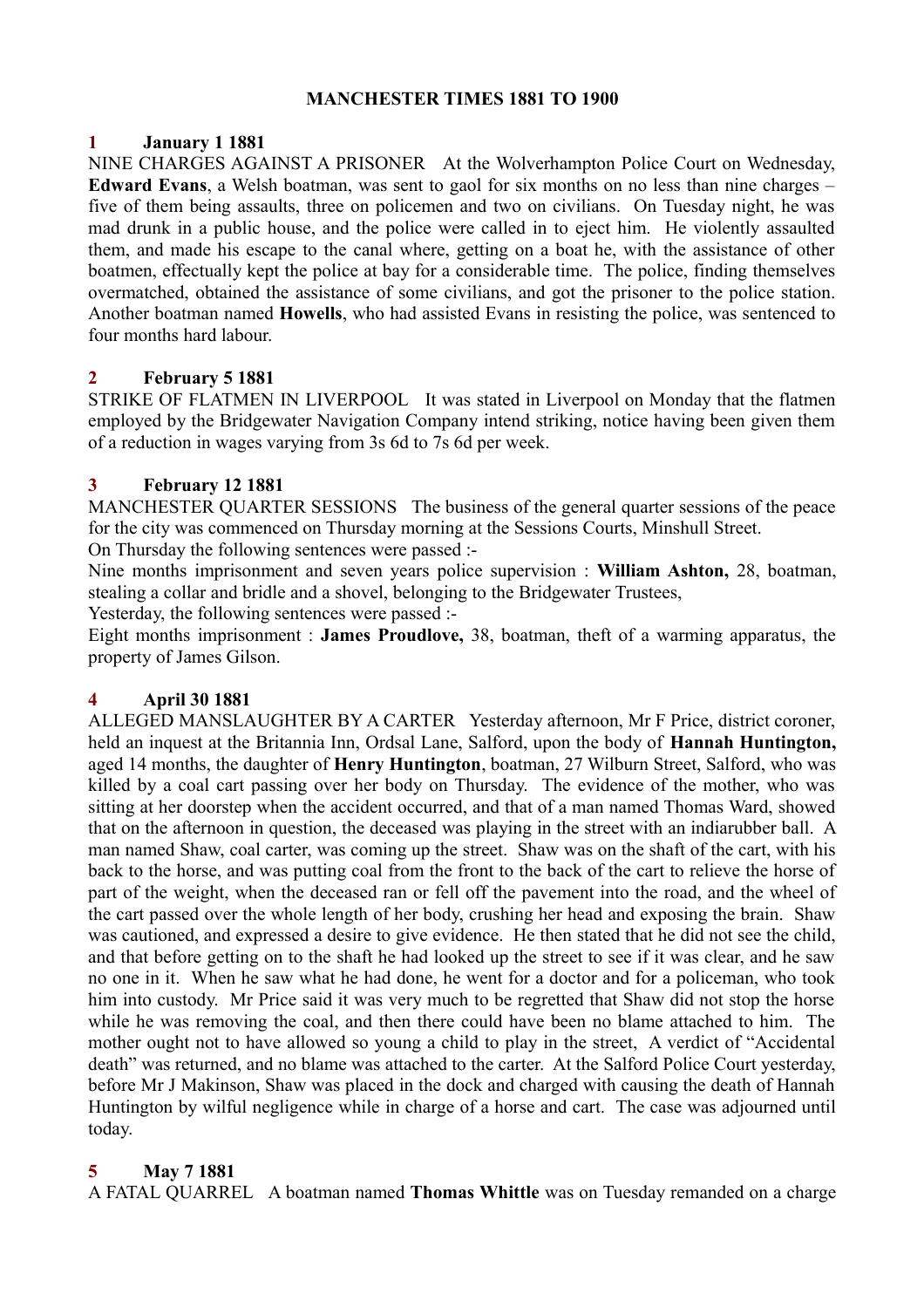**MANCHESTER TIMES 1881 TO 1900**

**1 January 1 1881**

NINE CHARGES AGAINST A PRISONER At the Wolverhampton Police Court on Wednesday, **Edward Evans**, a Welsh boatman, was sent to gaol for six months on no less than nine charges – five of them being assaults, three on policemen and two on civilians. On Tuesday night, he was mad drunk in a public house, and the police were called in to eject him. He violently assaulted them, and made his escape to the canal where, getting on a boat he, with the assistance of other boatmen, effectually kept the police at bay for a considerable time. The police, finding themselves overmatched, obtained the assistance of some civilians, and got the prisoner to the police station. Another boatman named **Howells**, who had assisted Evans in resisting the police, was sentenced to four months hard labour.

**2 February 5 1881**

STRIKE OF FLATMEN IN LIVERPOOL It was stated in Liverpool on Monday that the flatmen employed by the Bridgewater Navigation Company intend striking, notice having been given them of a reduction in wages varying from 3s 6d to 7s 6d per week.

**3 February 12 1881**

MANCHESTER QUARTER SESSIONS The business of the general quarter sessions of the peace for the city was commenced on Thursday morning at the Sessions Courts, Minshull Street.

On Thursday the following sentences were passed :-

Nine months imprisonment and seven years police supervision : **William Ashton,** 28, boatman, stealing a collar and bridle and a shovel, belonging to the Bridgewater Trustees,

Yesterday, the following sentences were passed :-

Eight months imprisonment : **James Proudlove,** 38, boatman, theft of a warming apparatus, the property of James Gilson.

**4 April 30 1881**

ALLEGED MANSLAUGHTER BY A CARTER Yesterday afternoon, Mr F Price, district coroner, held an inquest at the Britannia Inn, Ordsal Lane, Salford, upon the body of **Hannah Huntington,** aged 14 months, the daughter of **Henry Huntington**, boatman, 27 Wilburn Street, Salford, who was killed by a coal cart passing over her body on Thursday. The evidence of the mother, who was sitting at her doorstep when the accident occurred, and that of a man named Thomas Ward, showed that on the afternoon in question, the deceased was playing in the street with an indiarubber ball. A man named Shaw, coal carter, was coming up the street. Shaw was on the shaft of the cart, with his back to the horse, and was putting coal from the front to the back of the cart to relieve the horse of part of the weight, when the deceased ran or fell off the pavement into the road, and the wheel of the cart passed over the whole length of her body, crushing her head and exposing the brain. Shaw was cautioned, and expressed a desire to give evidence. He then stated that he did not see the child, and that before getting on to the shaft he had looked up the street to see if it was clear, and he saw no one in it. When he saw what he had done, he went for a doctor and for a policeman, who took him into custody. Mr Price said it was very much to be regretted that Shaw did not stop the horse while he was removing the coal, and then there could have been no blame attached to him. The mother ought not to have allowed so young a child to play in the street, A verdict of "Accidental death" was returned, and no blame was attached to the carter. At the Salford Police Court yesterday, before Mr J Makinson, Shaw was placed in the dock and charged with causing the death of Hannah Huntington by wilful negligence while in charge of a horse and cart. The case was adjourned until today.

**5 May 7 1881**

A FATAL QUARREL A boatman named **Thomas Whittle** was on Tuesday remanded on a charge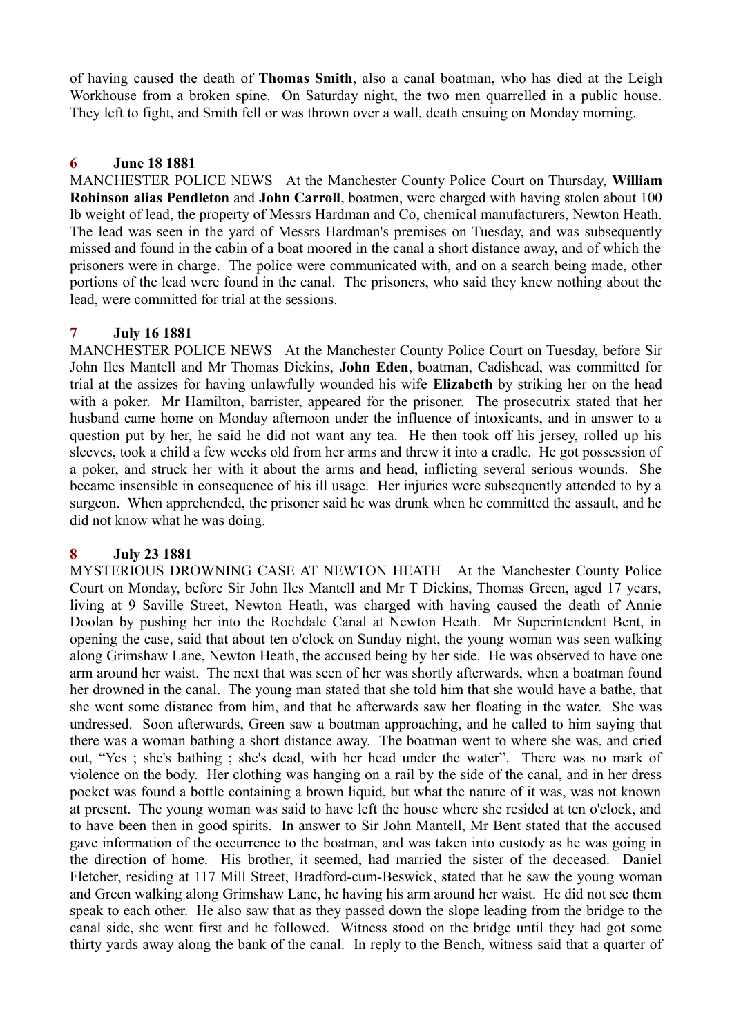of having caused the death of **Thomas Smith**, also a canal boatman, who has died at the Leigh Workhouse from a broken spine. On Saturday night, the two men quarrelled in a public house. They left to fight, and Smith fell or was thrown over a wall, death ensuing on Monday morning.

### 6 June 18 1881

MANCHESTER POLICE NEWS At the Manchester County Police Court on Thursday, **William Robinson alias Pendleton** and **John Carroll**, boatmen, were charged with having stolen about 100 lb weight of lead, the property of Messrs Hardman and Co, chemical manufacturers, Newton Heath. The lead was seen in the yard of Messrs Hardman's premises on Tuesday, and was subsequently missed and found in the cabin of a boat moored in the canal a short distance away, and of which the prisoners were in charge. The police were communicated with, and on a search being made, other portions of the lead were found in the canal. The prisoners, who said they knew nothing about the lead, were committed for trial at the sessions.

### 7 July 16 1881

MANCHESTER POLICE NEWS At the Manchester County Police Court on Tuesday, before Sir John Iles Mantell and Mr Thomas Dickins, **John Eden**, boatman, Cadishead, was committed for trial at the assizes for having unlawfully wounded his wife **Elizabeth** by striking her on the head with a poker. Mr Hamilton, barrister, appeared for the prisoner. The prosecutrix stated that her husband came home on Monday afternoon under the influence of intoxicants, and in answer to a question put by her, he said he did not want any tea. He then took off his jersey, rolled up his sleeves, took a child a few weeks old from her arms and threw it into a cradle. He got possession of a poker, and struck her with it about the arms and head, inflicting several serious wounds. She became insensible in consequence of his ill usage. Her injuries were subsequently attended to by a surgeon. When apprehended, the prisoner said he was drunk when he committed the assault, and he did not know what he was doing.

### 8 July 23 1881

MYSTERIOUS DROWNING CASE AT NEWTON HEATH At the Manchester County Police Court on Monday, before Sir John Iles Mantell and Mr T Dickins, Thomas Green, aged 17 years, living at 9 Saville Street, Newton Heath, was charged with having caused the death of Annie Doolan by pushing her into the Rochdale Canal at Newton Heath. Mr Superintendent Bent, in opening the case, said that about ten o'clock on Sunday night, the young woman was seen walking along Grimshaw Lane, Newton Heath, the accused being by her side. He was observed to have one arm around her waist. The next that was seen of her was shortly afterwards, when a boatman found her drowned in the canal. The young man stated that she told him that she would have a bathe, that she went some distance from him, and that he afterwards saw her floating in the water. She was undressed. Soon afterwards, Green saw a boatman approaching, and he called to him saying that there was a woman bathing a short distance away. The boatman went to where she was, and cried out, "Yes ; she's bathing ; she's dead, with her head under the water". There was no mark of violence on the body. Her clothing was hanging on a rail by the side of the canal, and in her dress pocket was found a bottle containing a brown liquid, but what the nature of it was, was not known at present. The young woman was said to have left the house where she resided at ten o'clock, and to have been then in good spirits. In answer to Sir John Mantell, Mr Bent stated that the accused gave information of the occurrence to the boatman, and was taken into custody as he was going in the direction of home. His brother, it seemed, had married the sister of the deceased. Daniel Fletcher, residing at 117 Mill Street, Bradford-cum-Beswick, stated that he saw the young woman and Green walking along Grimshaw Lane, he having his arm around her waist. He did not see them speak to each other. He also saw that as they passed down the slope leading from the bridge to the canal side, she went first and he followed. Witness stood on the bridge until they had got some thirty yards away along the bank of the canal. In reply to the Bench, witness said that a quarter of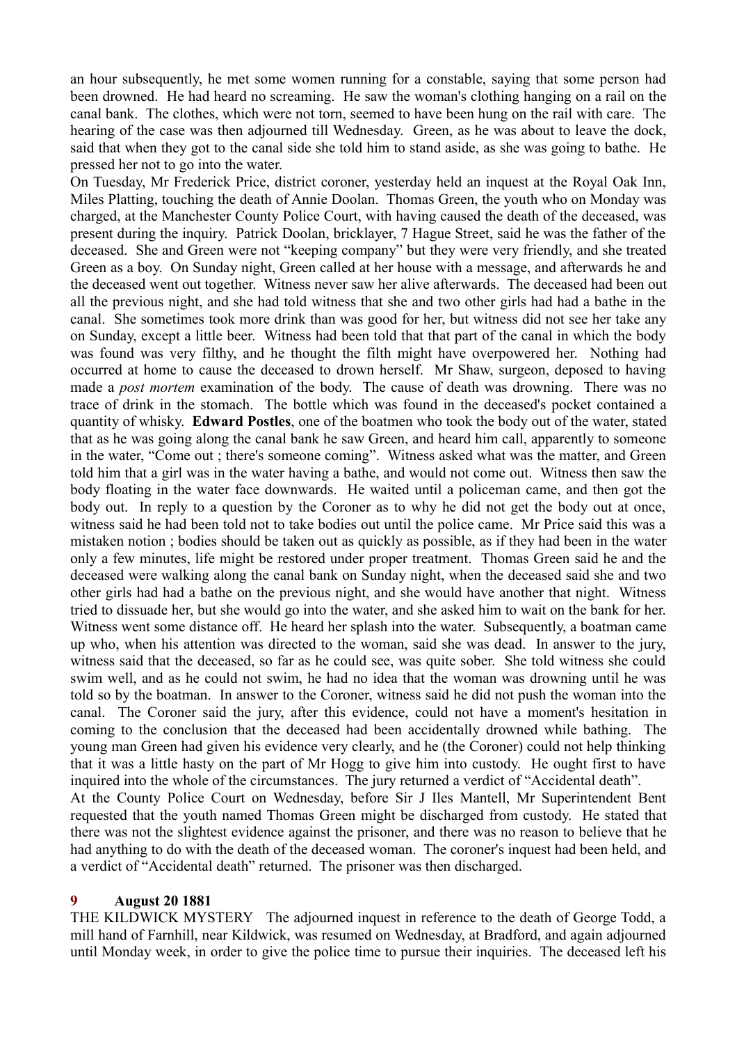an hour subsequently, he met some women running for a constable, saying that some person had been drowned. He had heard no screaming. He saw the woman's clothing hanging on a rail on the canal bank. The clothes, which were not torn, seemed to have been hung on the rail with care. The hearing of the case was then adjourned till Wednesday. Green, as he was about to leave the dock, said that when they got to the canal side she told him to stand aside, as she was going to bathe. He pressed her not to go into the water.

On Tuesday, Mr Frederick Price, district coroner, yesterday held an inquest at the Royal Oak Inn, Miles Platting, touching the death of Annie Doolan. Thomas Green, the youth who on Monday was charged, at the Manchester County Police Court, with having caused the death of the deceased, was present during the inquiry. Patrick Doolan, bricklayer, 7 Hague Street, said he was the father of the deceased. She and Green were not "keeping company" but they were very friendly, and she treated Green as a boy. On Sunday night, Green called at her house with a message, and afterwards he and the deceased went out together. Witness never saw her alive afterwards. The deceased had been out all the previous night, and she had told witness that she and two other girls had had a bathe in the canal. She sometimes took more drink than was good for her, but witness did not see her take any on Sunday, except a little beer. Witness had been told that that part of the canal in which the body was found was very filthy, and he thought the filth might have overpowered her. Nothing had occurred at home to cause the deceased to drown herself. Mr Shaw, surgeon, deposed to having made a *post mortem* examination of the body. The cause of death was drowning. There was no trace of drink in the stomach. The bottle which was found in the deceased's pocket contained a quantity of whisky. **Edward Postles**, one of the boatmen who took the body out of the water, stated that as he was going along the canal bank he saw Green, and heard him call, apparently to someone in the water, "Come out ; there's someone coming". Witness asked what was the matter, and Green told him that a girl was in the water having a bathe, and would not come out. Witness then saw the body floating in the water face downwards. He waited until a policeman came, and then got the body out. In reply to a question by the Coroner as to why he did not get the body out at once, witness said he had been told not to take bodies out until the police came. Mr Price said this was a mistaken notion ; bodies should be taken out as quickly as possible, as if they had been in the water only a few minutes, life might be restored under proper treatment. Thomas Green said he and the deceased were walking along the canal bank on Sunday night, when the deceased said she and two other girls had had a bathe on the previous night, and she would have another that night. Witness tried to dissuade her, but she would go into the water, and she asked him to wait on the bank for her. Witness went some distance off. He heard her splash into the water. Subsequently, a boatman came up who, when his attention was directed to the woman, said she was dead. In answer to the jury, witness said that the deceased, so far as he could see, was quite sober. She told witness she could swim well, and as he could not swim, he had no idea that the woman was drowning until he was told so by the boatman. In answer to the Coroner, witness said he did not push the woman into the canal. The Coroner said the jury, after this evidence, could not have a moment's hesitation in coming to the conclusion that the deceased had been accidentally drowned while bathing. The young man Green had given his evidence very clearly, and he (the Coroner) could not help thinking that it was a little hasty on the part of Mr Hogg to give him into custody. He ought first to have inquired into the whole of the circumstances. The jury returned a verdict of "Accidental death".

At the County Police Court on Wednesday, before Sir J Iles Mantell, Mr Superintendent Bent requested that the youth named Thomas Green might be discharged from custody. He stated that there was not the slightest evidence against the prisoner, and there was no reason to believe that he had anything to do with the death of the deceased woman. The coroner's inquest had been held, and a verdict of "Accidental death" returned. The prisoner was then discharged.

**9 August 20 1881**

THE KILDWICK MYSTERY The adjourned inquest in reference to the death of George Todd, a mill hand of Farnhill, near Kildwick, was resumed on Wednesday, at Bradford, and again adjourned until Monday week, in order to give the police time to pursue their inquiries. The deceased left his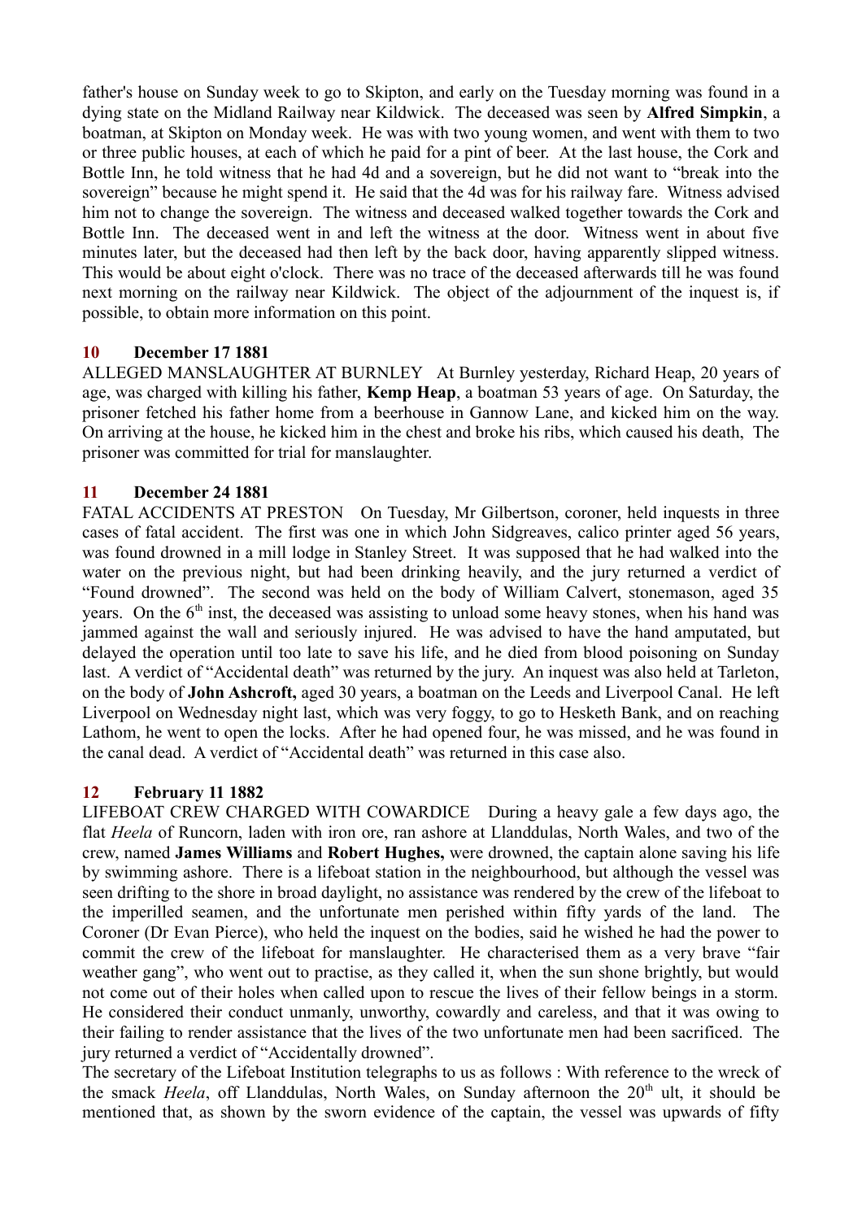father's house on Sunday week to go to Skipton, and early on the Tuesday morning was found in a dying state on the Midland Railway near Kildwick. The deceased was seen by **Alfred Simpkin**, a boatman, at Skipton on Monday week. He was with two young women, and went with them to two or three public houses, at each of which he paid for a pint of beer. At the last house, the Cork and Bottle Inn, he told witness that he had 4d and a sovereign, but he did not want to "break into the sovereign" because he might spend it. He said that the 4d was for his railway fare. Witness advised him not to change the sovereign. The witness and deceased walked together towards the Cork and Bottle Inn. The deceased went in and left the witness at the door. Witness went in about five minutes later, but the deceased had then left by the back door, having apparently slipped witness. This would be about eight o'clock. There was no trace of the deceased afterwards till he was found next morning on the railway near Kildwick. The object of the adjournment of the inquest is, if possible, to obtain more information on this point.

### 10 December 17 1881

ALLEGED MANSLAUGHTER AT BURNLEY At Burnley yesterday, Richard Heap, 20 years of age, was charged with killing his father, **Kemp Heap**, a boatman 53 years of age. On Saturday, the prisoner fetched his father home from a beerhouse in Gannow Lane, and kicked him on the way. On arriving at the house, he kicked him in the chest and broke his ribs, which caused his death, The prisoner was committed for trial for manslaughter.

### 11 December 24 1881

FATAL ACCIDENTS AT PRESTON On Tuesday, Mr Gilbertson, coroner, held inquests in three cases of fatal accident. The first was one in which John Sidgreaves, calico printer aged 56 years, was found drowned in a mill lodge in Stanley Street. It was supposed that he had walked into the water on the previous night, but had been drinking heavily, and the jury returned a verdict of "Found drowned". The second was held on the body of William Calvert, stonemason, aged 35 years. On the 6th inst, the deceased was assisting to unload some heavy stones, when his hand was jammed against the wall and seriously injured. He was advised to have the hand amputated, but delayed the operation until too late to save his life, and he died from blood poisoning on Sunday last. A verdict of "Accidental death" was returned by the jury. An inquest was also held at Tarleton, on the body of **John Ashcroft,** aged 30 years, a boatman on the Leeds and Liverpool Canal. He left Liverpool on Wednesday night last, which was very foggy, to go to Hesketh Bank, and on reaching Lathom, he went to open the locks. After he had opened four, he was missed, and he was found in the canal dead. A verdict of "Accidental death" was returned in this case also.

### 12 February 11 1882

LIFEBOAT CREW CHARGED WITH COWARDICE During a heavy gale a few days ago, the flat *Heela* of Runcorn, laden with iron ore, ran ashore at Llanddulas, North Wales, and two of the crew, named **James Williams** and **Robert Hughes,** were drowned, the captain alone saving his life by swimming ashore. There is a lifeboat station in the neighbourhood, but although the vessel was seen drifting to the shore in broad daylight, no assistance was rendered by the crew of the lifeboat to the imperilled seamen, and the unfortunate men perished within fifty yards of the land. The Coroner (Dr Evan Pierce), who held the inquest on the bodies, said he wished he had the power to commit the crew of the lifeboat for manslaughter. He characterised them as a very brave "fair weather gang", who went out to practise, as they called it, when the sun shone brightly, but would not come out of their holes when called upon to rescue the lives of their fellow beings in a storm. He considered their conduct unmanly, unworthy, cowardly and careless, and that it was owing to their failing to render assistance that the lives of the two unfortunate men had been sacrificed. The jury returned a verdict of "Accidentally drowned".

The secretary of the Lifeboat Institution telegraphs to us as follows : With reference to the wreck of the smack *Heela*, off Llanddulas, North Wales, on Sunday afternoon the 20th ult, it should be mentioned that, as shown by the sworn evidence of the captain, the vessel was upwards of fifty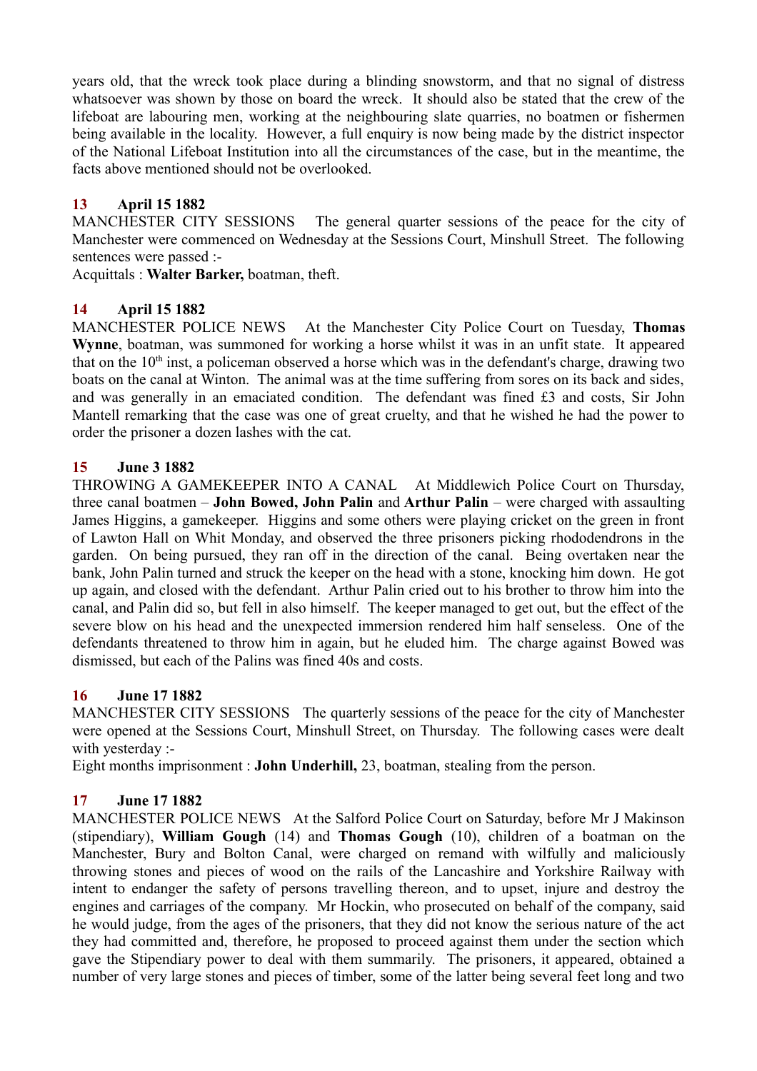years old, that the wreck took place during a blinding snowstorm, and that no signal of distress whatsoever was shown by those on board the wreck. It should also be stated that the crew of the lifeboat are labouring men, working at the neighbouring slate quarries, no boatmen or fishermen being available in the locality. However, a full enquiry is now being made by the district inspector of the National Lifeboat Institution into all the circumstances of the case, but in the meantime, the facts above mentioned should not be overlooked.

**13 April 15 1882**

MANCHESTER CITY SESSIONS The general quarter sessions of the peace for the city of Manchester were commenced on Wednesday at the Sessions Court, Minshull Street. The following sentences were passed :-

Acquittals : **Walter Barker,** boatman, theft.

**14 April 15 1882**

MANCHESTER POLICE NEWS At the Manchester City Police Court on Tuesday, **Thomas Wynne**, boatman, was summoned for working a horse whilst it was in an unfit state. It appeared that on the 10th inst, a policeman observed a horse which was in the defendant's charge, drawing two boats on the canal at Winton. The animal was at the time suffering from sores on its back and sides, and was generally in an emaciated condition. The defendant was fined £3 and costs, Sir John Mantell remarking that the case was one of great cruelty, and that he wished he had the power to order the prisoner a dozen lashes with the cat.

**15 June 3 1882**

THROWING A GAMEKEEPER INTO A CANAL At Middlewich Police Court on Thursday, three canal boatmen – **John Bowed, John Palin** and **Arthur Palin** – were charged with assaulting James Higgins, a gamekeeper. Higgins and some others were playing cricket on the green in front of Lawton Hall on Whit Monday, and observed the three prisoners picking rhododendrons in the garden. On being pursued, they ran off in the direction of the canal. Being overtaken near the bank, John Palin turned and struck the keeper on the head with a stone, knocking him down. He got up again, and closed with the defendant. Arthur Palin cried out to his brother to throw him into the canal, and Palin did so, but fell in also himself. The keeper managed to get out, but the effect of the severe blow on his head and the unexpected immersion rendered him half senseless. One of the defendants threatened to throw him in again, but he eluded him. The charge against Bowed was dismissed, but each of the Palins was fined 40s and costs.

**16 June 17 1882**

MANCHESTER CITY SESSIONS The quarterly sessions of the peace for the city of Manchester were opened at the Sessions Court, Minshull Street, on Thursday. The following cases were dealt with yesterday :-

Eight months imprisonment : **John Underhill,** 23, boatman, stealing from the person.

**17 June 17 1882**

MANCHESTER POLICE NEWS At the Salford Police Court on Saturday, before Mr J Makinson (stipendiary), **William Gough** (14) and **Thomas Gough** (10), children of a boatman on the Manchester, Bury and Bolton Canal, were charged on remand with wilfully and maliciously throwing stones and pieces of wood on the rails of the Lancashire and Yorkshire Railway with intent to endanger the safety of persons travelling thereon, and to upset, injure and destroy the engines and carriages of the company. Mr Hockin, who prosecuted on behalf of the company, said he would judge, from the ages of the prisoners, that they did not know the serious nature of the act they had committed and, therefore, he proposed to proceed against them under the section which gave the Stipendiary power to deal with them summarily. The prisoners, it appeared, obtained a number of very large stones and pieces of timber, some of the latter being several feet long and two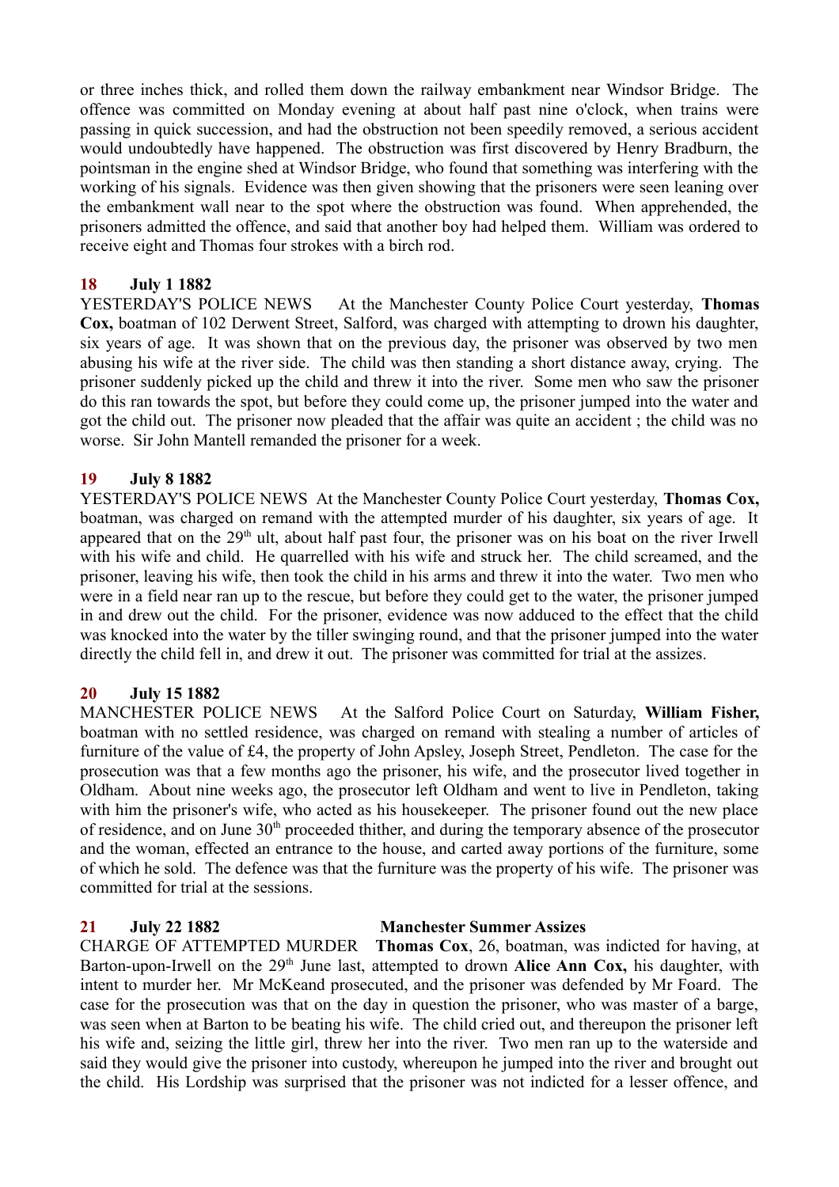or three inches thick, and rolled them down the railway embankment near Windsor Bridge. The offence was committed on Monday evening at about half past nine o'clock, when trains were passing in quick succession, and had the obstruction not been speedily removed, a serious accident would undoubtedly have happened. The obstruction was first discovered by Henry Bradburn, the pointsman in the engine shed at Windsor Bridge, who found that something was interfering with the working of his signals. Evidence was then given showing that the prisoners were seen leaning over the embankment wall near to the spot where the obstruction was found. When apprehended, the prisoners admitted the offence, and said that another boy had helped them. William was ordered to receive eight and Thomas four strokes with a birch rod.

**18 July 1 1882**

YESTERDAY'S POLICE NEWS At the Manchester County Police Court yesterday, **Thomas Cox,** boatman of 102 Derwent Street, Salford, was charged with attempting to drown his daughter, six years of age. It was shown that on the previous day, the prisoner was observed by two men abusing his wife at the river side. The child was then standing a short distance away, crying. The prisoner suddenly picked up the child and threw it into the river. Some men who saw the prisoner do this ran towards the spot, but before they could come up, the prisoner jumped into the water and got the child out. The prisoner now pleaded that the affair was quite an accident ; the child was no worse. Sir John Mantell remanded the prisoner for a week.

**19 July 8 1882**

YESTERDAY'S POLICE NEWS At the Manchester County Police Court yesterday, **Thomas Cox,** boatman, was charged on remand with the attempted murder of his daughter, six years of age. It appeared that on the 29th ult, about half past four, the prisoner was on his boat on the river Irwell with his wife and child. He quarrelled with his wife and struck her. The child screamed, and the prisoner, leaving his wife, then took the child in his arms and threw it into the water. Two men who were in a field near ran up to the rescue, but before they could get to the water, the prisoner jumped in and drew out the child. For the prisoner, evidence was now adduced to the effect that the child was knocked into the water by the tiller swinging round, and that the prisoner jumped into the water directly the child fell in, and drew it out. The prisoner was committed for trial at the assizes.

**20 July 15 1882**

MANCHESTER POLICE NEWS At the Salford Police Court on Saturday, **William Fisher,** boatman with no settled residence, was charged on remand with stealing a number of articles of furniture of the value of £4, the property of John Apsley, Joseph Street, Pendleton. The case for the prosecution was that a few months ago the prisoner, his wife, and the prosecutor lived together in Oldham. About nine weeks ago, the prosecutor left Oldham and went to live in Pendleton, taking with him the prisoner's wife, who acted as his housekeeper. The prisoner found out the new place of residence, and on June 30th proceeded thither, and during the temporary absence of the prosecutor and the woman, effected an entrance to the house, and carted away portions of the furniture, some of which he sold. The defence was that the furniture was the property of his wife. The prisoner was committed for trial at the sessions.

**21 July 22 1882** **Manchester Summer Assizes**

CHARGE OF ATTEMPTED MURDER **Thomas Cox**, 26, boatman, was indicted for having, at Barton-upon-Irwell on the 29th June last, attempted to drown **Alice Ann Cox,** his daughter, with intent to murder her. Mr McKeand prosecuted, and the prisoner was defended by Mr Foard. The case for the prosecution was that on the day in question the prisoner, who was master of a barge, was seen when at Barton to be beating his wife. The child cried out, and thereupon the prisoner left his wife and, seizing the little girl, threw her into the river. Two men ran up to the waterside and said they would give the prisoner into custody, whereupon he jumped into the river and brought out the child. His Lordship was surprised that the prisoner was not indicted for a lesser offence, and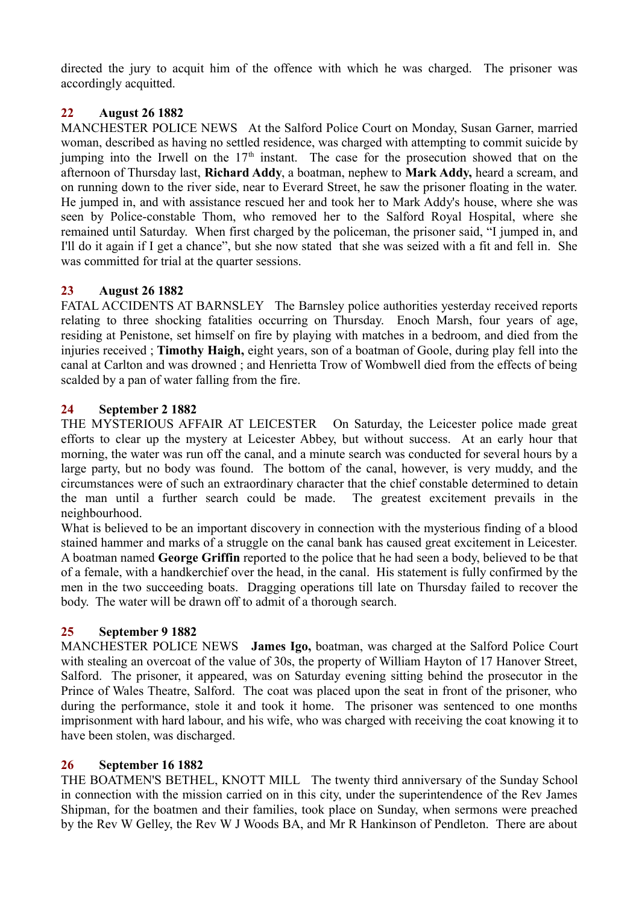directed the jury to acquit him of the offence with which he was charged. The prisoner was accordingly acquitted.

**22 August 26 1882**

MANCHESTER POLICE NEWS At the Salford Police Court on Monday, Susan Garner, married woman, described as having no settled residence, was charged with attempting to commit suicide by jumping into the Irwell on the 17th instant. The case for the prosecution showed that on the afternoon of Thursday last, **Richard Addy**, a boatman, nephew to **Mark Addy,** heard a scream, and on running down to the river side, near to Everard Street, he saw the prisoner floating in the water. He jumped in, and with assistance rescued her and took her to Mark Addy's house, where she was seen by Police-constable Thom, who removed her to the Salford Royal Hospital, where she remained until Saturday. When first charged by the policeman, the prisoner said, "I jumped in, and I'll do it again if I get a chance", but she now stated that she was seized with a fit and fell in. She was committed for trial at the quarter sessions.

**23 August 26 1882**

FATAL ACCIDENTS AT BARNSLEY The Barnsley police authorities yesterday received reports relating to three shocking fatalities occurring on Thursday. Enoch Marsh, four years of age, residing at Penistone, set himself on fire by playing with matches in a bedroom, and died from the injuries received ; **Timothy Haigh,** eight years, son of a boatman of Goole, during play fell into the canal at Carlton and was drowned ; and Henrietta Trow of Wombwell died from the effects of being scalded by a pan of water falling from the fire.

**24 September 2 1882**

THE MYSTERIOUS AFFAIR AT LEICESTER On Saturday, the Leicester police made great efforts to clear up the mystery at Leicester Abbey, but without success. At an early hour that morning, the water was run off the canal, and a minute search was conducted for several hours by a large party, but no body was found. The bottom of the canal, however, is very muddy, and the circumstances were of such an extraordinary character that the chief constable determined to detain the man until a further search could be made. The greatest excitement prevails in the neighbourhood.

What is believed to be an important discovery in connection with the mysterious finding of a blood stained hammer and marks of a struggle on the canal bank has caused great excitement in Leicester. A boatman named **George Griffin** reported to the police that he had seen a body, believed to be that of a female, with a handkerchief over the head, in the canal. His statement is fully confirmed by the men in the two succeeding boats. Dragging operations till late on Thursday failed to recover the body. The water will be drawn off to admit of a thorough search.

**25 September 9 1882**

MANCHESTER POLICE NEWS **James Igo,** boatman, was charged at the Salford Police Court with stealing an overcoat of the value of 30s, the property of William Hayton of 17 Hanover Street, Salford. The prisoner, it appeared, was on Saturday evening sitting behind the prosecutor in the Prince of Wales Theatre, Salford. The coat was placed upon the seat in front of the prisoner, who during the performance, stole it and took it home. The prisoner was sentenced to one months imprisonment with hard labour, and his wife, who was charged with receiving the coat knowing it to have been stolen, was discharged.

**26 September 16 1882**

THE BOATMEN'S BETHEL, KNOTT MILL The twenty third anniversary of the Sunday School in connection with the mission carried on in this city, under the superintendence of the Rev James Shipman, for the boatmen and their families, took place on Sunday, when sermons were preached by the Rev W Gelley, the Rev W J Woods BA, and Mr R Hankinson of Pendleton. There are about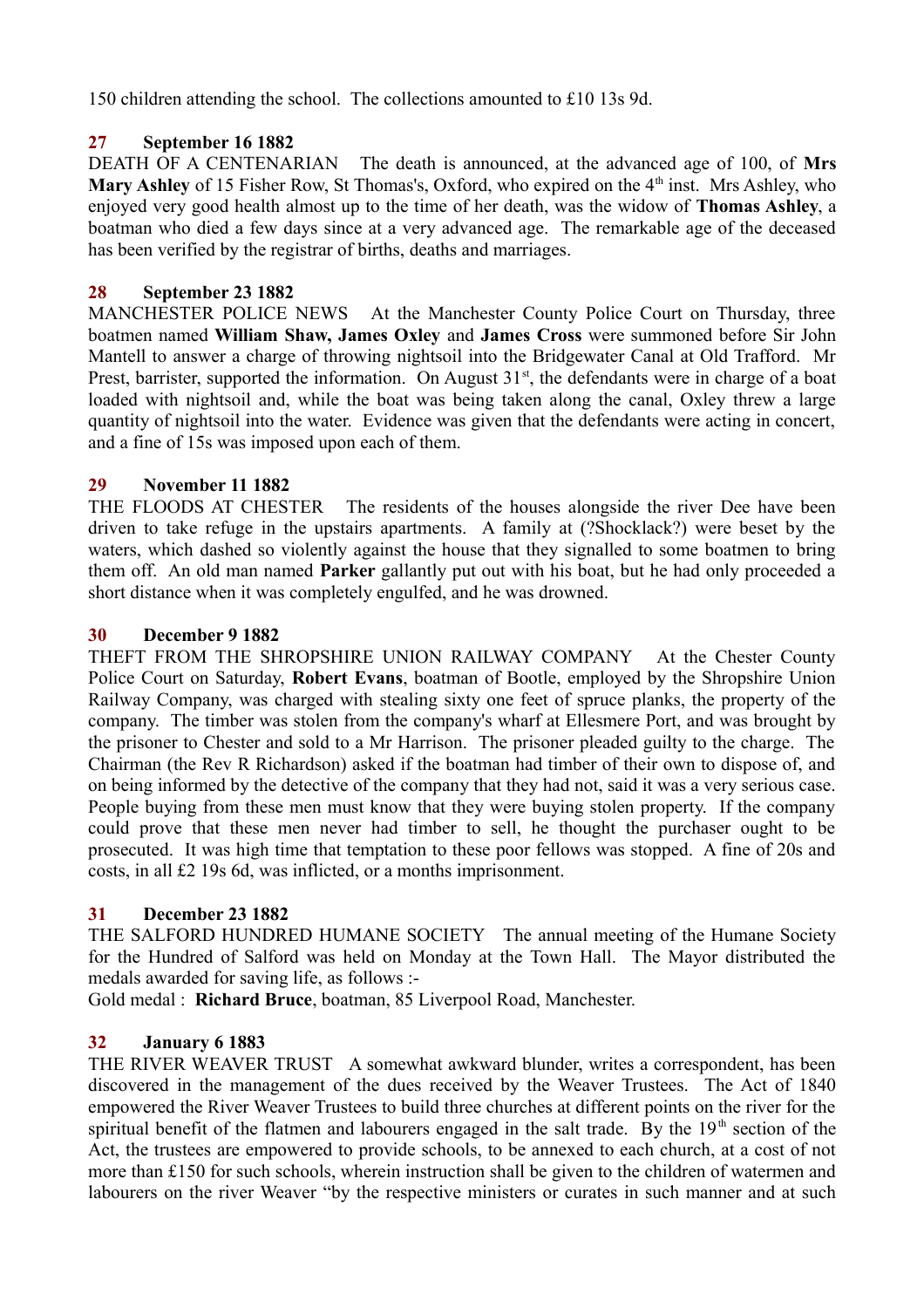150 children attending the school. The collections amounted to £10 13s 9d.

**27 September 16 1882**

DEATH OF A CENTENARIAN The death is announced, at the advanced age of 100, of **Mrs Mary Ashley** of 15 Fisher Row, St Thomas's, Oxford, who expired on the 4th inst. Mrs Ashley, who enjoyed very good health almost up to the time of her death, was the widow of **Thomas Ashley**, a boatman who died a few days since at a very advanced age. The remarkable age of the deceased has been verified by the registrar of births, deaths and marriages.

**28 September 23 1882**

MANCHESTER POLICE NEWS At the Manchester County Police Court on Thursday, three boatmen named **William Shaw, James Oxley** and **James Cross** were summoned before Sir John Mantell to answer a charge of throwing nightsoil into the Bridgewater Canal at Old Trafford. Mr Prest, barrister, supported the information. On August 31st, the defendants were in charge of a boat loaded with nightsoil and, while the boat was being taken along the canal, Oxley threw a large quantity of nightsoil into the water. Evidence was given that the defendants were acting in concert, and a fine of 15s was imposed upon each of them.

**29 November 11 1882**

THE FLOODS AT CHESTER The residents of the houses alongside the river Dee have been driven to take refuge in the upstairs apartments. A family at (?Shocklack?) were beset by the waters, which dashed so violently against the house that they signalled to some boatmen to bring them off. An old man named **Parker** gallantly put out with his boat, but he had only proceeded a short distance when it was completely engulfed, and he was drowned.

**30 December 9 1882**

THEFT FROM THE SHROPSHIRE UNION RAILWAY COMPANY At the Chester County Police Court on Saturday, **Robert Evans**, boatman of Bootle, employed by the Shropshire Union Railway Company, was charged with stealing sixty one feet of spruce planks, the property of the company. The timber was stolen from the company's wharf at Ellesmere Port, and was brought by the prisoner to Chester and sold to a Mr Harrison. The prisoner pleaded guilty to the charge. The Chairman (the Rev R Richardson) asked if the boatman had timber of their own to dispose of, and on being informed by the detective of the company that they had not, said it was a very serious case. People buying from these men must know that they were buying stolen property. If the company could prove that these men never had timber to sell, he thought the purchaser ought to be prosecuted. It was high time that temptation to these poor fellows was stopped. A fine of 20s and costs, in all £2 19s 6d, was inflicted, or a months imprisonment.

**31 December 23 1882**

THE SALFORD HUNDRED HUMANE SOCIETY The annual meeting of the Humane Society for the Hundred of Salford was held on Monday at the Town Hall. The Mayor distributed the medals awarded for saving life, as follows :-

Gold medal : **Richard Bruce**, boatman, 85 Liverpool Road, Manchester.

**32 January 6 1883**

THE RIVER WEAVER TRUST A somewhat awkward blunder, writes a correspondent, has been discovered in the management of the dues received by the Weaver Trustees. The Act of 1840 empowered the River Weaver Trustees to build three churches at different points on the river for the spiritual benefit of the flatmen and labourers engaged in the salt trade. By the 19th section of the Act, the trustees are empowered to provide schools, to be annexed to each church, at a cost of not more than £150 for such schools, wherein instruction shall be given to the children of watermen and labourers on the river Weaver "by the respective ministers or curates in such manner and at such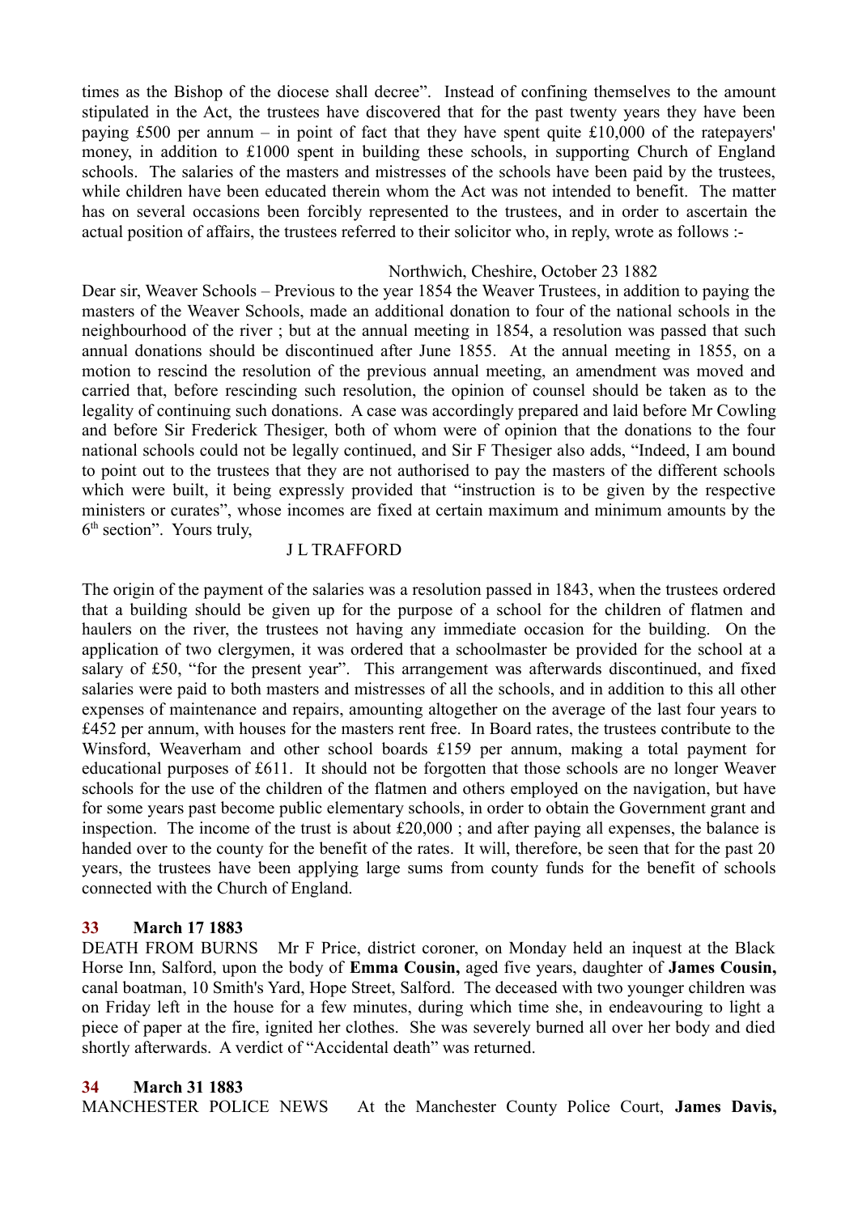times as the Bishop of the diocese shall decree". Instead of confining themselves to the amount stipulated in the Act, the trustees have discovered that for the past twenty years they have been paying £500 per annum – in point of fact that they have spent quite £10,000 of the ratepayers' money, in addition to £1000 spent in building these schools, in supporting Church of England schools. The salaries of the masters and mistresses of the schools have been paid by the trustees, while children have been educated therein whom the Act was not intended to benefit. The matter has on several occasions been forcibly represented to the trustees, and in order to ascertain the actual position of affairs, the trustees referred to their solicitor who, in reply, wrote as follows :-

Northwich, Cheshire, October 23 1882

Dear sir, Weaver Schools – Previous to the year 1854 the Weaver Trustees, in addition to paying the masters of the Weaver Schools, made an additional donation to four of the national schools in the neighbourhood of the river ; but at the annual meeting in 1854, a resolution was passed that such annual donations should be discontinued after June 1855. At the annual meeting in 1855, on a motion to rescind the resolution of the previous annual meeting, an amendment was moved and carried that, before rescinding such resolution, the opinion of counsel should be taken as to the legality of continuing such donations. A case was accordingly prepared and laid before Mr Cowling and before Sir Frederick Thesiger, both of whom were of opinion that the donations to the four national schools could not be legally continued, and Sir F Thesiger also adds, "Indeed, I am bound to point out to the trustees that they are not authorised to pay the masters of the different schools which were built, it being expressly provided that "instruction is to be given by the respective ministers or curates", whose incomes are fixed at certain maximum and minimum amounts by the 6th section". Yours truly,

J L TRAFFORD

The origin of the payment of the salaries was a resolution passed in 1843, when the trustees ordered that a building should be given up for the purpose of a school for the children of flatmen and haulers on the river, the trustees not having any immediate occasion for the building. On the application of two clergymen, it was ordered that a schoolmaster be provided for the school at a salary of £50, "for the present year". This arrangement was afterwards discontinued, and fixed salaries were paid to both masters and mistresses of all the schools, and in addition to this all other expenses of maintenance and repairs, amounting altogether on the average of the last four years to £452 per annum, with houses for the masters rent free. In Board rates, the trustees contribute to the Winsford, Weaverham and other school boards £159 per annum, making a total payment for educational purposes of £611. It should not be forgotten that those schools are no longer Weaver schools for the use of the children of the flatmen and others employed on the navigation, but have for some years past become public elementary schools, in order to obtain the Government grant and inspection. The income of the trust is about £20,000 ; and after paying all expenses, the balance is handed over to the county for the benefit of the rates. It will, therefore, be seen that for the past 20 years, the trustees have been applying large sums from county funds for the benefit of schools connected with the Church of England.

**33 March 17 1883**

DEATH FROM BURNS Mr F Price, district coroner, on Monday held an inquest at the Black Horse Inn, Salford, upon the body of **Emma Cousin,** aged five years, daughter of **James Cousin,** canal boatman, 10 Smith's Yard, Hope Street, Salford. The deceased with two younger children was on Friday left in the house for a few minutes, during which time she, in endeavouring to light a piece of paper at the fire, ignited her clothes. She was severely burned all over her body and died shortly afterwards. A verdict of "Accidental death" was returned.

**34 March 31 1883**

MANCHESTER POLICE NEWS At the Manchester County Police Court, **James Davis,**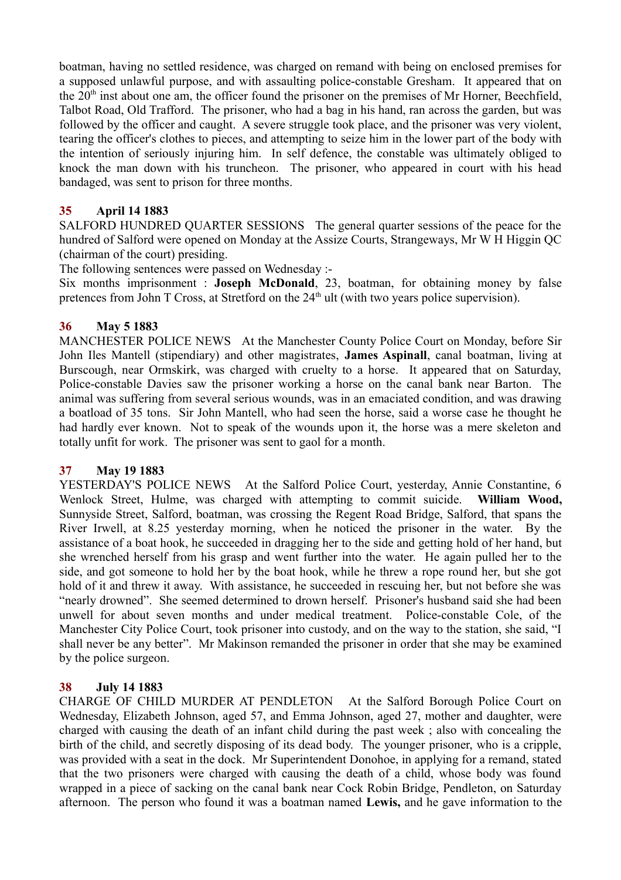boatman, having no settled residence, was charged on remand with being on enclosed premises for a supposed unlawful purpose, and with assaulting police-constable Gresham. It appeared that on the 20th inst about one am, the officer found the prisoner on the premises of Mr Horner, Beechfield, Talbot Road, Old Trafford. The prisoner, who had a bag in his hand, ran across the garden, but was followed by the officer and caught. A severe struggle took place, and the prisoner was very violent, tearing the officer's clothes to pieces, and attempting to seize him in the lower part of the body with the intention of seriously injuring him. In self defence, the constable was ultimately obliged to knock the man down with his truncheon. The prisoner, who appeared in court with his head bandaged, was sent to prison for three months.

### 35 April 14 1883

SALFORD HUNDRED QUARTER SESSIONS The general quarter sessions of the peace for the hundred of Salford were opened on Monday at the Assize Courts, Strangeways, Mr W H Higgin QC (chairman of the court) presiding.

The following sentences were passed on Wednesday :-

Six months imprisonment : **Joseph McDonald**, 23, boatman, for obtaining money by false pretences from John T Cross, at Stretford on the 24th ult (with two years police supervision).

### 36 May 5 1883

MANCHESTER POLICE NEWS At the Manchester County Police Court on Monday, before Sir John Iles Mantell (stipendiary) and other magistrates, **James Aspinall**, canal boatman, living at Burscough, near Ormskirk, was charged with cruelty to a horse. It appeared that on Saturday, Police-constable Davies saw the prisoner working a horse on the canal bank near Barton. The animal was suffering from several serious wounds, was in an emaciated condition, and was drawing a boatload of 35 tons. Sir John Mantell, who had seen the horse, said a worse case he thought he had hardly ever known. Not to speak of the wounds upon it, the horse was a mere skeleton and totally unfit for work. The prisoner was sent to gaol for a month.

### 37 May 19 1883

YESTERDAY'S POLICE NEWS At the Salford Police Court, yesterday, Annie Constantine, 6 Wenlock Street, Hulme, was charged with attempting to commit suicide. **William Wood,** Sunnyside Street, Salford, boatman, was crossing the Regent Road Bridge, Salford, that spans the River Irwell, at 8.25 yesterday morning, when he noticed the prisoner in the water. By the assistance of a boat hook, he succeeded in dragging her to the side and getting hold of her hand, but she wrenched herself from his grasp and went further into the water. He again pulled her to the side, and got someone to hold her by the boat hook, while he threw a rope round her, but she got hold of it and threw it away. With assistance, he succeeded in rescuing her, but not before she was "nearly drowned". She seemed determined to drown herself. Prisoner's husband said she had been unwell for about seven months and under medical treatment. Police-constable Cole, of the Manchester City Police Court, took prisoner into custody, and on the way to the station, she said, "I shall never be any better". Mr Makinson remanded the prisoner in order that she may be examined by the police surgeon.

### 38 July 14 1883

CHARGE OF CHILD MURDER AT PENDLETON At the Salford Borough Police Court on Wednesday, Elizabeth Johnson, aged 57, and Emma Johnson, aged 27, mother and daughter, were charged with causing the death of an infant child during the past week ; also with concealing the birth of the child, and secretly disposing of its dead body. The younger prisoner, who is a cripple, was provided with a seat in the dock. Mr Superintendent Donohoe, in applying for a remand, stated that the two prisoners were charged with causing the death of a child, whose body was found wrapped in a piece of sacking on the canal bank near Cock Robin Bridge, Pendleton, on Saturday afternoon. The person who found it was a boatman named **Lewis,** and he gave information to the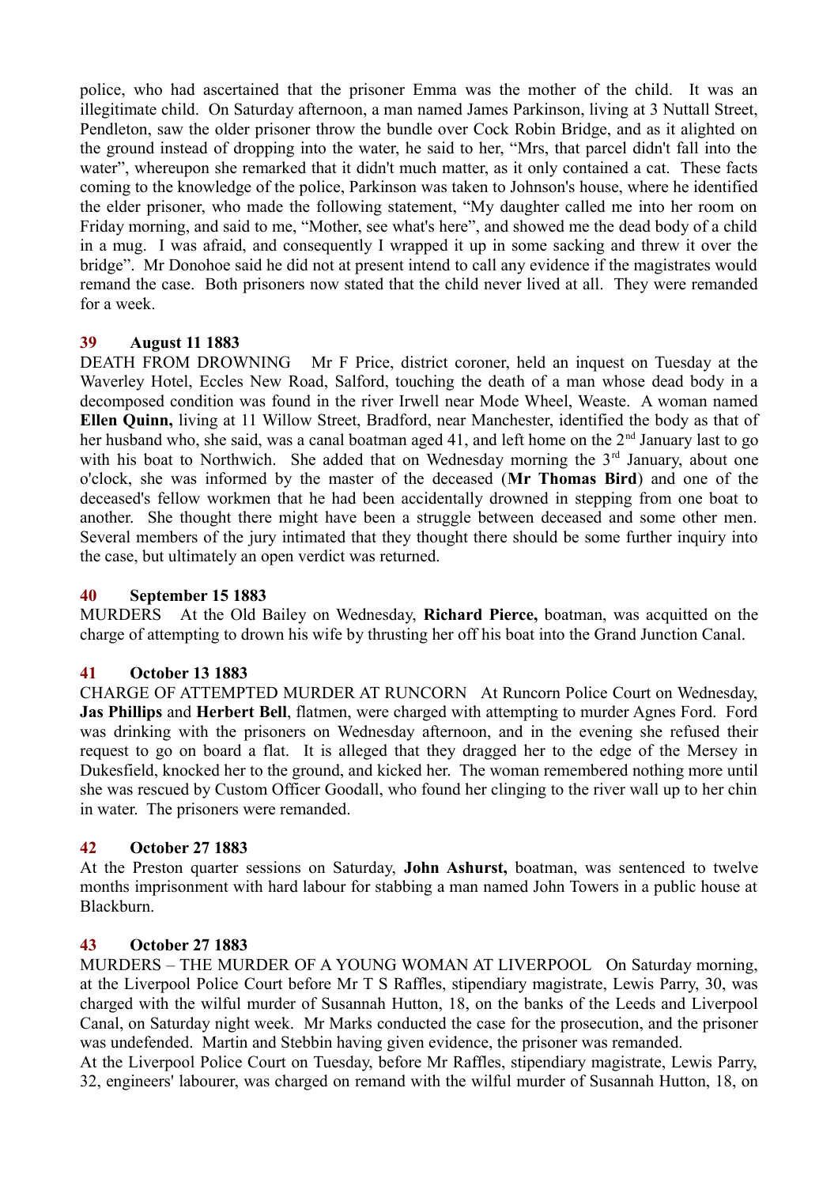police, who had ascertained that the prisoner Emma was the mother of the child. It was an illegitimate child. On Saturday afternoon, a man named James Parkinson, living at 3 Nuttall Street, Pendleton, saw the older prisoner throw the bundle over Cock Robin Bridge, and as it alighted on the ground instead of dropping into the water, he said to her, "Mrs, that parcel didn't fall into the water", whereupon she remarked that it didn't much matter, as it only contained a cat. These facts coming to the knowledge of the police, Parkinson was taken to Johnson's house, where he identified the elder prisoner, who made the following statement, "My daughter called me into her room on Friday morning, and said to me, "Mother, see what's here", and showed me the dead body of a child in a mug. I was afraid, and consequently I wrapped it up in some sacking and threw it over the bridge". Mr Donohoe said he did not at present intend to call any evidence if the magistrates would remand the case. Both prisoners now stated that the child never lived at all. They were remanded for a week.

**39 August 11 1883**

DEATH FROM DROWNING Mr F Price, district coroner, held an inquest on Tuesday at the Waverley Hotel, Eccles New Road, Salford, touching the death of a man whose dead body in a decomposed condition was found in the river Irwell near Mode Wheel, Weaste. A woman named **Ellen Quinn,** living at 11 Willow Street, Bradford, near Manchester, identified the body as that of her husband who, she said, was a canal boatman aged 41, and left home on the 2nd January last to go with his boat to Northwich. She added that on Wednesday morning the 3rd January, about one o'clock, she was informed by the master of the deceased (**Mr Thomas Bird**) and one of the deceased's fellow workmen that he had been accidentally drowned in stepping from one boat to another. She thought there might have been a struggle between deceased and some other men. Several members of the jury intimated that they thought there should be some further inquiry into the case, but ultimately an open verdict was returned.

**40 September 15 1883**

MURDERS At the Old Bailey on Wednesday, **Richard Pierce,** boatman, was acquitted on the charge of attempting to drown his wife by thrusting her off his boat into the Grand Junction Canal.

**41 October 13 1883**

CHARGE OF ATTEMPTED MURDER AT RUNCORN At Runcorn Police Court on Wednesday, **Jas Phillips** and **Herbert Bell**, flatmen, were charged with attempting to murder Agnes Ford. Ford was drinking with the prisoners on Wednesday afternoon, and in the evening she refused their request to go on board a flat. It is alleged that they dragged her to the edge of the Mersey in Dukesfield, knocked her to the ground, and kicked her. The woman remembered nothing more until she was rescued by Custom Officer Goodall, who found her clinging to the river wall up to her chin in water. The prisoners were remanded.

**42 October 27 1883**

At the Preston quarter sessions on Saturday, **John Ashurst,** boatman, was sentenced to twelve months imprisonment with hard labour for stabbing a man named John Towers in a public house at Blackburn.

**43 October 27 1883**

MURDERS – THE MURDER OF A YOUNG WOMAN AT LIVERPOOL On Saturday morning, at the Liverpool Police Court before Mr T S Raffles, stipendiary magistrate, Lewis Parry, 30, was charged with the wilful murder of Susannah Hutton, 18, on the banks of the Leeds and Liverpool Canal, on Saturday night week. Mr Marks conducted the case for the prosecution, and the prisoner was undefended. Martin and Stebbin having given evidence, the prisoner was remanded.

At the Liverpool Police Court on Tuesday, before Mr Raffles, stipendiary magistrate, Lewis Parry, 32, engineers' labourer, was charged on remand with the wilful murder of Susannah Hutton, 18, on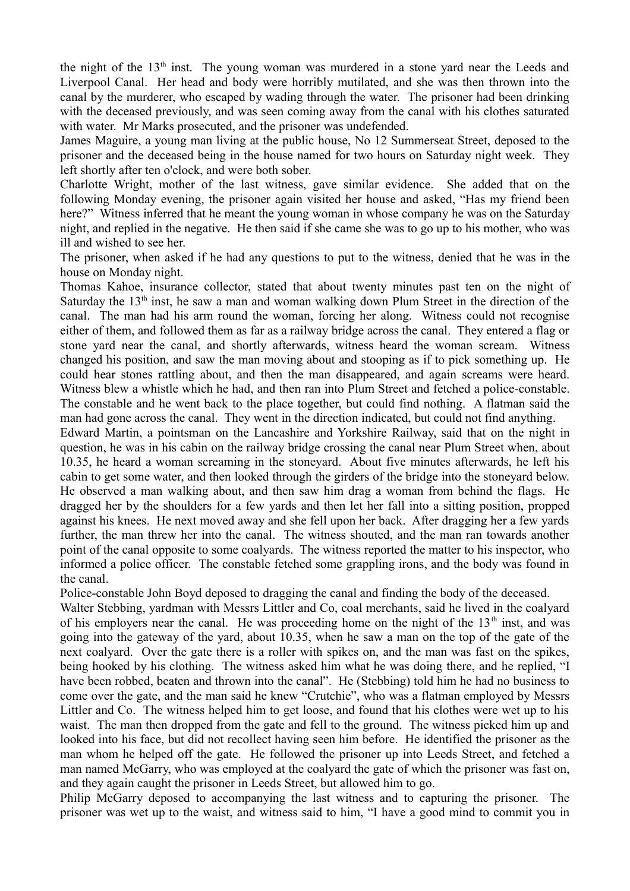the night of the 13th inst. The young woman was murdered in a stone yard near the Leeds and Liverpool Canal. Her head and body were horribly mutilated, and she was then thrown into the canal by the murderer, who escaped by wading through the water. The prisoner had been drinking with the deceased previously, and was seen coming away from the canal with his clothes saturated with water. Mr Marks prosecuted, and the prisoner was undefended.

James Maguire, a young man living at the public house, No 12 Summerseat Street, deposed to the prisoner and the deceased being in the house named for two hours on Saturday night week. They left shortly after ten o'clock, and were both sober.

Charlotte Wright, mother of the last witness, gave similar evidence. She added that on the following Monday evening, the prisoner again visited her house and asked, "Has my friend been here?" Witness inferred that he meant the young woman in whose company he was on the Saturday night, and replied in the negative. He then said if she came she was to go up to his mother, who was ill and wished to see her.

The prisoner, when asked if he had any questions to put to the witness, denied that he was in the house on Monday night.

Thomas Kahoe, insurance collector, stated that about twenty minutes past ten on the night of Saturday the 13th inst, he saw a man and woman walking down Plum Street in the direction of the canal. The man had his arm round the woman, forcing her along. Witness could not recognise either of them, and followed them as far as a railway bridge across the canal. They entered a flag or stone yard near the canal, and shortly afterwards, witness heard the woman scream. Witness changed his position, and saw the man moving about and stooping as if to pick something up. He could hear stones rattling about, and then the man disappeared, and again screams were heard. Witness blew a whistle which he had, and then ran into Plum Street and fetched a police-constable. The constable and he went back to the place together, but could find nothing. A flatman said the man had gone across the canal. They went in the direction indicated, but could not find anything.

Edward Martin, a pointsman on the Lancashire and Yorkshire Railway, said that on the night in question, he was in his cabin on the railway bridge crossing the canal near Plum Street when, about 10.35, he heard a woman screaming in the stoneyard. About five minutes afterwards, he left his cabin to get some water, and then looked through the girders of the bridge into the stoneyard below. He observed a man walking about, and then saw him drag a woman from behind the flags. He dragged her by the shoulders for a few yards and then let her fall into a sitting position, propped against his knees. He next moved away and she fell upon her back. After dragging her a few yards further, the man threw her into the canal. The witness shouted, and the man ran towards another point of the canal opposite to some coalyards. The witness reported the matter to his inspector, who informed a police officer. The constable fetched some grappling irons, and the body was found in the canal.

Police-constable John Boyd deposed to dragging the canal and finding the body of the deceased.

Walter Stebbing, yardman with Messrs Littler and Co, coal merchants, said he lived in the coalyard of his employers near the canal. He was proceeding home on the night of the 13th inst, and was going into the gateway of the yard, about 10.35, when he saw a man on the top of the gate of the next coalyard. Over the gate there is a roller with spikes on, and the man was fast on the spikes, being hooked by his clothing. The witness asked him what he was doing there, and he replied, "I have been robbed, beaten and thrown into the canal". He (Stebbing) told him he had no business to come over the gate, and the man said he knew "Crutchie", who was a flatman employed by Messrs Littler and Co. The witness helped him to get loose, and found that his clothes were wet up to his waist. The man then dropped from the gate and fell to the ground. The witness picked him up and looked into his face, but did not recollect having seen him before. He identified the prisoner as the man whom he helped off the gate. He followed the prisoner up into Leeds Street, and fetched a man named McGarry, who was employed at the coalyard the gate of which the prisoner was fast on, and they again caught the prisoner in Leeds Street, but allowed him to go.

Philip McGarry deposed to accompanying the last witness and to capturing the prisoner. The prisoner was wet up to the waist, and witness said to him, "I have a good mind to commit you in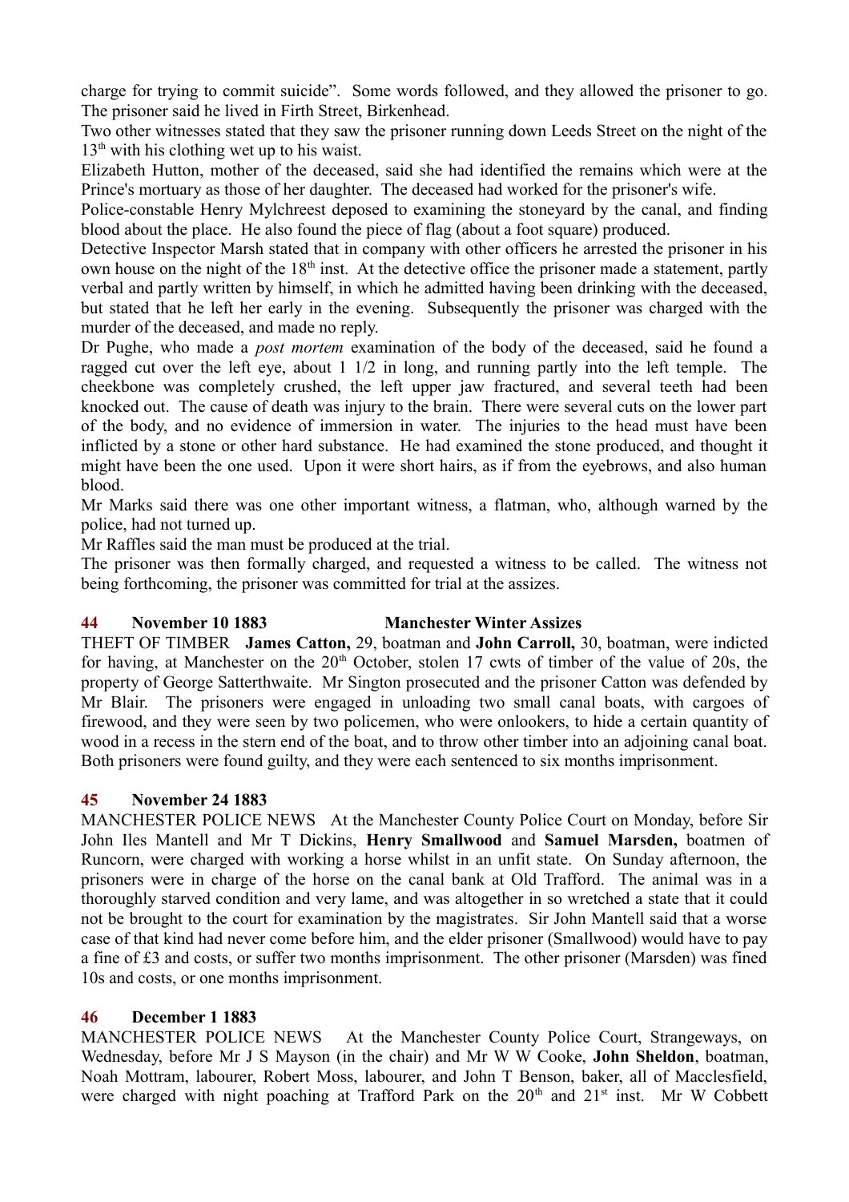charge for trying to commit suicide". Some words followed, and they allowed the prisoner to go. The prisoner said he lived in Firth Street, Birkenhead.

Two other witnesses stated that they saw the prisoner running down Leeds Street on the night of the 13th with his clothing wet up to his waist.

Elizabeth Hutton, mother of the deceased, said she had identified the remains which were at the Prince's mortuary as those of her daughter. The deceased had worked for the prisoner's wife.

Police-constable Henry Mylchreest deposed to examining the stoneyard by the canal, and finding blood about the place. He also found the piece of flag (about a foot square) produced.

Detective Inspector Marsh stated that in company with other officers he arrested the prisoner in his own house on the night of the 18th inst. At the detective office the prisoner made a statement, partly verbal and partly written by himself, in which he admitted having been drinking with the deceased, but stated that he left her early in the evening. Subsequently the prisoner was charged with the murder of the deceased, and made no reply.

Dr Pughe, who made a *post mortem* examination of the body of the deceased, said he found a ragged cut over the left eye, about 1 1/2 in long, and running partly into the left temple. The cheekbone was completely crushed, the left upper jaw fractured, and several teeth had been knocked out. The cause of death was injury to the brain. There were several cuts on the lower part of the body, and no evidence of immersion in water. The injuries to the head must have been inflicted by a stone or other hard substance. He had examined the stone produced, and thought it might have been the one used. Upon it were short hairs, as if from the eyebrows, and also human blood.

Mr Marks said there was one other important witness, a flatman, who, although warned by the police, had not turned up.

Mr Raffles said the man must be produced at the trial.

The prisoner was then formally charged, and requested a witness to be called. The witness not being forthcoming, the prisoner was committed for trial at the assizes.

### 44 November 10 1883 Manchester Winter Assizes

THEFT OF TIMBER **James Catton,** 29, boatman and **John Carroll,** 30, boatman, were indicted for having, at Manchester on the 20th October, stolen 17 cwts of timber of the value of 20s, the property of George Satterthwaite. Mr Sington prosecuted and the prisoner Catton was defended by Mr Blair. The prisoners were engaged in unloading two small canal boats, with cargoes of firewood, and they were seen by two policemen, who were onlookers, to hide a certain quantity of wood in a recess in the stern end of the boat, and to throw other timber into an adjoining canal boat. Both prisoners were found guilty, and they were each sentenced to six months imprisonment.

### 45 November 24 1883

MANCHESTER POLICE NEWS At the Manchester County Police Court on Monday, before Sir John Iles Mantell and Mr T Dickins, **Henry Smallwood** and **Samuel Marsden,** boatmen of Runcorn, were charged with working a horse whilst in an unfit state. On Sunday afternoon, the prisoners were in charge of the horse on the canal bank at Old Trafford. The animal was in a thoroughly starved condition and very lame, and was altogether in so wretched a state that it could not be brought to the court for examination by the magistrates. Sir John Mantell said that a worse case of that kind had never come before him, and the elder prisoner (Smallwood) would have to pay a fine of £3 and costs, or suffer two months imprisonment. The other prisoner (Marsden) was fined 10s and costs, or one months imprisonment.

### 46 December 1 1883

MANCHESTER POLICE NEWS At the Manchester County Police Court, Strangeways, on Wednesday, before Mr J S Mayson (in the chair) and Mr W W Cooke, **John Sheldon**, boatman, Noah Mottram, labourer, Robert Moss, labourer, and John T Benson, baker, all of Macclesfield, were charged with night poaching at Trafford Park on the 20th and 21st inst. Mr W Cobbett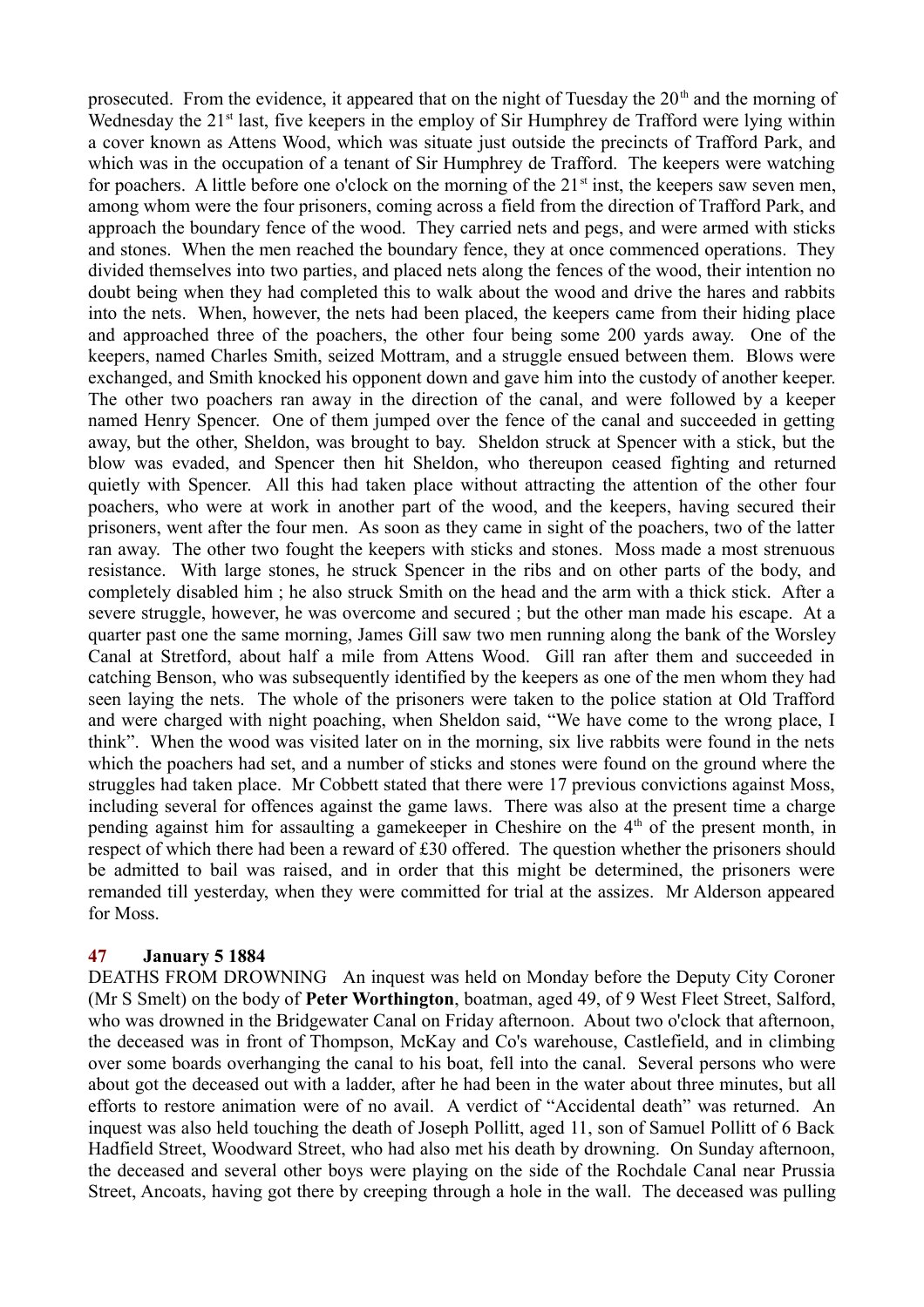prosecuted. From the evidence, it appeared that on the night of Tuesday the 20th and the morning of Wednesday the 21st last, five keepers in the employ of Sir Humphrey de Trafford were lying within a cover known as Attens Wood, which was situate just outside the precincts of Trafford Park, and which was in the occupation of a tenant of Sir Humphrey de Trafford. The keepers were watching for poachers. A little before one o'clock on the morning of the 21st inst, the keepers saw seven men, among whom were the four prisoners, coming across a field from the direction of Trafford Park, and approach the boundary fence of the wood. They carried nets and pegs, and were armed with sticks and stones. When the men reached the boundary fence, they at once commenced operations. They divided themselves into two parties, and placed nets along the fences of the wood, their intention no doubt being when they had completed this to walk about the wood and drive the hares and rabbits into the nets. When, however, the nets had been placed, the keepers came from their hiding place and approached three of the poachers, the other four being some 200 yards away. One of the keepers, named Charles Smith, seized Mottram, and a struggle ensued between them. Blows were exchanged, and Smith knocked his opponent down and gave him into the custody of another keeper. The other two poachers ran away in the direction of the canal, and were followed by a keeper named Henry Spencer. One of them jumped over the fence of the canal and succeeded in getting away, but the other, Sheldon, was brought to bay. Sheldon struck at Spencer with a stick, but the blow was evaded, and Spencer then hit Sheldon, who thereupon ceased fighting and returned quietly with Spencer. All this had taken place without attracting the attention of the other four poachers, who were at work in another part of the wood, and the keepers, having secured their prisoners, went after the four men. As soon as they came in sight of the poachers, two of the latter ran away. The other two fought the keepers with sticks and stones. Moss made a most strenuous resistance. With large stones, he struck Spencer in the ribs and on other parts of the body, and completely disabled him ; he also struck Smith on the head and the arm with a thick stick. After a severe struggle, however, he was overcome and secured ; but the other man made his escape. At a quarter past one the same morning, James Gill saw two men running along the bank of the Worsley Canal at Stretford, about half a mile from Attens Wood. Gill ran after them and succeeded in catching Benson, who was subsequently identified by the keepers as one of the men whom they had seen laying the nets. The whole of the prisoners were taken to the police station at Old Trafford and were charged with night poaching, when Sheldon said, "We have come to the wrong place, I think". When the wood was visited later on in the morning, six live rabbits were found in the nets which the poachers had set, and a number of sticks and stones were found on the ground where the struggles had taken place. Mr Cobbett stated that there were 17 previous convictions against Moss, including several for offences against the game laws. There was also at the present time a charge pending against him for assaulting a gamekeeper in Cheshire on the 4th of the present month, in respect of which there had been a reward of £30 offered. The question whether the prisoners should be admitted to bail was raised, and in order that this might be determined, the prisoners were remanded till yesterday, when they were committed for trial at the assizes. Mr Alderson appeared for Moss.

**47 January 5 1884**

DEATHS FROM DROWNING An inquest was held on Monday before the Deputy City Coroner (Mr S Smelt) on the body of **Peter Worthington**, boatman, aged 49, of 9 West Fleet Street, Salford, who was drowned in the Bridgewater Canal on Friday afternoon. About two o'clock that afternoon, the deceased was in front of Thompson, McKay and Co's warehouse, Castlefield, and in climbing over some boards overhanging the canal to his boat, fell into the canal. Several persons who were about got the deceased out with a ladder, after he had been in the water about three minutes, but all efforts to restore animation were of no avail. A verdict of "Accidental death" was returned. An inquest was also held touching the death of Joseph Pollitt, aged 11, son of Samuel Pollitt of 6 Back Hadfield Street, Woodward Street, who had also met his death by drowning. On Sunday afternoon, the deceased and several other boys were playing on the side of the Rochdale Canal near Prussia Street, Ancoats, having got there by creeping through a hole in the wall. The deceased was pulling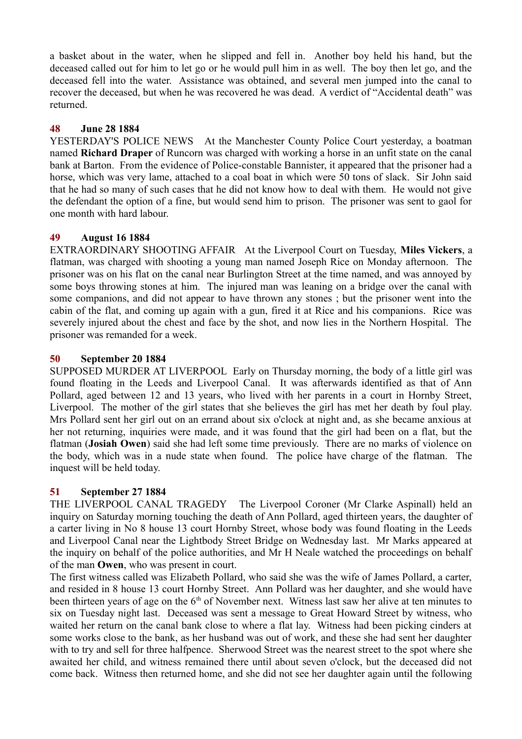a basket about in the water, when he slipped and fell in. Another boy held his hand, but the deceased called out for him to let go or he would pull him in as well. The boy then let go, and the deceased fell into the water. Assistance was obtained, and several men jumped into the canal to recover the deceased, but when he was recovered he was dead. A verdict of "Accidental death" was returned.

### 48 June 28 1884

YESTERDAY'S POLICE NEWS At the Manchester County Police Court yesterday, a boatman named **Richard Draper** of Runcorn was charged with working a horse in an unfit state on the canal bank at Barton. From the evidence of Police-constable Bannister, it appeared that the prisoner had a horse, which was very lame, attached to a coal boat in which were 50 tons of slack. Sir John said that he had so many of such cases that he did not know how to deal with them. He would not give the defendant the option of a fine, but would send him to prison. The prisoner was sent to gaol for one month with hard labour.

### 49 August 16 1884

EXTRAORDINARY SHOOTING AFFAIR At the Liverpool Court on Tuesday, **Miles Vickers**, a flatman, was charged with shooting a young man named Joseph Rice on Monday afternoon. The prisoner was on his flat on the canal near Burlington Street at the time named, and was annoyed by some boys throwing stones at him. The injured man was leaning on a bridge over the canal with some companions, and did not appear to have thrown any stones ; but the prisoner went into the cabin of the flat, and coming up again with a gun, fired it at Rice and his companions. Rice was severely injured about the chest and face by the shot, and now lies in the Northern Hospital. The prisoner was remanded for a week.

### 50 September 20 1884

SUPPOSED MURDER AT LIVERPOOL Early on Thursday morning, the body of a little girl was found floating in the Leeds and Liverpool Canal. It was afterwards identified as that of Ann Pollard, aged between 12 and 13 years, who lived with her parents in a court in Hornby Street, Liverpool. The mother of the girl states that she believes the girl has met her death by foul play. Mrs Pollard sent her girl out on an errand about six o'clock at night and, as she became anxious at her not returning, inquiries were made, and it was found that the girl had been on a flat, but the flatman (**Josiah Owen**) said she had left some time previously. There are no marks of violence on the body, which was in a nude state when found. The police have charge of the flatman. The inquest will be held today.

### 51 September 27 1884

THE LIVERPOOL CANAL TRAGEDY The Liverpool Coroner (Mr Clarke Aspinall) held an inquiry on Saturday morning touching the death of Ann Pollard, aged thirteen years, the daughter of a carter living in No 8 house 13 court Hornby Street, whose body was found floating in the Leeds and Liverpool Canal near the Lightbody Street Bridge on Wednesday last. Mr Marks appeared at the inquiry on behalf of the police authorities, and Mr H Neale watched the proceedings on behalf of the man **Owen**, who was present in court.

The first witness called was Elizabeth Pollard, who said she was the wife of James Pollard, a carter, and resided in 8 house 13 court Hornby Street. Ann Pollard was her daughter, and she would have been thirteen years of age on the 6th of November next. Witness last saw her alive at ten minutes to six on Tuesday night last. Deceased was sent a message to Great Howard Street by witness, who waited her return on the canal bank close to where a flat lay. Witness had been picking cinders at some works close to the bank, as her husband was out of work, and these she had sent her daughter with to try and sell for three halfpence. Sherwood Street was the nearest street to the spot where she awaited her child, and witness remained there until about seven o'clock, but the deceased did not come back. Witness then returned home, and she did not see her daughter again until the following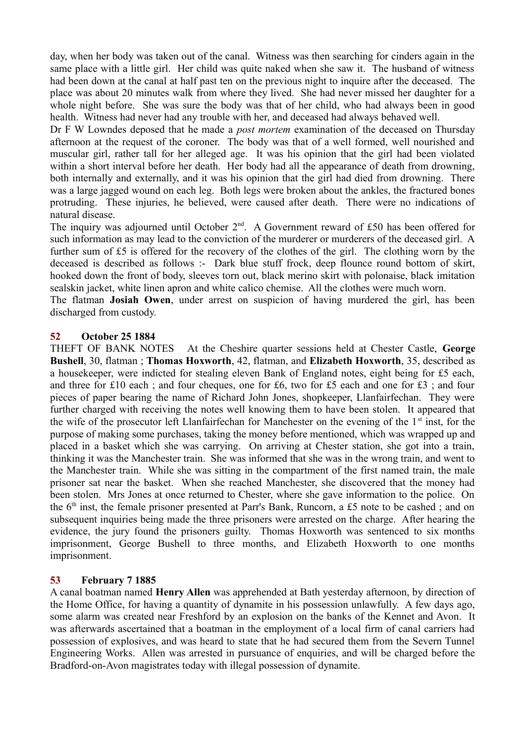day, when her body was taken out of the canal. Witness was then searching for cinders again in the same place with a little girl. Her child was quite naked when she saw it. The husband of witness had been down at the canal at half past ten on the previous night to inquire after the deceased. The place was about 20 minutes walk from where they lived. She had never missed her daughter for a whole night before. She was sure the body was that of her child, who had always been in good health. Witness had never had any trouble with her, and deceased had always behaved well.

Dr F W Lowndes deposed that he made a *post mortem* examination of the deceased on Thursday afternoon at the request of the coroner. The body was that of a well formed, well nourished and muscular girl, rather tall for her alleged age. It was his opinion that the girl had been violated within a short interval before her death. Her body had all the appearance of death from drowning, both internally and externally, and it was his opinion that the girl had died from drowning. There was a large jagged wound on each leg. Both legs were broken about the ankles, the fractured bones protruding. These injuries, he believed, were caused after death. There were no indications of natural disease.

The inquiry was adjourned until October 2nd. A Government reward of £50 has been offered for such information as may lead to the conviction of the murderer or murderers of the deceased girl. A further sum of £5 is offered for the recovery of the clothes of the girl. The clothing worn by the deceased is described as follows :- Dark blue stuff frock, deep flounce round bottom of skirt, hooked down the front of body, sleeves torn out, black merino skirt with polonaise, black imitation sealskin jacket, white linen apron and white calico chemise. All the clothes were much worn.

The flatman **Josiah Owen**, under arrest on suspicion of having murdered the girl, has been discharged from custody.

## 52 October 25 1884

THEFT OF BANK NOTES At the Cheshire quarter sessions held at Chester Castle, **George Bushell**, 30, flatman ; **Thomas Hoxworth**, 42, flatman, and **Elizabeth Hoxworth**, 35, described as a housekeeper, were indicted for stealing eleven Bank of England notes, eight being for £5 each, and three for £10 each ; and four cheques, one for £6, two for £5 each and one for £3 ; and four pieces of paper bearing the name of Richard John Jones, shopkeeper, Llanfairfechan. They were further charged with receiving the notes well knowing them to have been stolen. It appeared that the wife of the prosecutor left Llanfairfechan for Manchester on the evening of the 1st inst, for the purpose of making some purchases, taking the money before mentioned, which was wrapped up and placed in a basket which she was carrying. On arriving at Chester station, she got into a train, thinking it was the Manchester train. She was informed that she was in the wrong train, and went to the Manchester train. While she was sitting in the compartment of the first named train, the male prisoner sat near the basket. When she reached Manchester, she discovered that the money had been stolen. Mrs Jones at once returned to Chester, where she gave information to the police. On the 6th inst, the female prisoner presented at Parr's Bank, Runcorn, a £5 note to be cashed ; and on subsequent inquiries being made the three prisoners were arrested on the charge. After hearing the evidence, the jury found the prisoners guilty. Thomas Hoxworth was sentenced to six months imprisonment, George Bushell to three months, and Elizabeth Hoxworth to one months imprisonment.

## 53 February 7 1885

A canal boatman named **Henry Allen** was apprehended at Bath yesterday afternoon, by direction of the Home Office, for having a quantity of dynamite in his possession unlawfully. A few days ago, some alarm was created near Freshford by an explosion on the banks of the Kennet and Avon. It was afterwards ascertained that a boatman in the employment of a local firm of canal carriers had possession of explosives, and was heard to state that he had secured them from the Severn Tunnel Engineering Works. Allen was arrested in pursuance of enquiries, and will be charged before the Bradford-on-Avon magistrates today with illegal possession of dynamite.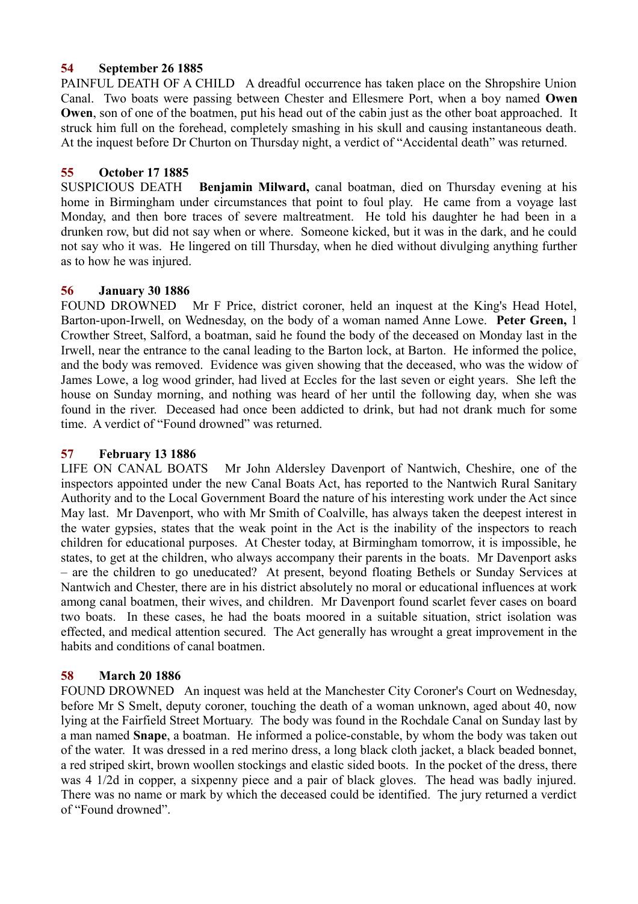### 54 September 26 1885

PAINFUL DEATH OF A CHILD A dreadful occurrence has taken place on the Shropshire Union Canal. Two boats were passing between Chester and Ellesmere Port, when a boy named **Owen Owen**, son of one of the boatmen, put his head out of the cabin just as the other boat approached. It struck him full on the forehead, completely smashing in his skull and causing instantaneous death. At the inquest before Dr Churton on Thursday night, a verdict of "Accidental death" was returned.

### 55 October 17 1885

SUSPICIOUS DEATH **Benjamin Milward,** canal boatman, died on Thursday evening at his home in Birmingham under circumstances that point to foul play. He came from a voyage last Monday, and then bore traces of severe maltreatment. He told his daughter he had been in a drunken row, but did not say when or where. Someone kicked, but it was in the dark, and he could not say who it was. He lingered on till Thursday, when he died without divulging anything further as to how he was injured.

### 56 January 30 1886

FOUND DROWNED Mr F Price, district coroner, held an inquest at the King's Head Hotel, Barton-upon-Irwell, on Wednesday, on the body of a woman named Anne Lowe. **Peter Green,** 1 Crowther Street, Salford, a boatman, said he found the body of the deceased on Monday last in the Irwell, near the entrance to the canal leading to the Barton lock, at Barton. He informed the police, and the body was removed. Evidence was given showing that the deceased, who was the widow of James Lowe, a log wood grinder, had lived at Eccles for the last seven or eight years. She left the house on Sunday morning, and nothing was heard of her until the following day, when she was found in the river. Deceased had once been addicted to drink, but had not drank much for some time. A verdict of "Found drowned" was returned.

### 57 February 13 1886

LIFE ON CANAL BOATS Mr John Aldersley Davenport of Nantwich, Cheshire, one of the inspectors appointed under the new Canal Boats Act, has reported to the Nantwich Rural Sanitary Authority and to the Local Government Board the nature of his interesting work under the Act since May last. Mr Davenport, who with Mr Smith of Coalville, has always taken the deepest interest in the water gypsies, states that the weak point in the Act is the inability of the inspectors to reach children for educational purposes. At Chester today, at Birmingham tomorrow, it is impossible, he states, to get at the children, who always accompany their parents in the boats. Mr Davenport asks – are the children to go uneducated? At present, beyond floating Bethels or Sunday Services at Nantwich and Chester, there are in his district absolutely no moral or educational influences at work among canal boatmen, their wives, and children. Mr Davenport found scarlet fever cases on board two boats. In these cases, he had the boats moored in a suitable situation, strict isolation was effected, and medical attention secured. The Act generally has wrought a great improvement in the habits and conditions of canal boatmen.

### 58 March 20 1886

FOUND DROWNED An inquest was held at the Manchester City Coroner's Court on Wednesday, before Mr S Smelt, deputy coroner, touching the death of a woman unknown, aged about 40, now lying at the Fairfield Street Mortuary. The body was found in the Rochdale Canal on Sunday last by a man named **Snape**, a boatman. He informed a police-constable, by whom the body was taken out of the water. It was dressed in a red merino dress, a long black cloth jacket, a black beaded bonnet, a red striped skirt, brown woollen stockings and elastic sided boots. In the pocket of the dress, there was 4 1/2d in copper, a sixpenny piece and a pair of black gloves. The head was badly injured. There was no name or mark by which the deceased could be identified. The jury returned a verdict of "Found drowned".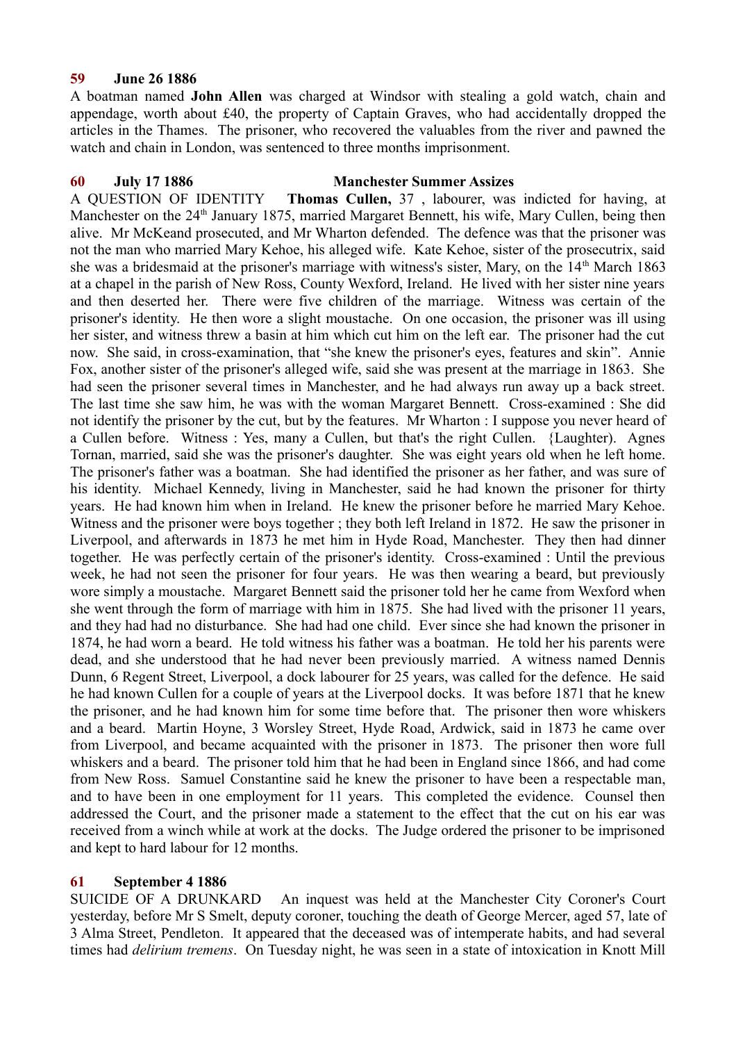**59 June 26 1886**

A boatman named **John Allen** was charged at Windsor with stealing a gold watch, chain and appendage, worth about £40, the property of Captain Graves, who had accidentally dropped the articles in the Thames. The prisoner, who recovered the valuables from the river and pawned the watch and chain in London, was sentenced to three months imprisonment.

**60 July 17 1886 Manchester Summer Assizes**

A QUESTION OF IDENTITY **Thomas Cullen,** 37 , labourer, was indicted for having, at Manchester on the 24th January 1875, married Margaret Bennett, his wife, Mary Cullen, being then alive. Mr McKeand prosecuted, and Mr Wharton defended. The defence was that the prisoner was not the man who married Mary Kehoe, his alleged wife. Kate Kehoe, sister of the prosecutrix, said she was a bridesmaid at the prisoner's marriage with witness's sister, Mary, on the 14th March 1863 at a chapel in the parish of New Ross, County Wexford, Ireland. He lived with her sister nine years and then deserted her. There were five children of the marriage. Witness was certain of the prisoner's identity. He then wore a slight moustache. On one occasion, the prisoner was ill using her sister, and witness threw a basin at him which cut him on the left ear. The prisoner had the cut now. She said, in cross-examination, that "she knew the prisoner's eyes, features and skin". Annie Fox, another sister of the prisoner's alleged wife, said she was present at the marriage in 1863. She had seen the prisoner several times in Manchester, and he had always run away up a back street. The last time she saw him, he was with the woman Margaret Bennett. Cross-examined : She did not identify the prisoner by the cut, but by the features. Mr Wharton : I suppose you never heard of a Cullen before. Witness : Yes, many a Cullen, but that's the right Cullen. {Laughter). Agnes Tornan, married, said she was the prisoner's daughter. She was eight years old when he left home. The prisoner's father was a boatman. She had identified the prisoner as her father, and was sure of his identity. Michael Kennedy, living in Manchester, said he had known the prisoner for thirty years. He had known him when in Ireland. He knew the prisoner before he married Mary Kehoe. Witness and the prisoner were boys together ; they both left Ireland in 1872. He saw the prisoner in Liverpool, and afterwards in 1873 he met him in Hyde Road, Manchester. They then had dinner together. He was perfectly certain of the prisoner's identity. Cross-examined : Until the previous week, he had not seen the prisoner for four years. He was then wearing a beard, but previously wore simply a moustache. Margaret Bennett said the prisoner told her he came from Wexford when she went through the form of marriage with him in 1875. She had lived with the prisoner 11 years, and they had had no disturbance. She had had one child. Ever since she had known the prisoner in 1874, he had worn a beard. He told witness his father was a boatman. He told her his parents were dead, and she understood that he had never been previously married. A witness named Dennis Dunn, 6 Regent Street, Liverpool, a dock labourer for 25 years, was called for the defence. He said he had known Cullen for a couple of years at the Liverpool docks. It was before 1871 that he knew the prisoner, and he had known him for some time before that. The prisoner then wore whiskers and a beard. Martin Hoyne, 3 Worsley Street, Hyde Road, Ardwick, said in 1873 he came over from Liverpool, and became acquainted with the prisoner in 1873. The prisoner then wore full whiskers and a beard. The prisoner told him that he had been in England since 1866, and had come from New Ross. Samuel Constantine said he knew the prisoner to have been a respectable man, and to have been in one employment for 11 years. This completed the evidence. Counsel then addressed the Court, and the prisoner made a statement to the effect that the cut on his ear was received from a winch while at work at the docks. The Judge ordered the prisoner to be imprisoned and kept to hard labour for 12 months.

**61 September 4 1886**

SUICIDE OF A DRUNKARD An inquest was held at the Manchester City Coroner's Court yesterday, before Mr S Smelt, deputy coroner, touching the death of George Mercer, aged 57, late of 3 Alma Street, Pendleton. It appeared that the deceased was of intemperate habits, and had several times had *delirium tremens*. On Tuesday night, he was seen in a state of intoxication in Knott Mill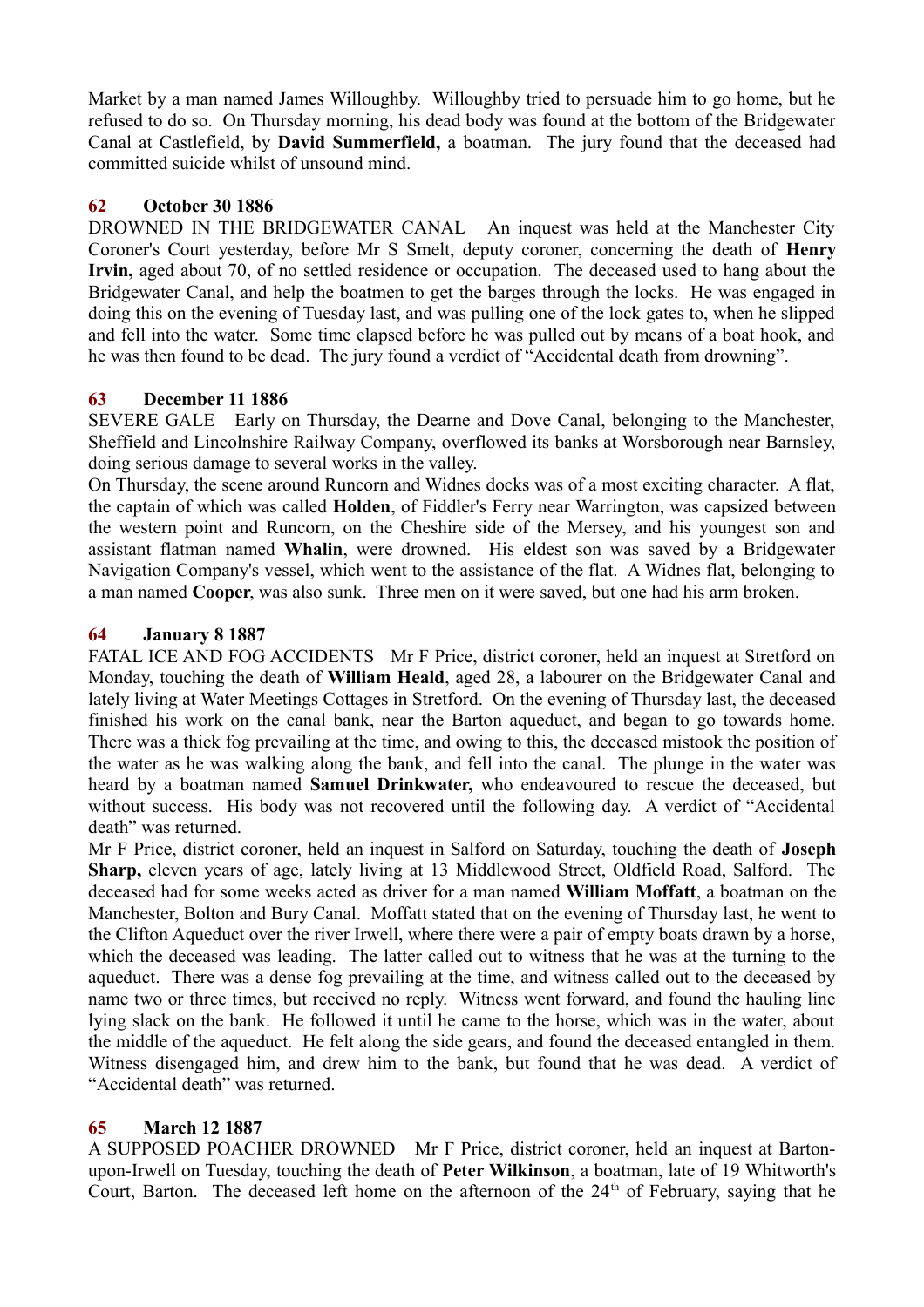Market by a man named James Willoughby. Willoughby tried to persuade him to go home, but he refused to do so. On Thursday morning, his dead body was found at the bottom of the Bridgewater Canal at Castlefield, by **David Summerfield,** a boatman. The jury found that the deceased had committed suicide whilst of unsound mind.

### 62 October 30 1886

DROWNED IN THE BRIDGEWATER CANAL An inquest was held at the Manchester City Coroner's Court yesterday, before Mr S Smelt, deputy coroner, concerning the death of **Henry Irvin,** aged about 70, of no settled residence or occupation. The deceased used to hang about the Bridgewater Canal, and help the boatmen to get the barges through the locks. He was engaged in doing this on the evening of Tuesday last, and was pulling one of the lock gates to, when he slipped and fell into the water. Some time elapsed before he was pulled out by means of a boat hook, and he was then found to be dead. The jury found a verdict of "Accidental death from drowning".

### 63 December 11 1886

SEVERE GALE Early on Thursday, the Dearne and Dove Canal, belonging to the Manchester, Sheffield and Lincolnshire Railway Company, overflowed its banks at Worsborough near Barnsley, doing serious damage to several works in the valley.

On Thursday, the scene around Runcorn and Widnes docks was of a most exciting character. A flat, the captain of which was called **Holden**, of Fiddler's Ferry near Warrington, was capsized between the western point and Runcorn, on the Cheshire side of the Mersey, and his youngest son and assistant flatman named **Whalin**, were drowned. His eldest son was saved by a Bridgewater Navigation Company's vessel, which went to the assistance of the flat. A Widnes flat, belonging to a man named **Cooper**, was also sunk. Three men on it were saved, but one had his arm broken.

### 64 January 8 1887

FATAL ICE AND FOG ACCIDENTS Mr F Price, district coroner, held an inquest at Stretford on Monday, touching the death of **William Heald**, aged 28, a labourer on the Bridgewater Canal and lately living at Water Meetings Cottages in Stretford. On the evening of Thursday last, the deceased finished his work on the canal bank, near the Barton aqueduct, and began to go towards home. There was a thick fog prevailing at the time, and owing to this, the deceased mistook the position of the water as he was walking along the bank, and fell into the canal. The plunge in the water was heard by a boatman named **Samuel Drinkwater,** who endeavoured to rescue the deceased, but without success. His body was not recovered until the following day. A verdict of "Accidental death" was returned.

Mr F Price, district coroner, held an inquest in Salford on Saturday, touching the death of **Joseph Sharp,** eleven years of age, lately living at 13 Middlewood Street, Oldfield Road, Salford. The deceased had for some weeks acted as driver for a man named **William Moffatt**, a boatman on the Manchester, Bolton and Bury Canal. Moffatt stated that on the evening of Thursday last, he went to the Clifton Aqueduct over the river Irwell, where there were a pair of empty boats drawn by a horse, which the deceased was leading. The latter called out to witness that he was at the turning to the aqueduct. There was a dense fog prevailing at the time, and witness called out to the deceased by name two or three times, but received no reply. Witness went forward, and found the hauling line lying slack on the bank. He followed it until he came to the horse, which was in the water, about the middle of the aqueduct. He felt along the side gears, and found the deceased entangled in them. Witness disengaged him, and drew him to the bank, but found that he was dead. A verdict of "Accidental death" was returned.

### 65 March 12 1887

A SUPPOSED POACHER DROWNED Mr F Price, district coroner, held an inquest at Barton-upon-Irwell on Tuesday, touching the death of **Peter Wilkinson**, a boatman, late of 19 Whitworth's Court, Barton. The deceased left home on the afternoon of the 24th of February, saying that he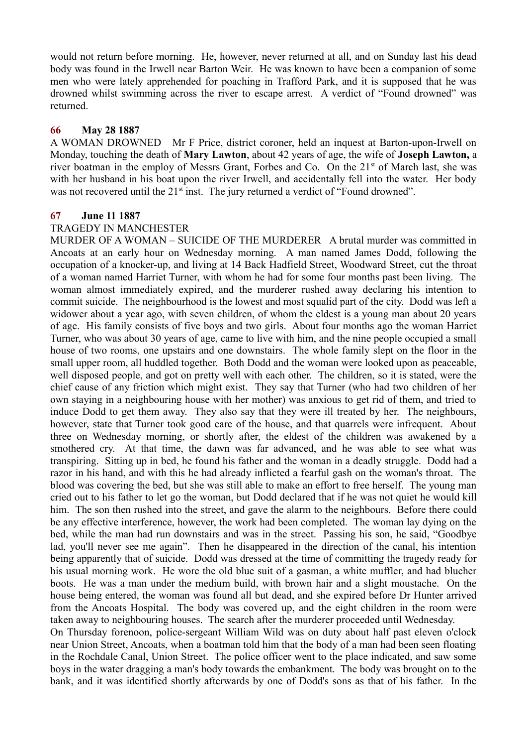would not return before morning. He, however, never returned at all, and on Sunday last his dead body was found in the Irwell near Barton Weir. He was known to have been a companion of some men who were lately apprehended for poaching in Trafford Park, and it is supposed that he was drowned whilst swimming across the river to escape arrest. A verdict of "Found drowned" was returned.

### 66 May 28 1887

A WOMAN DROWNED Mr F Price, district coroner, held an inquest at Barton-upon-Irwell on Monday, touching the death of **Mary Lawton**, about 42 years of age, the wife of **Joseph Lawton,** a river boatman in the employ of Messrs Grant, Forbes and Co. On the 21st of March last, she was with her husband in his boat upon the river Irwell, and accidentally fell into the water. Her body was not recovered until the 21st inst. The jury returned a verdict of "Found drowned".

### 67 June 11 1887

TRAGEDY IN MANCHESTER

MURDER OF A WOMAN – SUICIDE OF THE MURDERER A brutal murder was committed in Ancoats at an early hour on Wednesday morning. A man named James Dodd, following the occupation of a knocker-up, and living at 14 Back Hadfield Street, Woodward Street, cut the throat of a woman named Harriet Turner, with whom he had for some four months past been living. The woman almost immediately expired, and the murderer rushed away declaring his intention to commit suicide. The neighbourhood is the lowest and most squalid part of the city. Dodd was left a widower about a year ago, with seven children, of whom the eldest is a young man about 20 years of age. His family consists of five boys and two girls. About four months ago the woman Harriet Turner, who was about 30 years of age, came to live with him, and the nine people occupied a small house of two rooms, one upstairs and one downstairs. The whole family slept on the floor in the small upper room, all huddled together. Both Dodd and the woman were looked upon as peaceable, well disposed people, and got on pretty well with each other. The children, so it is stated, were the chief cause of any friction which might exist. They say that Turner (who had two children of her own staying in a neighbouring house with her mother) was anxious to get rid of them, and tried to induce Dodd to get them away. They also say that they were ill treated by her. The neighbours, however, state that Turner took good care of the house, and that quarrels were infrequent. About three on Wednesday morning, or shortly after, the eldest of the children was awakened by a smothered cry. At that time, the dawn was far advanced, and he was able to see what was transpiring. Sitting up in bed, he found his father and the woman in a deadly struggle. Dodd had a razor in his hand, and with this he had already inflicted a fearful gash on the woman's throat. The blood was covering the bed, but she was still able to make an effort to free herself. The young man cried out to his father to let go the woman, but Dodd declared that if he was not quiet he would kill him. The son then rushed into the street, and gave the alarm to the neighbours. Before there could be any effective interference, however, the work had been completed. The woman lay dying on the bed, while the man had run downstairs and was in the street. Passing his son, he said, "Goodbye lad, you'll never see me again". Then he disappeared in the direction of the canal, his intention being apparently that of suicide. Dodd was dressed at the time of committing the tragedy ready for his usual morning work. He wore the old blue suit of a gasman, a white muffler, and had blucher boots. He was a man under the medium build, with brown hair and a slight moustache. On the house being entered, the woman was found all but dead, and she expired before Dr Hunter arrived from the Ancoats Hospital. The body was covered up, and the eight children in the room were taken away to neighbouring houses. The search after the murderer proceeded until Wednesday.

On Thursday forenoon, police-sergeant William Wild was on duty about half past eleven o'clock near Union Street, Ancoats, when a boatman told him that the body of a man had been seen floating in the Rochdale Canal, Union Street. The police officer went to the place indicated, and saw some boys in the water dragging a man's body towards the embankment. The body was brought on to the bank, and it was identified shortly afterwards by one of Dodd's sons as that of his father. In the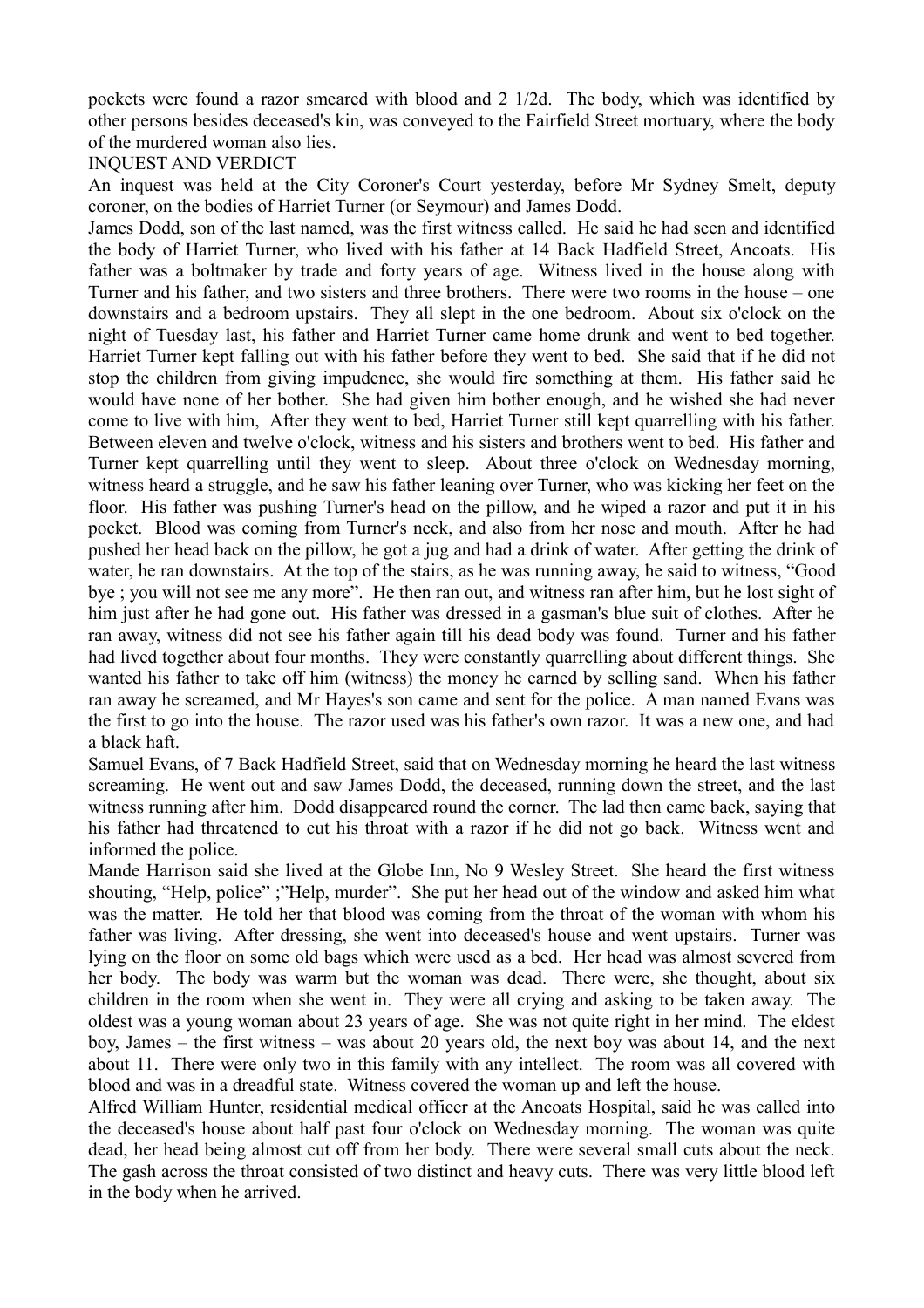pockets were found a razor smeared with blood and 2 1/2d. The body, which was identified by other persons besides deceased's kin, was conveyed to the Fairfield Street mortuary, where the body of the murdered woman also lies.

INQUEST AND VERDICT

An inquest was held at the City Coroner's Court yesterday, before Mr Sydney Smelt, deputy coroner, on the bodies of Harriet Turner (or Seymour) and James Dodd.

James Dodd, son of the last named, was the first witness called. He said he had seen and identified the body of Harriet Turner, who lived with his father at 14 Back Hadfield Street, Ancoats. His father was a boltmaker by trade and forty years of age. Witness lived in the house along with Turner and his father, and two sisters and three brothers. There were two rooms in the house – one downstairs and a bedroom upstairs. They all slept in the one bedroom. About six o'clock on the night of Tuesday last, his father and Harriet Turner came home drunk and went to bed together. Harriet Turner kept falling out with his father before they went to bed. She said that if he did not stop the children from giving impudence, she would fire something at them. His father said he would have none of her bother. She had given him bother enough, and he wished she had never come to live with him, After they went to bed, Harriet Turner still kept quarrelling with his father. Between eleven and twelve o'clock, witness and his sisters and brothers went to bed. His father and Turner kept quarrelling until they went to sleep. About three o'clock on Wednesday morning, witness heard a struggle, and he saw his father leaning over Turner, who was kicking her feet on the floor. His father was pushing Turner's head on the pillow, and he wiped a razor and put it in his pocket. Blood was coming from Turner's neck, and also from her nose and mouth. After he had pushed her head back on the pillow, he got a jug and had a drink of water. After getting the drink of water, he ran downstairs. At the top of the stairs, as he was running away, he said to witness, "Good bye ; you will not see me any more". He then ran out, and witness ran after him, but he lost sight of him just after he had gone out. His father was dressed in a gasman's blue suit of clothes. After he ran away, witness did not see his father again till his dead body was found. Turner and his father had lived together about four months. They were constantly quarrelling about different things. She wanted his father to take off him (witness) the money he earned by selling sand. When his father ran away he screamed, and Mr Hayes's son came and sent for the police. A man named Evans was the first to go into the house. The razor used was his father's own razor. It was a new one, and had a black haft.

Samuel Evans, of 7 Back Hadfield Street, said that on Wednesday morning he heard the last witness screaming. He went out and saw James Dodd, the deceased, running down the street, and the last witness running after him. Dodd disappeared round the corner. The lad then came back, saying that his father had threatened to cut his throat with a razor if he did not go back. Witness went and informed the police.

Mande Harrison said she lived at the Globe Inn, No 9 Wesley Street. She heard the first witness shouting, "Help, police" ;"Help, murder". She put her head out of the window and asked him what was the matter. He told her that blood was coming from the throat of the woman with whom his father was living. After dressing, she went into deceased's house and went upstairs. Turner was lying on the floor on some old bags which were used as a bed. Her head was almost severed from her body. The body was warm but the woman was dead. There were, she thought, about six children in the room when she went in. They were all crying and asking to be taken away. The oldest was a young woman about 23 years of age. She was not quite right in her mind. The eldest boy, James – the first witness – was about 20 years old, the next boy was about 14, and the next about 11. There were only two in this family with any intellect. The room was all covered with blood and was in a dreadful state. Witness covered the woman up and left the house.

Alfred William Hunter, residential medical officer at the Ancoats Hospital, said he was called into the deceased's house about half past four o'clock on Wednesday morning. The woman was quite dead, her head being almost cut off from her body. There were several small cuts about the neck. The gash across the throat consisted of two distinct and heavy cuts. There was very little blood left in the body when he arrived.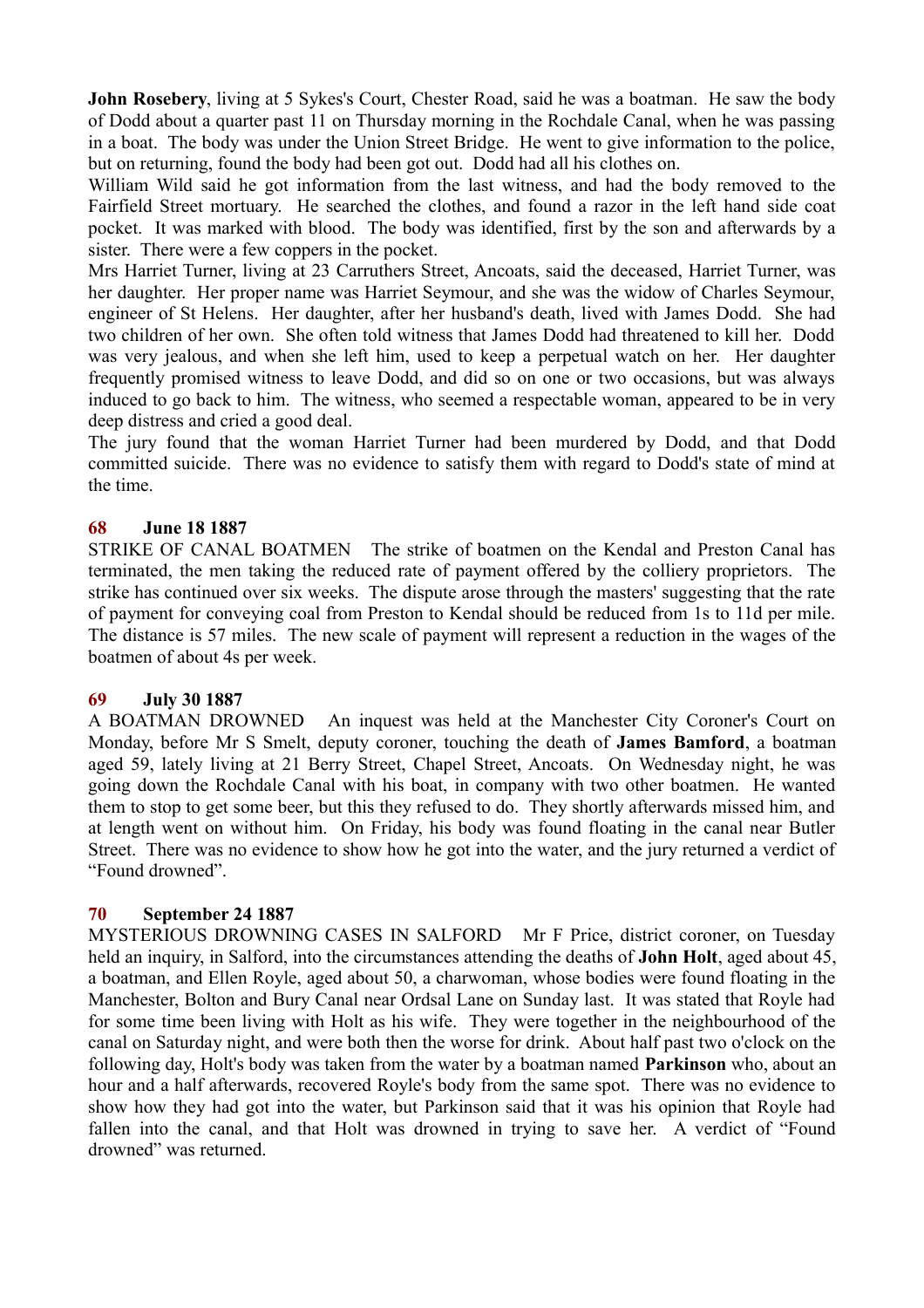**John Rosebery**, living at 5 Sykes's Court, Chester Road, said he was a boatman. He saw the body of Dodd about a quarter past 11 on Thursday morning in the Rochdale Canal, when he was passing in a boat. The body was under the Union Street Bridge. He went to give information to the police, but on returning, found the body had been got out. Dodd had all his clothes on.
William Wild said he got information from the last witness, and had the body removed to the Fairfield Street mortuary. He searched the clothes, and found a razor in the left hand side coat pocket. It was marked with blood. The body was identified, first by the son and afterwards by a sister. There were a few coppers in the pocket.
Mrs Harriet Turner, living at 23 Carruthers Street, Ancoats, said the deceased, Harriet Turner, was her daughter. Her proper name was Harriet Seymour, and she was the widow of Charles Seymour, engineer of St Helens. Her daughter, after her husband's death, lived with James Dodd. She had two children of her own. She often told witness that James Dodd had threatened to kill her. Dodd was very jealous, and when she left him, used to keep a perpetual watch on her. Her daughter frequently promised witness to leave Dodd, and did so on one or two occasions, but was always induced to go back to him. The witness, who seemed a respectable woman, appeared to be in very deep distress and cried a good deal.
The jury found that the woman Harriet Turner had been murdered by Dodd, and that Dodd committed suicide. There was no evidence to satisfy them with regard to Dodd's state of mind at the time.

### 68 June 18 1887

STRIKE OF CANAL BOATMEN The strike of boatmen on the Kendal and Preston Canal has terminated, the men taking the reduced rate of payment offered by the colliery proprietors. The strike has continued over six weeks. The dispute arose through the masters' suggesting that the rate of payment for conveying coal from Preston to Kendal should be reduced from 1s to 11d per mile. The distance is 57 miles. The new scale of payment will represent a reduction in the wages of the boatmen of about 4s per week.

### 69 July 30 1887

A BOATMAN DROWNED An inquest was held at the Manchester City Coroner's Court on Monday, before Mr S Smelt, deputy coroner, touching the death of **James Bamford**, a boatman aged 59, lately living at 21 Berry Street, Chapel Street, Ancoats. On Wednesday night, he was going down the Rochdale Canal with his boat, in company with two other boatmen. He wanted them to stop to get some beer, but this they refused to do. They shortly afterwards missed him, and at length went on without him. On Friday, his body was found floating in the canal near Butler Street. There was no evidence to show how he got into the water, and the jury returned a verdict of "Found drowned".

### 70 September 24 1887

MYSTERIOUS DROWNING CASES IN SALFORD Mr F Price, district coroner, on Tuesday held an inquiry, in Salford, into the circumstances attending the deaths of **John Holt**, aged about 45, a boatman, and Ellen Royle, aged about 50, a charwoman, whose bodies were found floating in the Manchester, Bolton and Bury Canal near Ordsal Lane on Sunday last. It was stated that Royle had for some time been living with Holt as his wife. They were together in the neighbourhood of the canal on Saturday night, and were both then the worse for drink. About half past two o'clock on the following day, Holt's body was taken from the water by a boatman named **Parkinson** who, about an hour and a half afterwards, recovered Royle's body from the same spot. There was no evidence to show how they had got into the water, but Parkinson said that it was his opinion that Royle had fallen into the canal, and that Holt was drowned in trying to save her. A verdict of "Found drowned" was returned.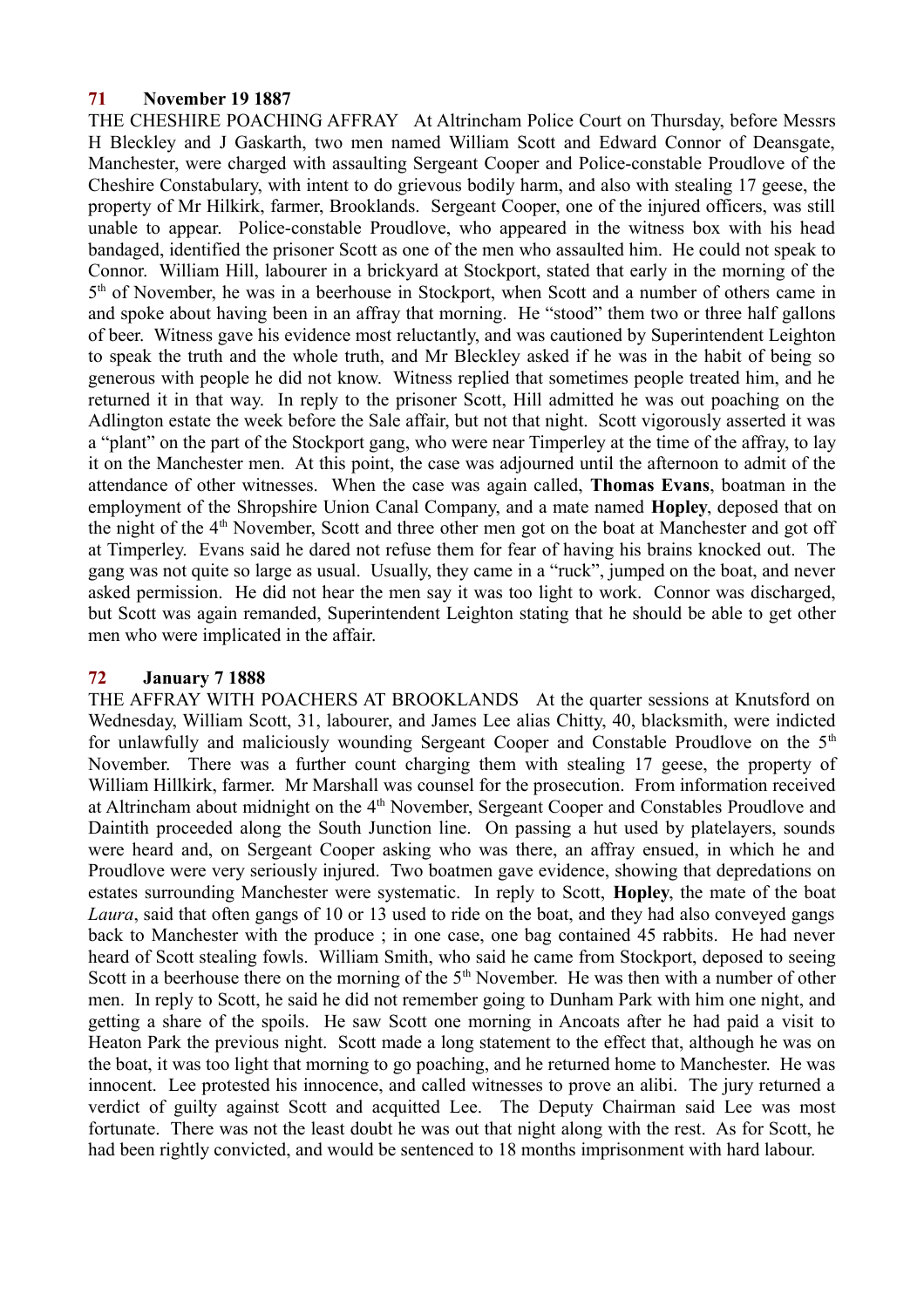## 71 November 19 1887

THE CHESHIRE POACHING AFFRAY At Altrincham Police Court on Thursday, before Messrs H Bleckley and J Gaskarth, two men named William Scott and Edward Connor of Deansgate, Manchester, were charged with assaulting Sergeant Cooper and Police-constable Proudlove of the Cheshire Constabulary, with intent to do grievous bodily harm, and also with stealing 17 geese, the property of Mr Hilkirk, farmer, Brooklands. Sergeant Cooper, one of the injured officers, was still unable to appear. Police-constable Proudlove, who appeared in the witness box with his head bandaged, identified the prisoner Scott as one of the men who assaulted him. He could not speak to Connor. William Hill, labourer in a brickyard at Stockport, stated that early in the morning of the 5th of November, he was in a beerhouse in Stockport, when Scott and a number of others came in and spoke about having been in an affray that morning. He "stood" them two or three half gallons of beer. Witness gave his evidence most reluctantly, and was cautioned by Superintendent Leighton to speak the truth and the whole truth, and Mr Bleckley asked if he was in the habit of being so generous with people he did not know. Witness replied that sometimes people treated him, and he returned it in that way. In reply to the prisoner Scott, Hill admitted he was out poaching on the Adlington estate the week before the Sale affair, but not that night. Scott vigorously asserted it was a "plant" on the part of the Stockport gang, who were near Timperley at the time of the affray, to lay it on the Manchester men. At this point, the case was adjourned until the afternoon to admit of the attendance of other witnesses. When the case was again called, **Thomas Evans**, boatman in the employment of the Shropshire Union Canal Company, and a mate named **Hopley**, deposed that on the night of the 4th November, Scott and three other men got on the boat at Manchester and got off at Timperley. Evans said he dared not refuse them for fear of having his brains knocked out. The gang was not quite so large as usual. Usually, they came in a "ruck", jumped on the boat, and never asked permission. He did not hear the men say it was too light to work. Connor was discharged, but Scott was again remanded, Superintendent Leighton stating that he should be able to get other men who were implicated in the affair.

## 72 January 7 1888

THE AFFRAY WITH POACHERS AT BROOKLANDS At the quarter sessions at Knutsford on Wednesday, William Scott, 31, labourer, and James Lee alias Chitty, 40, blacksmith, were indicted for unlawfully and maliciously wounding Sergeant Cooper and Constable Proudlove on the 5th November. There was a further count charging them with stealing 17 geese, the property of William Hillkirk, farmer. Mr Marshall was counsel for the prosecution. From information received at Altrincham about midnight on the 4th November, Sergeant Cooper and Constables Proudlove and Daintith proceeded along the South Junction line. On passing a hut used by platelayers, sounds were heard and, on Sergeant Cooper asking who was there, an affray ensued, in which he and Proudlove were very seriously injured. Two boatmen gave evidence, showing that depredations on estates surrounding Manchester were systematic. In reply to Scott, **Hopley**, the mate of the boat *Laura*, said that often gangs of 10 or 13 used to ride on the boat, and they had also conveyed gangs back to Manchester with the produce ; in one case, one bag contained 45 rabbits. He had never heard of Scott stealing fowls. William Smith, who said he came from Stockport, deposed to seeing Scott in a beerhouse there on the morning of the 5th November. He was then with a number of other men. In reply to Scott, he said he did not remember going to Dunham Park with him one night, and getting a share of the spoils. He saw Scott one morning in Ancoats after he had paid a visit to Heaton Park the previous night. Scott made a long statement to the effect that, although he was on the boat, it was too light that morning to go poaching, and he returned home to Manchester. He was innocent. Lee protested his innocence, and called witnesses to prove an alibi. The jury returned a verdict of guilty against Scott and acquitted Lee. The Deputy Chairman said Lee was most fortunate. There was not the least doubt he was out that night along with the rest. As for Scott, he had been rightly convicted, and would be sentenced to 18 months imprisonment with hard labour.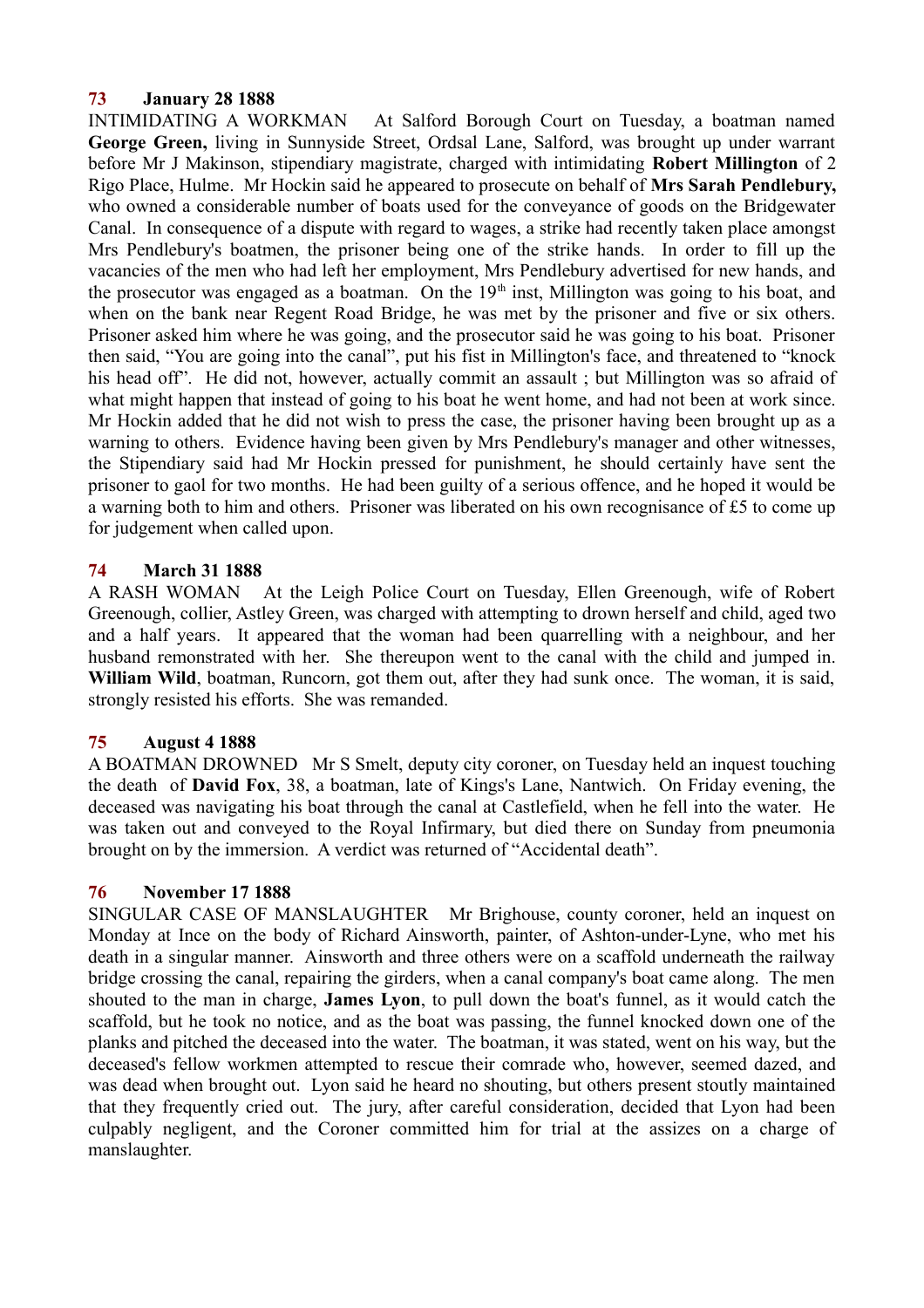**73 January 28 1888**

INTIMIDATING A WORKMAN At Salford Borough Court on Tuesday, a boatman named **George Green,** living in Sunnyside Street, Ordsal Lane, Salford, was brought up under warrant before Mr J Makinson, stipendiary magistrate, charged with intimidating **Robert Millington** of 2 Rigo Place, Hulme. Mr Hockin said he appeared to prosecute on behalf of **Mrs Sarah Pendlebury,** who owned a considerable number of boats used for the conveyance of goods on the Bridgewater Canal. In consequence of a dispute with regard to wages, a strike had recently taken place amongst Mrs Pendlebury's boatmen, the prisoner being one of the strike hands. In order to fill up the vacancies of the men who had left her employment, Mrs Pendlebury advertised for new hands, and the prosecutor was engaged as a boatman. On the 19th inst, Millington was going to his boat, and when on the bank near Regent Road Bridge, he was met by the prisoner and five or six others. Prisoner asked him where he was going, and the prosecutor said he was going to his boat. Prisoner then said, "You are going into the canal", put his fist in Millington's face, and threatened to "knock his head off". He did not, however, actually commit an assault ; but Millington was so afraid of what might happen that instead of going to his boat he went home, and had not been at work since. Mr Hockin added that he did not wish to press the case, the prisoner having been brought up as a warning to others. Evidence having been given by Mrs Pendlebury's manager and other witnesses, the Stipendiary said had Mr Hockin pressed for punishment, he should certainly have sent the prisoner to gaol for two months. He had been guilty of a serious offence, and he hoped it would be a warning both to him and others. Prisoner was liberated on his own recognisance of £5 to come up for judgement when called upon.

**74 March 31 1888**

A RASH WOMAN At the Leigh Police Court on Tuesday, Ellen Greenough, wife of Robert Greenough, collier, Astley Green, was charged with attempting to drown herself and child, aged two and a half years. It appeared that the woman had been quarrelling with a neighbour, and her husband remonstrated with her. She thereupon went to the canal with the child and jumped in. **William Wild**, boatman, Runcorn, got them out, after they had sunk once. The woman, it is said, strongly resisted his efforts. She was remanded.

**75 August 4 1888**

A BOATMAN DROWNED Mr S Smelt, deputy city coroner, on Tuesday held an inquest touching the death of **David Fox**, 38, a boatman, late of Kings's Lane, Nantwich. On Friday evening, the deceased was navigating his boat through the canal at Castlefield, when he fell into the water. He was taken out and conveyed to the Royal Infirmary, but died there on Sunday from pneumonia brought on by the immersion. A verdict was returned of "Accidental death".

**76 November 17 1888**

SINGULAR CASE OF MANSLAUGHTER Mr Brighouse, county coroner, held an inquest on Monday at Ince on the body of Richard Ainsworth, painter, of Ashton-under-Lyne, who met his death in a singular manner. Ainsworth and three others were on a scaffold underneath the railway bridge crossing the canal, repairing the girders, when a canal company's boat came along. The men shouted to the man in charge, **James Lyon**, to pull down the boat's funnel, as it would catch the scaffold, but he took no notice, and as the boat was passing, the funnel knocked down one of the planks and pitched the deceased into the water. The boatman, it was stated, went on his way, but the deceased's fellow workmen attempted to rescue their comrade who, however, seemed dazed, and was dead when brought out. Lyon said he heard no shouting, but others present stoutly maintained that they frequently cried out. The jury, after careful consideration, decided that Lyon had been culpably negligent, and the Coroner committed him for trial at the assizes on a charge of manslaughter.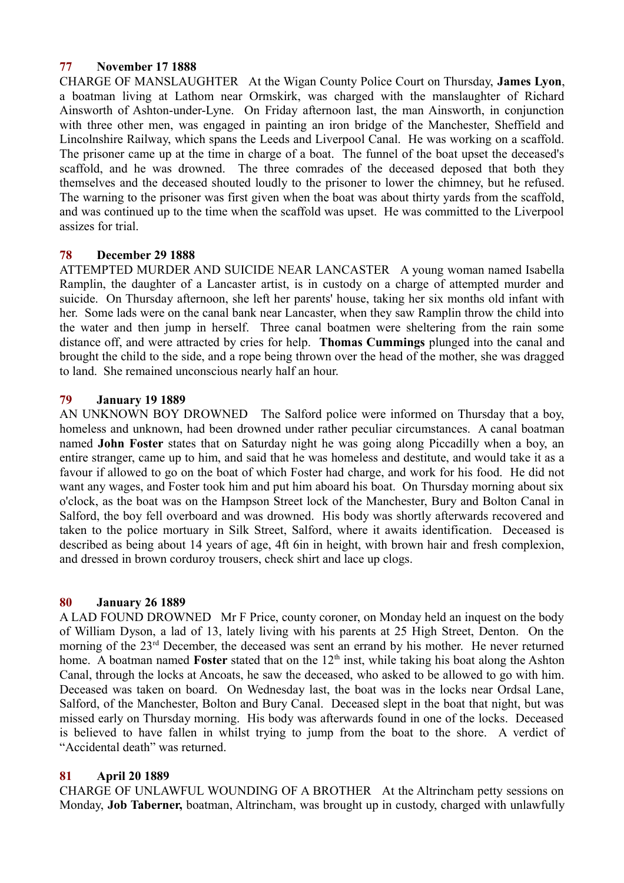**77 November 17 1888**

CHARGE OF MANSLAUGHTER At the Wigan County Police Court on Thursday, **James Lyon**, a boatman living at Lathom near Ormskirk, was charged with the manslaughter of Richard Ainsworth of Ashton-under-Lyne. On Friday afternoon last, the man Ainsworth, in conjunction with three other men, was engaged in painting an iron bridge of the Manchester, Sheffield and Lincolnshire Railway, which spans the Leeds and Liverpool Canal. He was working on a scaffold. The prisoner came up at the time in charge of a boat. The funnel of the boat upset the deceased's scaffold, and he was drowned. The three comrades of the deceased deposed that both they themselves and the deceased shouted loudly to the prisoner to lower the chimney, but he refused. The warning to the prisoner was first given when the boat was about thirty yards from the scaffold, and was continued up to the time when the scaffold was upset. He was committed to the Liverpool assizes for trial.

**78 December 29 1888**

ATTEMPTED MURDER AND SUICIDE NEAR LANCASTER A young woman named Isabella Ramplin, the daughter of a Lancaster artist, is in custody on a charge of attempted murder and suicide. On Thursday afternoon, she left her parents' house, taking her six months old infant with her. Some lads were on the canal bank near Lancaster, when they saw Ramplin throw the child into the water and then jump in herself. Three canal boatmen were sheltering from the rain some distance off, and were attracted by cries for help. **Thomas Cummings** plunged into the canal and brought the child to the side, and a rope being thrown over the head of the mother, she was dragged to land. She remained unconscious nearly half an hour.

**79 January 19 1889**

AN UNKNOWN BOY DROWNED The Salford police were informed on Thursday that a boy, homeless and unknown, had been drowned under rather peculiar circumstances. A canal boatman named **John Foster** states that on Saturday night he was going along Piccadilly when a boy, an entire stranger, came up to him, and said that he was homeless and destitute, and would take it as a favour if allowed to go on the boat of which Foster had charge, and work for his food. He did not want any wages, and Foster took him and put him aboard his boat. On Thursday morning about six o'clock, as the boat was on the Hampson Street lock of the Manchester, Bury and Bolton Canal in Salford, the boy fell overboard and was drowned. His body was shortly afterwards recovered and taken to the police mortuary in Silk Street, Salford, where it awaits identification. Deceased is described as being about 14 years of age, 4ft 6in in height, with brown hair and fresh complexion, and dressed in brown corduroy trousers, check shirt and lace up clogs.

**80 January 26 1889**

A LAD FOUND DROWNED Mr F Price, county coroner, on Monday held an inquest on the body of William Dyson, a lad of 13, lately living with his parents at 25 High Street, Denton. On the morning of the 23rd December, the deceased was sent an errand by his mother. He never returned home. A boatman named **Foster** stated that on the 12th inst, while taking his boat along the Ashton Canal, through the locks at Ancoats, he saw the deceased, who asked to be allowed to go with him. Deceased was taken on board. On Wednesday last, the boat was in the locks near Ordsal Lane, Salford, of the Manchester, Bolton and Bury Canal. Deceased slept in the boat that night, but was missed early on Thursday morning. His body was afterwards found in one of the locks. Deceased is believed to have fallen in whilst trying to jump from the boat to the shore. A verdict of "Accidental death" was returned.

**81 April 20 1889**

CHARGE OF UNLAWFUL WOUNDING OF A BROTHER At the Altrincham petty sessions on Monday, **Job Taberner,** boatman, Altrincham, was brought up in custody, charged with unlawfully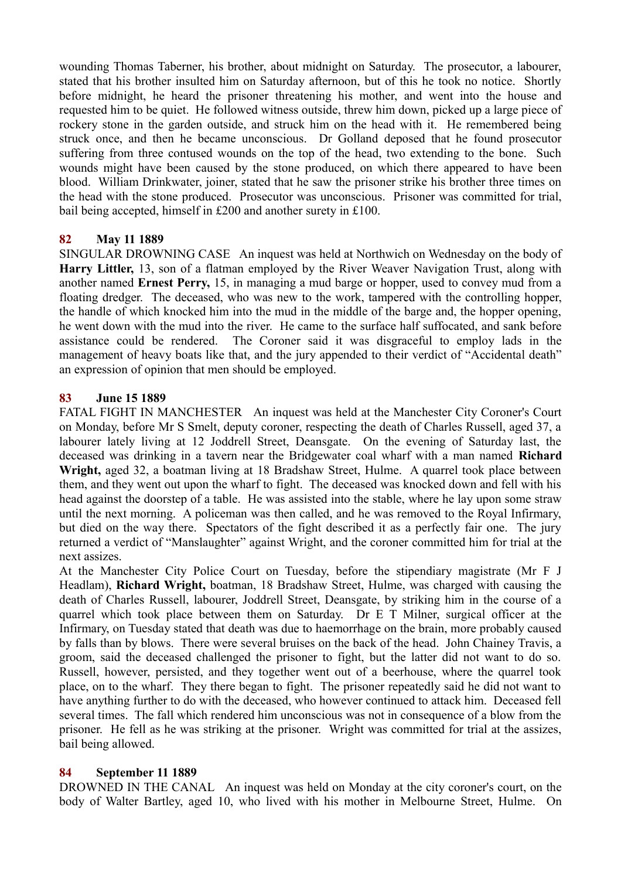wounding Thomas Taberner, his brother, about midnight on Saturday. The prosecutor, a labourer, stated that his brother insulted him on Saturday afternoon, but of this he took no notice. Shortly before midnight, he heard the prisoner threatening his mother, and went into the house and requested him to be quiet. He followed witness outside, threw him down, picked up a large piece of rockery stone in the garden outside, and struck him on the head with it. He remembered being struck once, and then he became unconscious. Dr Golland deposed that he found prosecutor suffering from three contused wounds on the top of the head, two extending to the bone. Such wounds might have been caused by the stone produced, on which there appeared to have been blood. William Drinkwater, joiner, stated that he saw the prisoner strike his brother three times on the head with the stone produced. Prosecutor was unconscious. Prisoner was committed for trial, bail being accepted, himself in £200 and another surety in £100.

**82 May 11 1889**

SINGULAR DROWNING CASE An inquest was held at Northwich on Wednesday on the body of **Harry Littler,** 13, son of a flatman employed by the River Weaver Navigation Trust, along with another named **Ernest Perry,** 15, in managing a mud barge or hopper, used to convey mud from a floating dredger. The deceased, who was new to the work, tampered with the controlling hopper, the handle of which knocked him into the mud in the middle of the barge and, the hopper opening, he went down with the mud into the river. He came to the surface half suffocated, and sank before assistance could be rendered. The Coroner said it was disgraceful to employ lads in the management of heavy boats like that, and the jury appended to their verdict of "Accidental death" an expression of opinion that men should be employed.

**83 June 15 1889**

FATAL FIGHT IN MANCHESTER An inquest was held at the Manchester City Coroner's Court on Monday, before Mr S Smelt, deputy coroner, respecting the death of Charles Russell, aged 37, a labourer lately living at 12 Joddrell Street, Deansgate. On the evening of Saturday last, the deceased was drinking in a tavern near the Bridgewater coal wharf with a man named **Richard Wright,** aged 32, a boatman living at 18 Bradshaw Street, Hulme. A quarrel took place between them, and they went out upon the wharf to fight. The deceased was knocked down and fell with his head against the doorstep of a table. He was assisted into the stable, where he lay upon some straw until the next morning. A policeman was then called, and he was removed to the Royal Infirmary, but died on the way there. Spectators of the fight described it as a perfectly fair one. The jury returned a verdict of "Manslaughter" against Wright, and the coroner committed him for trial at the next assizes.

At the Manchester City Police Court on Tuesday, before the stipendiary magistrate (Mr F J Headlam), **Richard Wright,** boatman, 18 Bradshaw Street, Hulme, was charged with causing the death of Charles Russell, labourer, Joddrell Street, Deansgate, by striking him in the course of a quarrel which took place between them on Saturday. Dr E T Milner, surgical officer at the Infirmary, on Tuesday stated that death was due to haemorrhage on the brain, more probably caused by falls than by blows. There were several bruises on the back of the head. John Chainey Travis, a groom, said the deceased challenged the prisoner to fight, but the latter did not want to do so. Russell, however, persisted, and they together went out of a beerhouse, where the quarrel took place, on to the wharf. They there began to fight. The prisoner repeatedly said he did not want to have anything further to do with the deceased, who however continued to attack him. Deceased fell several times. The fall which rendered him unconscious was not in consequence of a blow from the prisoner. He fell as he was striking at the prisoner. Wright was committed for trial at the assizes, bail being allowed.

**84 September 11 1889**

DROWNED IN THE CANAL An inquest was held on Monday at the city coroner's court, on the body of Walter Bartley, aged 10, who lived with his mother in Melbourne Street, Hulme. On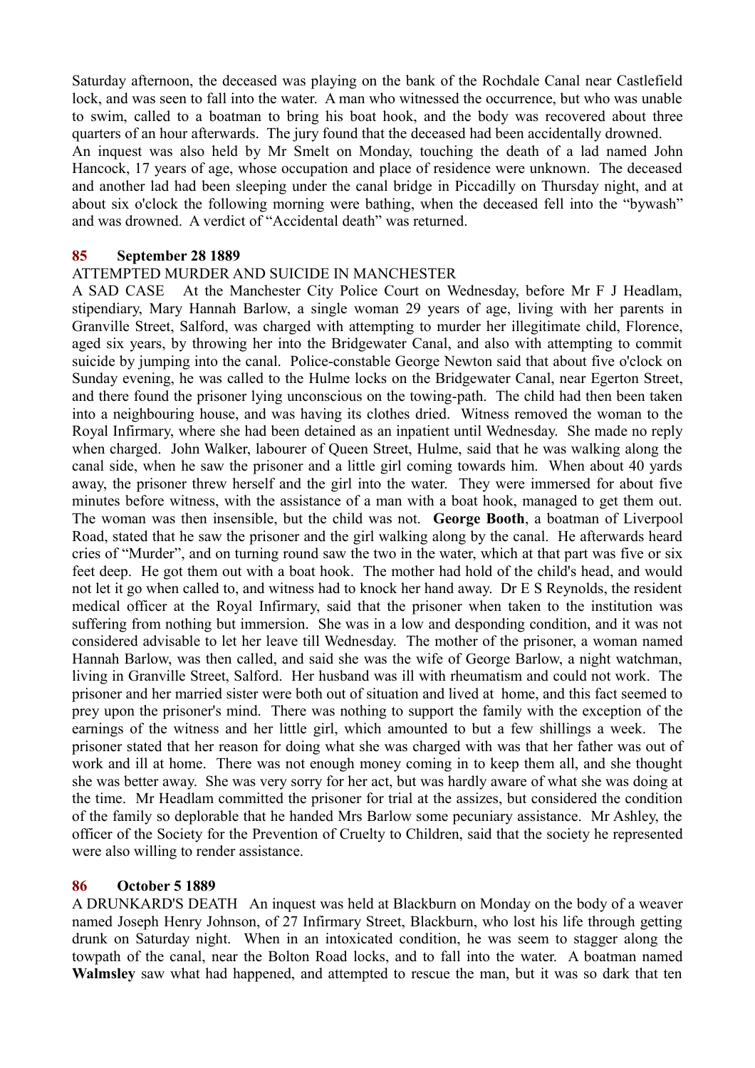Saturday afternoon, the deceased was playing on the bank of the Rochdale Canal near Castlefield lock, and was seen to fall into the water. A man who witnessed the occurrence, but who was unable to swim, called to a boatman to bring his boat hook, and the body was recovered about three quarters of an hour afterwards. The jury found that the deceased had been accidentally drowned.
An inquest was also held by Mr Smelt on Monday, touching the death of a lad named John Hancock, 17 years of age, whose occupation and place of residence were unknown. The deceased and another lad had been sleeping under the canal bridge in Piccadilly on Thursday night, and at about six o'clock the following morning were bathing, when the deceased fell into the "bywash" and was drowned. A verdict of "Accidental death" was returned.

### 85 September 28 1889

ATTEMPTED MURDER AND SUICIDE IN MANCHESTER

A SAD CASE At the Manchester City Police Court on Wednesday, before Mr F J Headlam, stipendiary, Mary Hannah Barlow, a single woman 29 years of age, living with her parents in Granville Street, Salford, was charged with attempting to murder her illegitimate child, Florence, aged six years, by throwing her into the Bridgewater Canal, and also with attempting to commit suicide by jumping into the canal. Police-constable George Newton said that about five o'clock on Sunday evening, he was called to the Hulme locks on the Bridgewater Canal, near Egerton Street, and there found the prisoner lying unconscious on the towing-path. The child had then been taken into a neighbouring house, and was having its clothes dried. Witness removed the woman to the Royal Infirmary, where she had been detained as an inpatient until Wednesday. She made no reply when charged. John Walker, labourer of Queen Street, Hulme, said that he was walking along the canal side, when he saw the prisoner and a little girl coming towards him. When about 40 yards away, the prisoner threw herself and the girl into the water. They were immersed for about five minutes before witness, with the assistance of a man with a boat hook, managed to get them out. The woman was then insensible, but the child was not. **George Booth**, a boatman of Liverpool Road, stated that he saw the prisoner and the girl walking along by the canal. He afterwards heard cries of "Murder", and on turning round saw the two in the water, which at that part was five or six feet deep. He got them out with a boat hook. The mother had hold of the child's head, and would not let it go when called to, and witness had to knock her hand away. Dr E S Reynolds, the resident medical officer at the Royal Infirmary, said that the prisoner when taken to the institution was suffering from nothing but immersion. She was in a low and desponding condition, and it was not considered advisable to let her leave till Wednesday. The mother of the prisoner, a woman named Hannah Barlow, was then called, and said she was the wife of George Barlow, a night watchman, living in Granville Street, Salford. Her husband was ill with rheumatism and could not work. The prisoner and her married sister were both out of situation and lived at home, and this fact seemed to prey upon the prisoner's mind. There was nothing to support the family with the exception of the earnings of the witness and her little girl, which amounted to but a few shillings a week. The prisoner stated that her reason for doing what she was charged with was that her father was out of work and ill at home. There was not enough money coming in to keep them all, and she thought she was better away. She was very sorry for her act, but was hardly aware of what she was doing at the time. Mr Headlam committed the prisoner for trial at the assizes, but considered the condition of the family so deplorable that he handed Mrs Barlow some pecuniary assistance. Mr Ashley, the officer of the Society for the Prevention of Cruelty to Children, said that the society he represented were also willing to render assistance.

### 86 October 5 1889

A DRUNKARD'S DEATH An inquest was held at Blackburn on Monday on the body of a weaver named Joseph Henry Johnson, of 27 Infirmary Street, Blackburn, who lost his life through getting drunk on Saturday night. When in an intoxicated condition, he was seem to stagger along the towpath of the canal, near the Bolton Road locks, and to fall into the water. A boatman named **Walmsley** saw what had happened, and attempted to rescue the man, but it was so dark that ten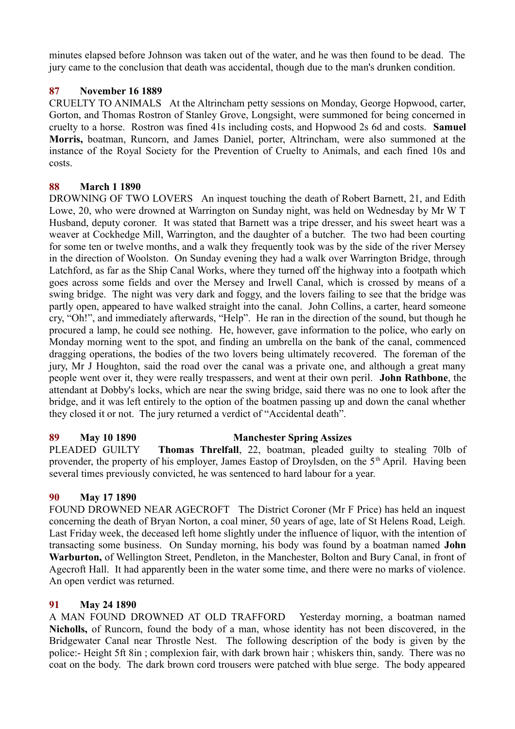minutes elapsed before Johnson was taken out of the water, and he was then found to be dead. The jury came to the conclusion that death was accidental, though due to the man's drunken condition.

### 87 November 16 1889

CRUELTY TO ANIMALS At the Altrincham petty sessions on Monday, George Hopwood, carter, Gorton, and Thomas Rostron of Stanley Grove, Longsight, were summoned for being concerned in cruelty to a horse. Rostron was fined 41s including costs, and Hopwood 2s 6d and costs. **Samuel Morris,** boatman, Runcorn, and James Daniel, porter, Altrincham, were also summoned at the instance of the Royal Society for the Prevention of Cruelty to Animals, and each fined 10s and costs.

### 88 March 1 1890

DROWNING OF TWO LOVERS An inquest touching the death of Robert Barnett, 21, and Edith Lowe, 20, who were drowned at Warrington on Sunday night, was held on Wednesday by Mr W T Husband, deputy coroner. It was stated that Barnett was a tripe dresser, and his sweet heart was a weaver at Cockhedge Mill, Warrington, and the daughter of a butcher. The two had been courting for some ten or twelve months, and a walk they frequently took was by the side of the river Mersey in the direction of Woolston. On Sunday evening they had a walk over Warrington Bridge, through Latchford, as far as the Ship Canal Works, where they turned off the highway into a footpath which goes across some fields and over the Mersey and Irwell Canal, which is crossed by means of a swing bridge. The night was very dark and foggy, and the lovers failing to see that the bridge was partly open, appeared to have walked straight into the canal. John Collins, a carter, heard someone cry, "Oh!", and immediately afterwards, "Help". He ran in the direction of the sound, but though he procured a lamp, he could see nothing. He, however, gave information to the police, who early on Monday morning went to the spot, and finding an umbrella on the bank of the canal, commenced dragging operations, the bodies of the two lovers being ultimately recovered. The foreman of the jury, Mr J Houghton, said the road over the canal was a private one, and although a great many people went over it, they were really trespassers, and went at their own peril. **John Rathbone**, the attendant at Dobby's locks, which are near the swing bridge, said there was no one to look after the bridge, and it was left entirely to the option of the boatmen passing up and down the canal whether they closed it or not. The jury returned a verdict of "Accidental death".

### 89 May 10 1890 Manchester Spring Assizes

PLEADED GUILTY **Thomas Threlfall**, 22, boatman, pleaded guilty to stealing 70lb of provender, the property of his employer, James Eastop of Droylsden, on the 5th April. Having been several times previously convicted, he was sentenced to hard labour for a year.

### 90 May 17 1890

FOUND DROWNED NEAR AGECROFT The District Coroner (Mr F Price) has held an inquest concerning the death of Bryan Norton, a coal miner, 50 years of age, late of St Helens Road, Leigh. Last Friday week, the deceased left home slightly under the influence of liquor, with the intention of transacting some business. On Sunday morning, his body was found by a boatman named **John Warburton,** of Wellington Street, Pendleton, in the Manchester, Bolton and Bury Canal, in front of Agecroft Hall. It had apparently been in the water some time, and there were no marks of violence. An open verdict was returned.

### 91 May 24 1890

A MAN FOUND DROWNED AT OLD TRAFFORD Yesterday morning, a boatman named **Nicholls,** of Runcorn, found the body of a man, whose identity has not been discovered, in the Bridgewater Canal near Throstle Nest. The following description of the body is given by the police:- Height 5ft 8in ; complexion fair, with dark brown hair ; whiskers thin, sandy. There was no coat on the body. The dark brown cord trousers were patched with blue serge. The body appeared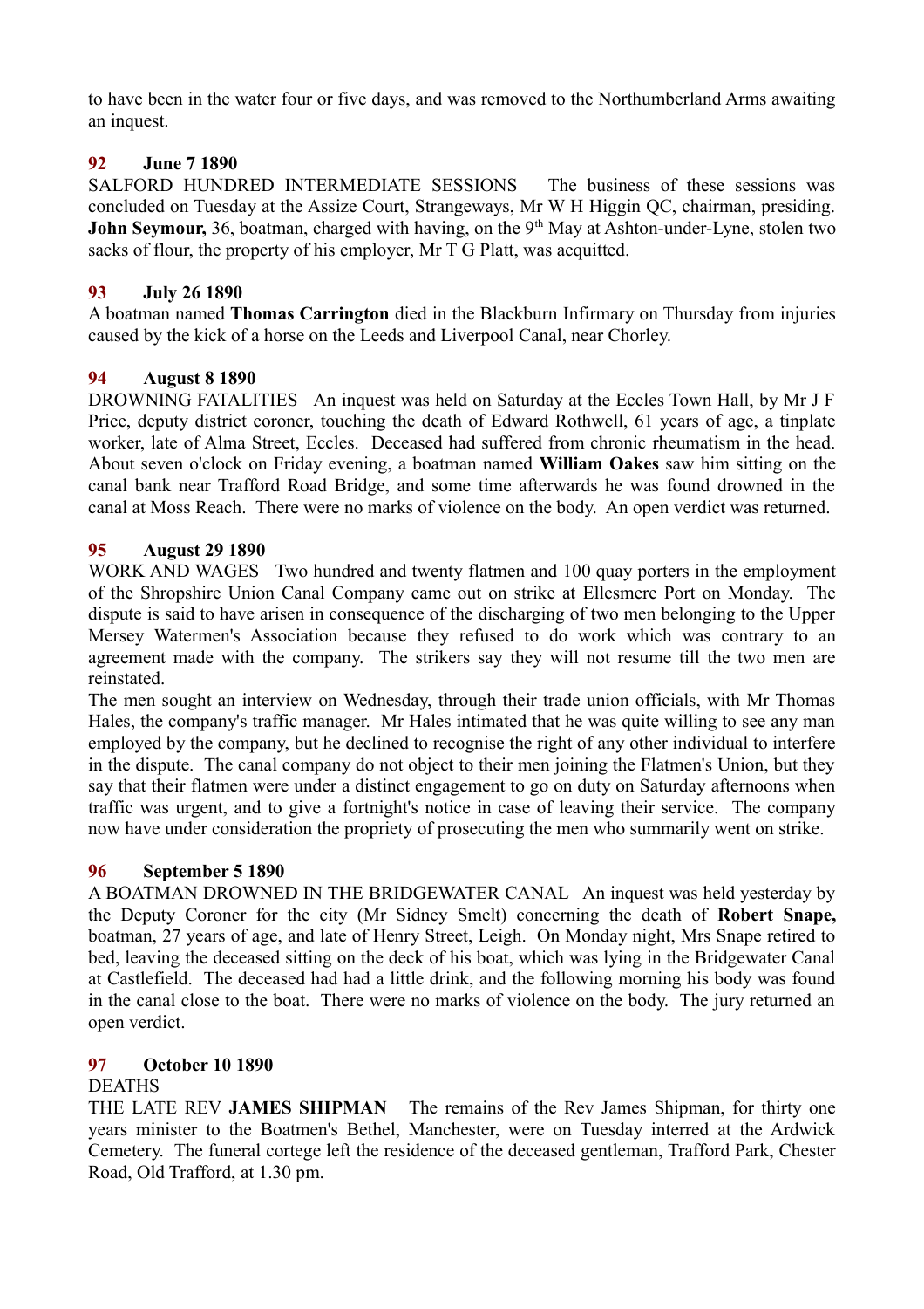to have been in the water four or five days, and was removed to the Northumberland Arms awaiting an inquest.

**92 June 7 1890**

SALFORD HUNDRED INTERMEDIATE SESSIONS The business of these sessions was concluded on Tuesday at the Assize Court, Strangeways, Mr W H Higgin QC, chairman, presiding. **John Seymour,** 36, boatman, charged with having, on the 9th May at Ashton-under-Lyne, stolen two sacks of flour, the property of his employer, Mr T G Platt, was acquitted.

**93 July 26 1890**

A boatman named **Thomas Carrington** died in the Blackburn Infirmary on Thursday from injuries caused by the kick of a horse on the Leeds and Liverpool Canal, near Chorley.

**94 August 8 1890**

DROWNING FATALITIES An inquest was held on Saturday at the Eccles Town Hall, by Mr J F Price, deputy district coroner, touching the death of Edward Rothwell, 61 years of age, a tinplate worker, late of Alma Street, Eccles. Deceased had suffered from chronic rheumatism in the head. About seven o'clock on Friday evening, a boatman named **William Oakes** saw him sitting on the canal bank near Trafford Road Bridge, and some time afterwards he was found drowned in the canal at Moss Reach. There were no marks of violence on the body. An open verdict was returned.

**95 August 29 1890**

WORK AND WAGES Two hundred and twenty flatmen and 100 quay porters in the employment of the Shropshire Union Canal Company came out on strike at Ellesmere Port on Monday. The dispute is said to have arisen in consequence of the discharging of two men belonging to the Upper Mersey Watermen's Association because they refused to do work which was contrary to an agreement made with the company. The strikers say they will not resume till the two men are reinstated.

The men sought an interview on Wednesday, through their trade union officials, with Mr Thomas Hales, the company's traffic manager. Mr Hales intimated that he was quite willing to see any man employed by the company, but he declined to recognise the right of any other individual to interfere in the dispute. The canal company do not object to their men joining the Flatmen's Union, but they say that their flatmen were under a distinct engagement to go on duty on Saturday afternoons when traffic was urgent, and to give a fortnight's notice in case of leaving their service. The company now have under consideration the propriety of prosecuting the men who summarily went on strike.

**96 September 5 1890**

A BOATMAN DROWNED IN THE BRIDGEWATER CANAL An inquest was held yesterday by the Deputy Coroner for the city (Mr Sidney Smelt) concerning the death of **Robert Snape,** boatman, 27 years of age, and late of Henry Street, Leigh. On Monday night, Mrs Snape retired to bed, leaving the deceased sitting on the deck of his boat, which was lying in the Bridgewater Canal at Castlefield. The deceased had had a little drink, and the following morning his body was found in the canal close to the boat. There were no marks of violence on the body. The jury returned an open verdict.

**97 October 10 1890**

DEATHS

THE LATE REV **JAMES SHIPMAN** The remains of the Rev James Shipman, for thirty one years minister to the Boatmen's Bethel, Manchester, were on Tuesday interred at the Ardwick Cemetery. The funeral cortege left the residence of the deceased gentleman, Trafford Park, Chester Road, Old Trafford, at 1.30 pm.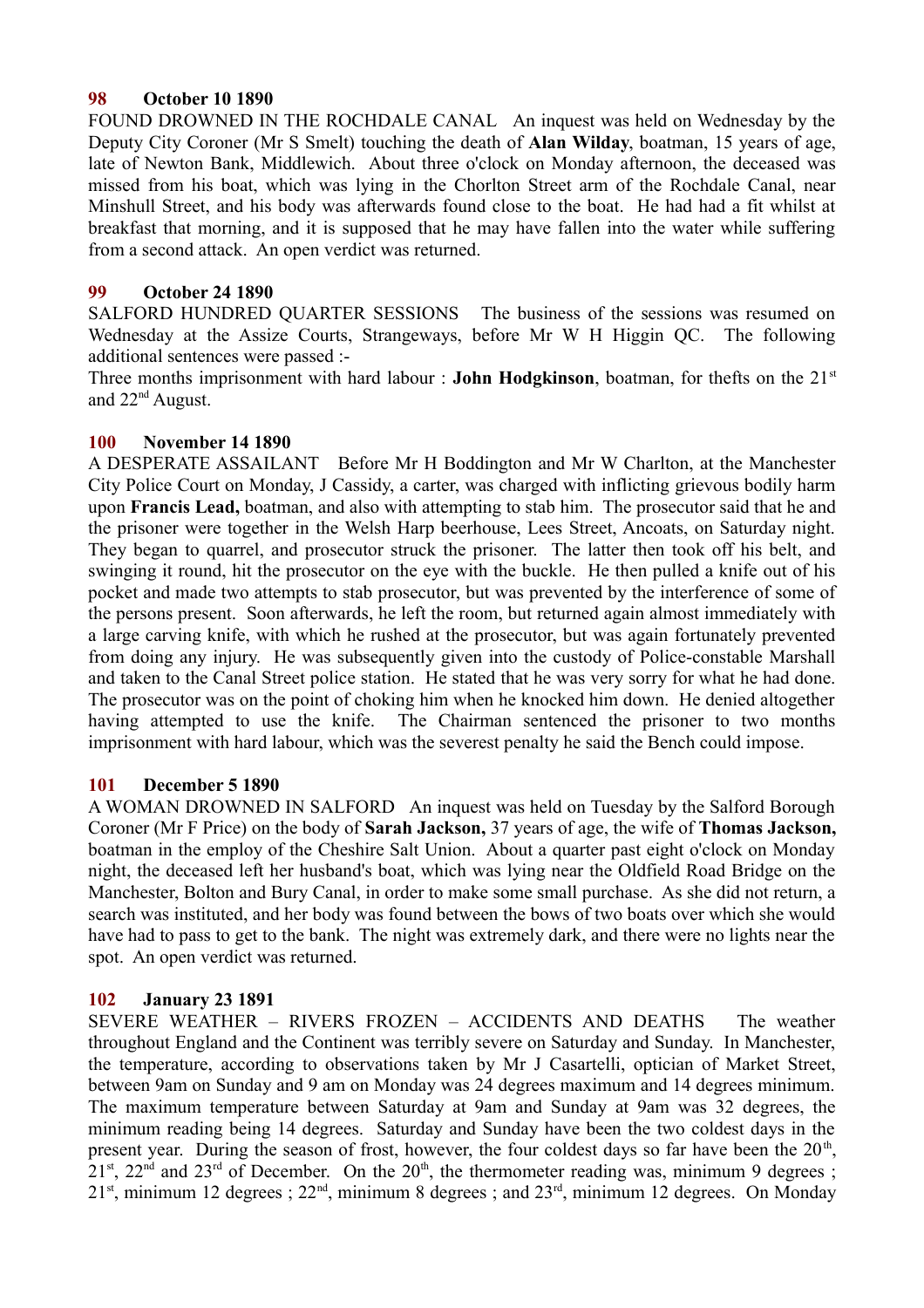**98 October 10 1890**

FOUND DROWNED IN THE ROCHDALE CANAL An inquest was held on Wednesday by the Deputy City Coroner (Mr S Smelt) touching the death of **Alan Wilday**, boatman, 15 years of age, late of Newton Bank, Middlewich. About three o'clock on Monday afternoon, the deceased was missed from his boat, which was lying in the Chorlton Street arm of the Rochdale Canal, near Minshull Street, and his body was afterwards found close to the boat. He had had a fit whilst at breakfast that morning, and it is supposed that he may have fallen into the water while suffering from a second attack. An open verdict was returned.

**99 October 24 1890**

SALFORD HUNDRED QUARTER SESSIONS The business of the sessions was resumed on Wednesday at the Assize Courts, Strangeways, before Mr W H Higgin QC. The following additional sentences were passed :-

Three months imprisonment with hard labour : **John Hodgkinson**, boatman, for thefts on the 21st and 22nd August.

**100 November 14 1890**

A DESPERATE ASSAILANT Before Mr H Boddington and Mr W Charlton, at the Manchester City Police Court on Monday, J Cassidy, a carter, was charged with inflicting grievous bodily harm upon **Francis Lead,** boatman, and also with attempting to stab him. The prosecutor said that he and the prisoner were together in the Welsh Harp beerhouse, Lees Street, Ancoats, on Saturday night. They began to quarrel, and prosecutor struck the prisoner. The latter then took off his belt, and swinging it round, hit the prosecutor on the eye with the buckle. He then pulled a knife out of his pocket and made two attempts to stab prosecutor, but was prevented by the interference of some of the persons present. Soon afterwards, he left the room, but returned again almost immediately with a large carving knife, with which he rushed at the prosecutor, but was again fortunately prevented from doing any injury. He was subsequently given into the custody of Police-constable Marshall and taken to the Canal Street police station. He stated that he was very sorry for what he had done. The prosecutor was on the point of choking him when he knocked him down. He denied altogether having attempted to use the knife. The Chairman sentenced the prisoner to two months imprisonment with hard labour, which was the severest penalty he said the Bench could impose.

**101 December 5 1890**

A WOMAN DROWNED IN SALFORD An inquest was held on Tuesday by the Salford Borough Coroner (Mr F Price) on the body of **Sarah Jackson,** 37 years of age, the wife of **Thomas Jackson,** boatman in the employ of the Cheshire Salt Union. About a quarter past eight o'clock on Monday night, the deceased left her husband's boat, which was lying near the Oldfield Road Bridge on the Manchester, Bolton and Bury Canal, in order to make some small purchase. As she did not return, a search was instituted, and her body was found between the bows of two boats over which she would have had to pass to get to the bank. The night was extremely dark, and there were no lights near the spot. An open verdict was returned.

**102 January 23 1891**

SEVERE WEATHER – RIVERS FROZEN – ACCIDENTS AND DEATHS The weather throughout England and the Continent was terribly severe on Saturday and Sunday. In Manchester, the temperature, according to observations taken by Mr J Casartelli, optician of Market Street, between 9am on Sunday and 9 am on Monday was 24 degrees maximum and 14 degrees minimum. The maximum temperature between Saturday at 9am and Sunday at 9am was 32 degrees, the minimum reading being 14 degrees. Saturday and Sunday have been the two coldest days in the present year. During the season of frost, however, the four coldest days so far have been the 20th, 21st, 22nd and 23rd of December. On the 20th, the thermometer reading was, minimum 9 degrees ; 21st, minimum 12 degrees ; 22nd, minimum 8 degrees ; and 23rd, minimum 12 degrees. On Monday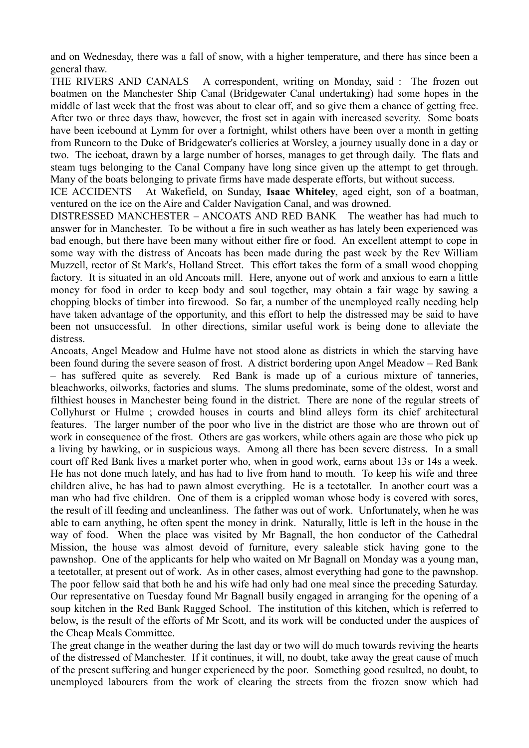and on Wednesday, there was a fall of snow, with a higher temperature, and there has since been a general thaw.

THE RIVERS AND CANALS A correspondent, writing on Monday, said : The frozen out boatmen on the Manchester Ship Canal (Bridgewater Canal undertaking) had some hopes in the middle of last week that the frost was about to clear off, and so give them a chance of getting free. After two or three days thaw, however, the frost set in again with increased severity. Some boats have been icebound at Lymm for over a fortnight, whilst others have been over a month in getting from Runcorn to the Duke of Bridgewater's collieries at Worsley, a journey usually done in a day or two. The iceboat, drawn by a large number of horses, manages to get through daily. The flats and steam tugs belonging to the Canal Company have long since given up the attempt to get through. Many of the boats belonging to private firms have made desperate efforts, but without success.

ICE ACCIDENTS At Wakefield, on Sunday, **Isaac Whiteley**, aged eight, son of a boatman, ventured on the ice on the Aire and Calder Navigation Canal, and was drowned.

DISTRESSED MANCHESTER – ANCOATS AND RED BANK The weather has had much to answer for in Manchester. To be without a fire in such weather as has lately been experienced was bad enough, but there have been many without either fire or food. An excellent attempt to cope in some way with the distress of Ancoats has been made during the past week by the Rev William Muzzell, rector of St Mark's, Holland Street. This effort takes the form of a small wood chopping factory. It is situated in an old Ancoats mill. Here, anyone out of work and anxious to earn a little money for food in order to keep body and soul together, may obtain a fair wage by sawing a chopping blocks of timber into firewood. So far, a number of the unemployed really needing help have taken advantage of the opportunity, and this effort to help the distressed may be said to have been not unsuccessful. In other directions, similar useful work is being done to alleviate the distress.

Ancoats, Angel Meadow and Hulme have not stood alone as districts in which the starving have been found during the severe season of frost. A district bordering upon Angel Meadow – Red Bank – has suffered quite as severely. Red Bank is made up of a curious mixture of tanneries, bleachworks, oilworks, factories and slums. The slums predominate, some of the oldest, worst and filthiest houses in Manchester being found in the district. There are none of the regular streets of Collyhurst or Hulme ; crowded houses in courts and blind alleys form its chief architectural features. The larger number of the poor who live in the district are those who are thrown out of work in consequence of the frost. Others are gas workers, while others again are those who pick up a living by hawking, or in suspicious ways. Among all there has been severe distress. In a small court off Red Bank lives a market porter who, when in good work, earns about 13s or 14s a week. He has not done much lately, and has had to live from hand to mouth. To keep his wife and three children alive, he has had to pawn almost everything. He is a teetotaller. In another court was a man who had five children. One of them is a crippled woman whose body is covered with sores, the result of ill feeding and uncleanliness. The father was out of work. Unfortunately, when he was able to earn anything, he often spent the money in drink. Naturally, little is left in the house in the way of food. When the place was visited by Mr Bagnall, the hon conductor of the Cathedral Mission, the house was almost devoid of furniture, every saleable stick having gone to the pawnshop. One of the applicants for help who waited on Mr Bagnall on Monday was a young man, a teetotaller, at present out of work. As in other cases, almost everything had gone to the pawnshop. The poor fellow said that both he and his wife had only had one meal since the preceding Saturday. Our representative on Tuesday found Mr Bagnall busily engaged in arranging for the opening of a soup kitchen in the Red Bank Ragged School. The institution of this kitchen, which is referred to below, is the result of the efforts of Mr Scott, and its work will be conducted under the auspices of the Cheap Meals Committee.

The great change in the weather during the last day or two will do much towards reviving the hearts of the distressed of Manchester. If it continues, it will, no doubt, take away the great cause of much of the present suffering and hunger experienced by the poor. Something good resulted, no doubt, to unemployed labourers from the work of clearing the streets from the frozen snow which had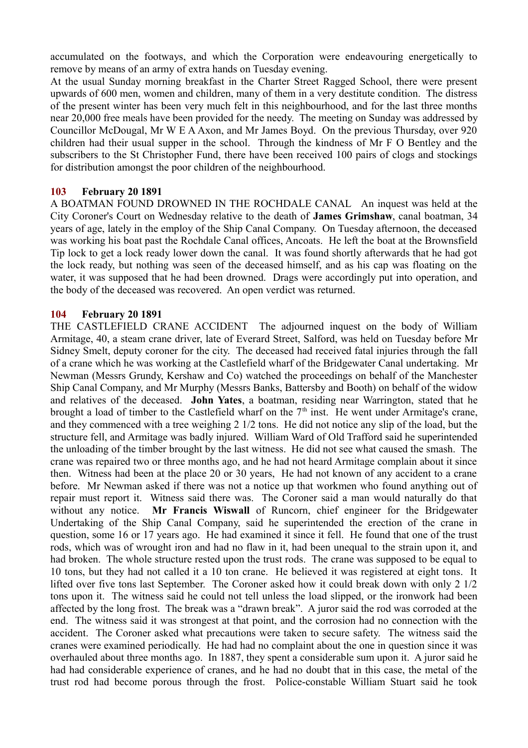accumulated on the footways, and which the Corporation were endeavouring energetically to remove by means of an army of extra hands on Tuesday evening.

At the usual Sunday morning breakfast in the Charter Street Ragged School, there were present upwards of 600 men, women and children, many of them in a very destitute condition. The distress of the present winter has been very much felt in this neighbourhood, and for the last three months near 20,000 free meals have been provided for the needy. The meeting on Sunday was addressed by Councillor McDougal, Mr W E A Axon, and Mr James Boyd. On the previous Thursday, over 920 children had their usual supper in the school. Through the kindness of Mr F O Bentley and the subscribers to the St Christopher Fund, there have been received 100 pairs of clogs and stockings for distribution amongst the poor children of the neighbourhood.

### 103 February 20 1891

A BOATMAN FOUND DROWNED IN THE ROCHDALE CANAL An inquest was held at the City Coroner's Court on Wednesday relative to the death of **James Grimshaw**, canal boatman, 34 years of age, lately in the employ of the Ship Canal Company. On Tuesday afternoon, the deceased was working his boat past the Rochdale Canal offices, Ancoats. He left the boat at the Brownsfield Tip lock to get a lock ready lower down the canal. It was found shortly afterwards that he had got the lock ready, but nothing was seen of the deceased himself, and as his cap was floating on the water, it was supposed that he had been drowned. Drags were accordingly put into operation, and the body of the deceased was recovered. An open verdict was returned.

### 104 February 20 1891

THE CASTLEFIELD CRANE ACCIDENT The adjourned inquest on the body of William Armitage, 40, a steam crane driver, late of Everard Street, Salford, was held on Tuesday before Mr Sidney Smelt, deputy coroner for the city. The deceased had received fatal injuries through the fall of a crane which he was working at the Castlefield wharf of the Bridgewater Canal undertaking. Mr Newman (Messrs Grundy, Kershaw and Co) watched the proceedings on behalf of the Manchester Ship Canal Company, and Mr Murphy (Messrs Banks, Battersby and Booth) on behalf of the widow and relatives of the deceased. **John Yates**, a boatman, residing near Warrington, stated that he brought a load of timber to the Castlefield wharf on the 7th inst. He went under Armitage's crane, and they commenced with a tree weighing 2 1/2 tons. He did not notice any slip of the load, but the structure fell, and Armitage was badly injured. William Ward of Old Trafford said he superintended the unloading of the timber brought by the last witness. He did not see what caused the smash. The crane was repaired two or three months ago, and he had not heard Armitage complain about it since then. Witness had been at the place 20 or 30 years, He had not known of any accident to a crane before. Mr Newman asked if there was not a notice up that workmen who found anything out of repair must report it. Witness said there was. The Coroner said a man would naturally do that without any notice. **Mr Francis Wiswall** of Runcorn, chief engineer for the Bridgewater Undertaking of the Ship Canal Company, said he superintended the erection of the crane in question, some 16 or 17 years ago. He had examined it since it fell. He found that one of the trust rods, which was of wrought iron and had no flaw in it, had been unequal to the strain upon it, and had broken. The whole structure rested upon the trust rods. The crane was supposed to be equal to 10 tons, but they had not called it a 10 ton crane. He believed it was registered at eight tons. It lifted over five tons last September. The Coroner asked how it could break down with only 2 1/2 tons upon it. The witness said he could not tell unless the load slipped, or the ironwork had been affected by the long frost. The break was a "drawn break". A juror said the rod was corroded at the end. The witness said it was strongest at that point, and the corrosion had no connection with the accident. The Coroner asked what precautions were taken to secure safety. The witness said the cranes were examined periodically. He had had no complaint about the one in question since it was overhauled about three months ago. In 1887, they spent a considerable sum upon it. A juror said he had had considerable experience of cranes, and he had no doubt that in this case, the metal of the trust rod had become porous through the frost. Police-constable William Stuart said he took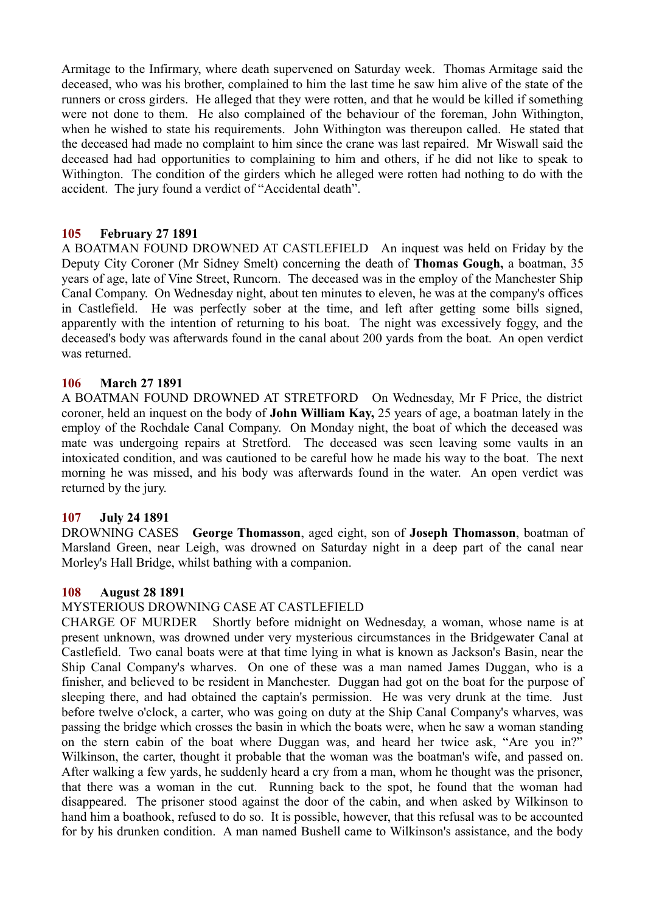Armitage to the Infirmary, where death supervened on Saturday week. Thomas Armitage said the deceased, who was his brother, complained to him the last time he saw him alive of the state of the runners or cross girders. He alleged that they were rotten, and that he would be killed if something were not done to them. He also complained of the behaviour of the foreman, John Withington, when he wished to state his requirements. John Withington was thereupon called. He stated that the deceased had made no complaint to him since the crane was last repaired. Mr Wiswall said the deceased had had opportunities to complaining to him and others, if he did not like to speak to Withington. The condition of the girders which he alleged were rotten had nothing to do with the accident. The jury found a verdict of "Accidental death".

**105 February 27 1891**

A BOATMAN FOUND DROWNED AT CASTLEFIELD An inquest was held on Friday by the Deputy City Coroner (Mr Sidney Smelt) concerning the death of **Thomas Gough,** a boatman, 35 years of age, late of Vine Street, Runcorn. The deceased was in the employ of the Manchester Ship Canal Company. On Wednesday night, about ten minutes to eleven, he was at the company's offices in Castlefield. He was perfectly sober at the time, and left after getting some bills signed, apparently with the intention of returning to his boat. The night was excessively foggy, and the deceased's body was afterwards found in the canal about 200 yards from the boat. An open verdict was returned.

**106 March 27 1891**

A BOATMAN FOUND DROWNED AT STRETFORD On Wednesday, Mr F Price, the district coroner, held an inquest on the body of **John William Kay,** 25 years of age, a boatman lately in the employ of the Rochdale Canal Company. On Monday night, the boat of which the deceased was mate was undergoing repairs at Stretford. The deceased was seen leaving some vaults in an intoxicated condition, and was cautioned to be careful how he made his way to the boat. The next morning he was missed, and his body was afterwards found in the water. An open verdict was returned by the jury.

**107 July 24 1891**

DROWNING CASES **George Thomasson**, aged eight, son of **Joseph Thomasson**, boatman of Marsland Green, near Leigh, was drowned on Saturday night in a deep part of the canal near Morley's Hall Bridge, whilst bathing with a companion.

**108 August 28 1891**

MYSTERIOUS DROWNING CASE AT CASTLEFIELD

CHARGE OF MURDER Shortly before midnight on Wednesday, a woman, whose name is at present unknown, was drowned under very mysterious circumstances in the Bridgewater Canal at Castlefield. Two canal boats were at that time lying in what is known as Jackson's Basin, near the Ship Canal Company's wharves. On one of these was a man named James Duggan, who is a finisher, and believed to be resident in Manchester. Duggan had got on the boat for the purpose of sleeping there, and had obtained the captain's permission. He was very drunk at the time. Just before twelve o'clock, a carter, who was going on duty at the Ship Canal Company's wharves, was passing the bridge which crosses the basin in which the boats were, when he saw a woman standing on the stern cabin of the boat where Duggan was, and heard her twice ask, "Are you in?" Wilkinson, the carter, thought it probable that the woman was the boatman's wife, and passed on. After walking a few yards, he suddenly heard a cry from a man, whom he thought was the prisoner, that there was a woman in the cut. Running back to the spot, he found that the woman had disappeared. The prisoner stood against the door of the cabin, and when asked by Wilkinson to hand him a boathook, refused to do so. It is possible, however, that this refusal was to be accounted for by his drunken condition. A man named Bushell came to Wilkinson's assistance, and the body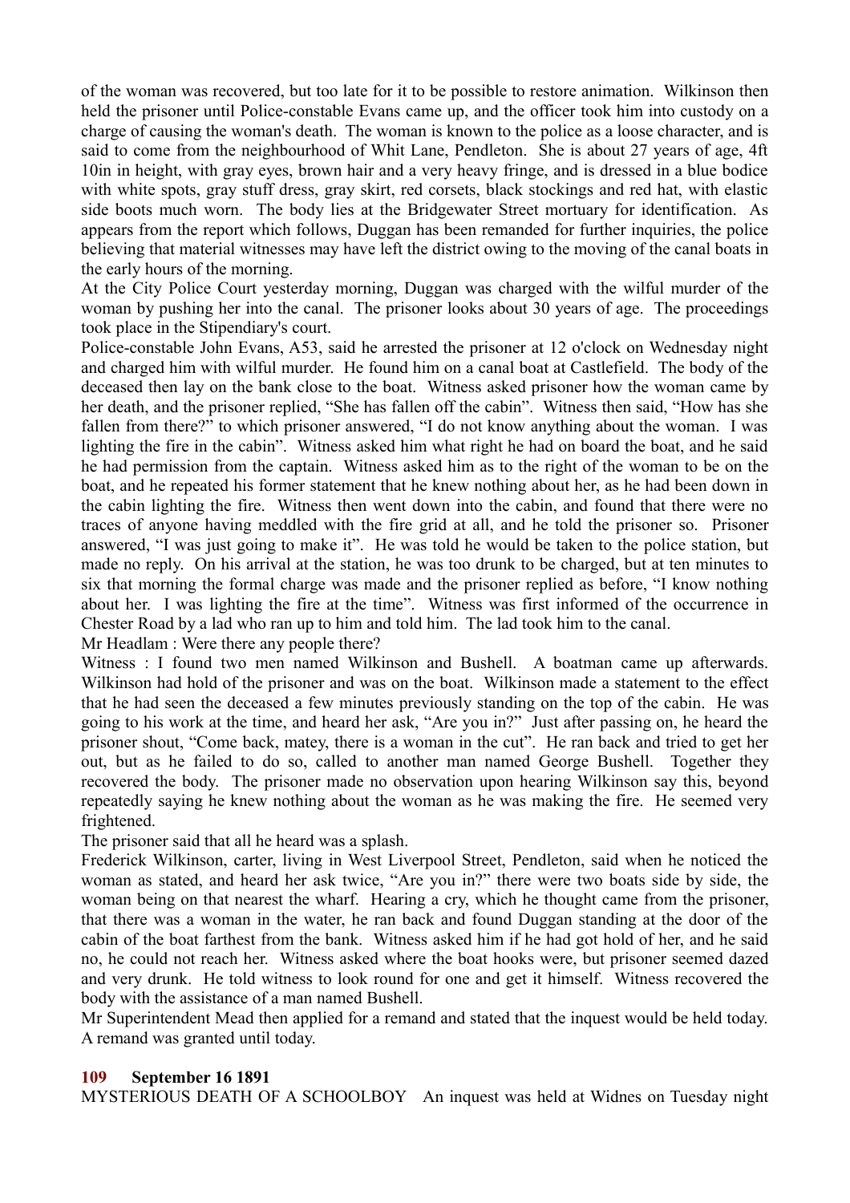of the woman was recovered, but too late for it to be possible to restore animation. Wilkinson then held the prisoner until Police-constable Evans came up, and the officer took him into custody on a charge of causing the woman's death. The woman is known to the police as a loose character, and is said to come from the neighbourhood of Whit Lane, Pendleton. She is about 27 years of age, 4ft 10in in height, with gray eyes, brown hair and a very heavy fringe, and is dressed in a blue bodice with white spots, gray stuff dress, gray skirt, red corsets, black stockings and red hat, with elastic side boots much worn. The body lies at the Bridgewater Street mortuary for identification. As appears from the report which follows, Duggan has been remanded for further inquiries, the police believing that material witnesses may have left the district owing to the moving of the canal boats in the early hours of the morning.

At the City Police Court yesterday morning, Duggan was charged with the wilful murder of the woman by pushing her into the canal. The prisoner looks about 30 years of age. The proceedings took place in the Stipendiary's court.

Police-constable John Evans, A53, said he arrested the prisoner at 12 o'clock on Wednesday night and charged him with wilful murder. He found him on a canal boat at Castlefield. The body of the deceased then lay on the bank close to the boat. Witness asked prisoner how the woman came by her death, and the prisoner replied, "She has fallen off the cabin". Witness then said, "How has she fallen from there?" to which prisoner answered, "I do not know anything about the woman. I was lighting the fire in the cabin". Witness asked him what right he had on board the boat, and he said he had permission from the captain. Witness asked him as to the right of the woman to be on the boat, and he repeated his former statement that he knew nothing about her, as he had been down in the cabin lighting the fire. Witness then went down into the cabin, and found that there were no traces of anyone having meddled with the fire grid at all, and he told the prisoner so. Prisoner answered, "I was just going to make it". He was told he would be taken to the police station, but made no reply. On his arrival at the station, he was too drunk to be charged, but at ten minutes to six that morning the formal charge was made and the prisoner replied as before, "I know nothing about her. I was lighting the fire at the time". Witness was first informed of the occurrence in Chester Road by a lad who ran up to him and told him. The lad took him to the canal.

Mr Headlam : Were there any people there?

Witness : I found two men named Wilkinson and Bushell. A boatman came up afterwards. Wilkinson had hold of the prisoner and was on the boat. Wilkinson made a statement to the effect that he had seen the deceased a few minutes previously standing on the top of the cabin. He was going to his work at the time, and heard her ask, "Are you in?" Just after passing on, he heard the prisoner shout, "Come back, matey, there is a woman in the cut". He ran back and tried to get her out, but as he failed to do so, called to another man named George Bushell. Together they recovered the body. The prisoner made no observation upon hearing Wilkinson say this, beyond repeatedly saying he knew nothing about the woman as he was making the fire. He seemed very frightened.

The prisoner said that all he heard was a splash.

Frederick Wilkinson, carter, living in West Liverpool Street, Pendleton, said when he noticed the woman as stated, and heard her ask twice, "Are you in?" there were two boats side by side, the woman being on that nearest the wharf. Hearing a cry, which he thought came from the prisoner, that there was a woman in the water, he ran back and found Duggan standing at the door of the cabin of the boat farthest from the bank. Witness asked him if he had got hold of her, and he said no, he could not reach her. Witness asked where the boat hooks were, but prisoner seemed dazed and very drunk. He told witness to look round for one and get it himself. Witness recovered the body with the assistance of a man named Bushell.

Mr Superintendent Mead then applied for a remand and stated that the inquest would be held today. A remand was granted until today.

## 109 September 16 1891

MYSTERIOUS DEATH OF A SCHOOLBOY An inquest was held at Widnes on Tuesday night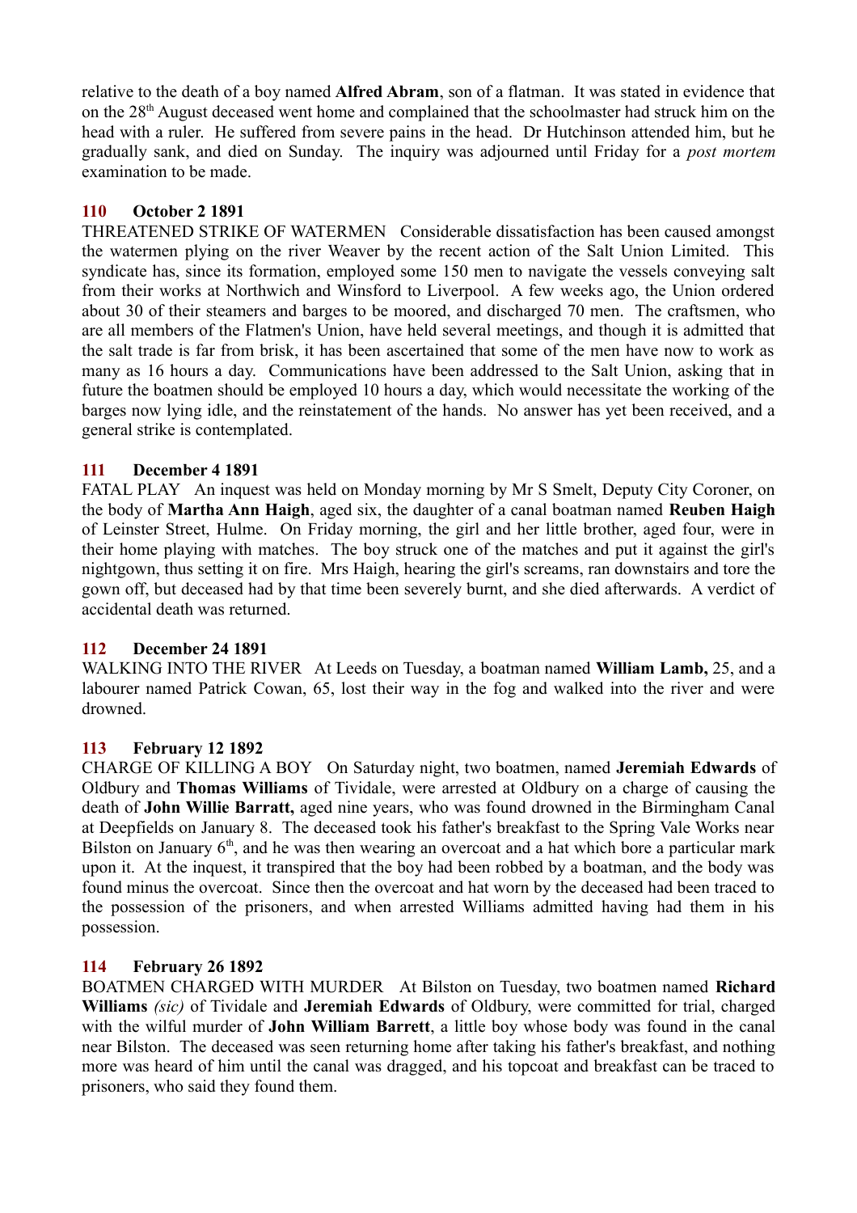relative to the death of a boy named **Alfred Abram**, son of a flatman. It was stated in evidence that on the 28th August deceased went home and complained that the schoolmaster had struck him on the head with a ruler. He suffered from severe pains in the head. Dr Hutchinson attended him, but he gradually sank, and died on Sunday. The inquiry was adjourned until Friday for a *post mortem* examination to be made.

**110 October 2 1891**

THREATENED STRIKE OF WATERMEN Considerable dissatisfaction has been caused amongst the watermen plying on the river Weaver by the recent action of the Salt Union Limited. This syndicate has, since its formation, employed some 150 men to navigate the vessels conveying salt from their works at Northwich and Winsford to Liverpool. A few weeks ago, the Union ordered about 30 of their steamers and barges to be moored, and discharged 70 men. The craftsmen, who are all members of the Flatmen's Union, have held several meetings, and though it is admitted that the salt trade is far from brisk, it has been ascertained that some of the men have now to work as many as 16 hours a day. Communications have been addressed to the Salt Union, asking that in future the boatmen should be employed 10 hours a day, which would necessitate the working of the barges now lying idle, and the reinstatement of the hands. No answer has yet been received, and a general strike is contemplated.

**111 December 4 1891**

FATAL PLAY An inquest was held on Monday morning by Mr S Smelt, Deputy City Coroner, on the body of **Martha Ann Haigh**, aged six, the daughter of a canal boatman named **Reuben Haigh** of Leinster Street, Hulme. On Friday morning, the girl and her little brother, aged four, were in their home playing with matches. The boy struck one of the matches and put it against the girl's nightgown, thus setting it on fire. Mrs Haigh, hearing the girl's screams, ran downstairs and tore the gown off, but deceased had by that time been severely burnt, and she died afterwards. A verdict of accidental death was returned.

**112 December 24 1891**

WALKING INTO THE RIVER At Leeds on Tuesday, a boatman named **William Lamb,** 25, and a labourer named Patrick Cowan, 65, lost their way in the fog and walked into the river and were drowned.

**113 February 12 1892**

CHARGE OF KILLING A BOY On Saturday night, two boatmen, named **Jeremiah Edwards** of Oldbury and **Thomas Williams** of Tividale, were arrested at Oldbury on a charge of causing the death of **John Willie Barratt,** aged nine years, who was found drowned in the Birmingham Canal at Deepfields on January 8. The deceased took his father's breakfast to the Spring Vale Works near Bilston on January 6th, and he was then wearing an overcoat and a hat which bore a particular mark upon it. At the inquest, it transpired that the boy had been robbed by a boatman, and the body was found minus the overcoat. Since then the overcoat and hat worn by the deceased had been traced to the possession of the prisoners, and when arrested Williams admitted having had them in his possession.

**114 February 26 1892**

BOATMEN CHARGED WITH MURDER At Bilston on Tuesday, two boatmen named **Richard Williams** *(sic)* of Tividale and **Jeremiah Edwards** of Oldbury, were committed for trial, charged with the wilful murder of **John William Barrett**, a little boy whose body was found in the canal near Bilston. The deceased was seen returning home after taking his father's breakfast, and nothing more was heard of him until the canal was dragged, and his topcoat and breakfast can be traced to prisoners, who said they found them.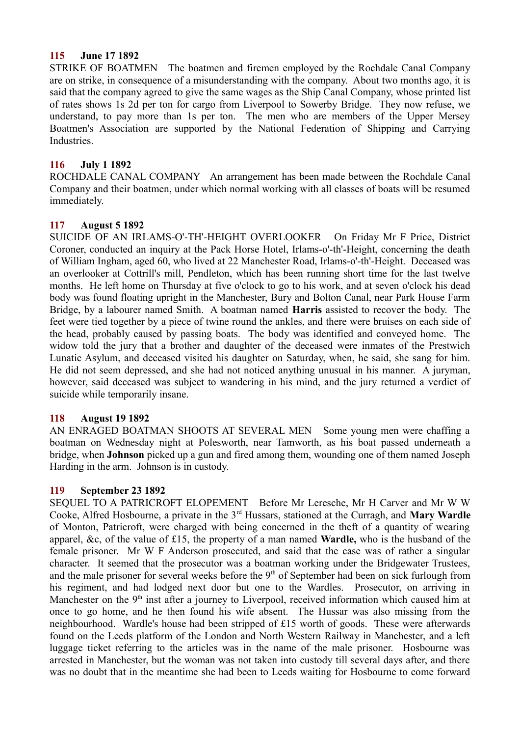**115 June 17 1892**

STRIKE OF BOATMEN The boatmen and firemen employed by the Rochdale Canal Company are on strike, in consequence of a misunderstanding with the company. About two months ago, it is said that the company agreed to give the same wages as the Ship Canal Company, whose printed list of rates shows 1s 2d per ton for cargo from Liverpool to Sowerby Bridge. They now refuse, we understand, to pay more than 1s per ton. The men who are members of the Upper Mersey Boatmen's Association are supported by the National Federation of Shipping and Carrying Industries.

**116 July 1 1892**

ROCHDALE CANAL COMPANY An arrangement has been made between the Rochdale Canal Company and their boatmen, under which normal working with all classes of boats will be resumed immediately.

**117 August 5 1892**

SUICIDE OF AN IRLAMS-O'-TH'-HEIGHT OVERLOOKER On Friday Mr F Price, District Coroner, conducted an inquiry at the Pack Horse Hotel, Irlams-o'-th'-Height, concerning the death of William Ingham, aged 60, who lived at 22 Manchester Road, Irlams-o'-th'-Height. Deceased was an overlooker at Cottrill's mill, Pendleton, which has been running short time for the last twelve months. He left home on Thursday at five o'clock to go to his work, and at seven o'clock his dead body was found floating upright in the Manchester, Bury and Bolton Canal, near Park House Farm Bridge, by a labourer named Smith. A boatman named **Harris** assisted to recover the body. The feet were tied together by a piece of twine round the ankles, and there were bruises on each side of the head, probably caused by passing boats. The body was identified and conveyed home. The widow told the jury that a brother and daughter of the deceased were inmates of the Prestwich Lunatic Asylum, and deceased visited his daughter on Saturday, when, he said, she sang for him. He did not seem depressed, and she had not noticed anything unusual in his manner. A juryman, however, said deceased was subject to wandering in his mind, and the jury returned a verdict of suicide while temporarily insane.

**118 August 19 1892**

AN ENRAGED BOATMAN SHOOTS AT SEVERAL MEN Some young men were chaffing a boatman on Wednesday night at Polesworth, near Tamworth, as his boat passed underneath a bridge, when **Johnson** picked up a gun and fired among them, wounding one of them named Joseph Harding in the arm. Johnson is in custody.

**119 September 23 1892**

SEQUEL TO A PATRICROFT ELOPEMENT Before Mr Leresche, Mr H Carver and Mr W W Cooke, Alfred Hosbourne, a private in the 3rd Hussars, stationed at the Curragh, and **Mary Wardle** of Monton, Patricroft, were charged with being concerned in the theft of a quantity of wearing apparel, &c, of the value of £15, the property of a man named **Wardle,** who is the husband of the female prisoner. Mr W F Anderson prosecuted, and said that the case was of rather a singular character. It seemed that the prosecutor was a boatman working under the Bridgewater Trustees, and the male prisoner for several weeks before the 9th of September had been on sick furlough from his regiment, and had lodged next door but one to the Wardles. Prosecutor, on arriving in Manchester on the 9th inst after a journey to Liverpool, received information which caused him at once to go home, and he then found his wife absent. The Hussar was also missing from the neighbourhood. Wardle's house had been stripped of £15 worth of goods. These were afterwards found on the Leeds platform of the London and North Western Railway in Manchester, and a left luggage ticket referring to the articles was in the name of the male prisoner. Hosbourne was arrested in Manchester, but the woman was not taken into custody till several days after, and there was no doubt that in the meantime she had been to Leeds waiting for Hosbourne to come forward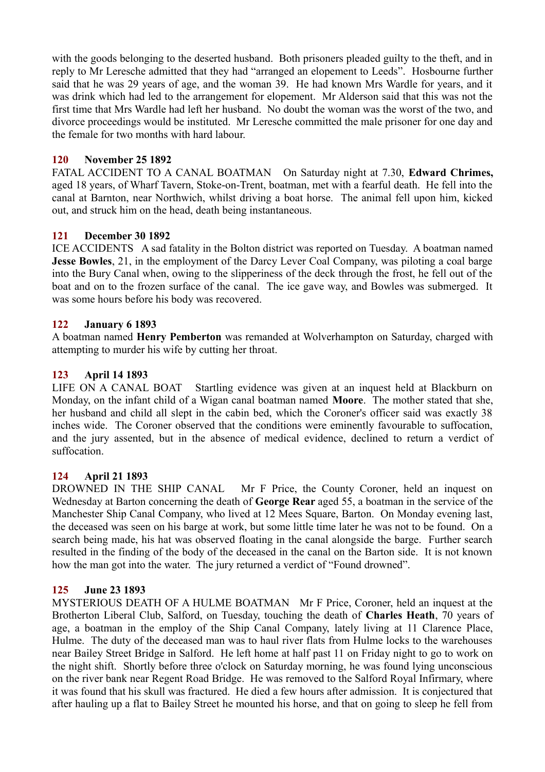with the goods belonging to the deserted husband. Both prisoners pleaded guilty to the theft, and in reply to Mr Leresche admitted that they had "arranged an elopement to Leeds". Hosbourne further said that he was 29 years of age, and the woman 39. He had known Mrs Wardle for years, and it was drink which had led to the arrangement for elopement. Mr Alderson said that this was not the first time that Mrs Wardle had left her husband. No doubt the woman was the worst of the two, and divorce proceedings would be instituted. Mr Leresche committed the male prisoner for one day and the female for two months with hard labour.

### 120 November 25 1892

FATAL ACCIDENT TO A CANAL BOATMAN On Saturday night at 7.30, **Edward Chrimes,** aged 18 years, of Wharf Tavern, Stoke-on-Trent, boatman, met with a fearful death. He fell into the canal at Barnton, near Northwich, whilst driving a boat horse. The animal fell upon him, kicked out, and struck him on the head, death being instantaneous.

### 121 December 30 1892

ICE ACCIDENTS A sad fatality in the Bolton district was reported on Tuesday. A boatman named **Jesse Bowles**, 21, in the employment of the Darcy Lever Coal Company, was piloting a coal barge into the Bury Canal when, owing to the slipperiness of the deck through the frost, he fell out of the boat and on to the frozen surface of the canal. The ice gave way, and Bowles was submerged. It was some hours before his body was recovered.

### 122 January 6 1893

A boatman named **Henry Pemberton** was remanded at Wolverhampton on Saturday, charged with attempting to murder his wife by cutting her throat.

### 123 April 14 1893

LIFE ON A CANAL BOAT Startling evidence was given at an inquest held at Blackburn on Monday, on the infant child of a Wigan canal boatman named **Moore**. The mother stated that she, her husband and child all slept in the cabin bed, which the Coroner's officer said was exactly 38 inches wide. The Coroner observed that the conditions were eminently favourable to suffocation, and the jury assented, but in the absence of medical evidence, declined to return a verdict of suffocation.

### 124 April 21 1893

DROWNED IN THE SHIP CANAL Mr F Price, the County Coroner, held an inquest on Wednesday at Barton concerning the death of **George Rear** aged 55, a boatman in the service of the Manchester Ship Canal Company, who lived at 12 Mees Square, Barton. On Monday evening last, the deceased was seen on his barge at work, but some little time later he was not to be found. On a search being made, his hat was observed floating in the canal alongside the barge. Further search resulted in the finding of the body of the deceased in the canal on the Barton side. It is not known how the man got into the water. The jury returned a verdict of "Found drowned".

### 125 June 23 1893

MYSTERIOUS DEATH OF A HULME BOATMAN Mr F Price, Coroner, held an inquest at the Brotherton Liberal Club, Salford, on Tuesday, touching the death of **Charles Heath**, 70 years of age, a boatman in the employ of the Ship Canal Company, lately living at 11 Clarence Place, Hulme. The duty of the deceased man was to haul river flats from Hulme locks to the warehouses near Bailey Street Bridge in Salford. He left home at half past 11 on Friday night to go to work on the night shift. Shortly before three o'clock on Saturday morning, he was found lying unconscious on the river bank near Regent Road Bridge. He was removed to the Salford Royal Infirmary, where it was found that his skull was fractured. He died a few hours after admission. It is conjectured that after hauling up a flat to Bailey Street he mounted his horse, and that on going to sleep he fell from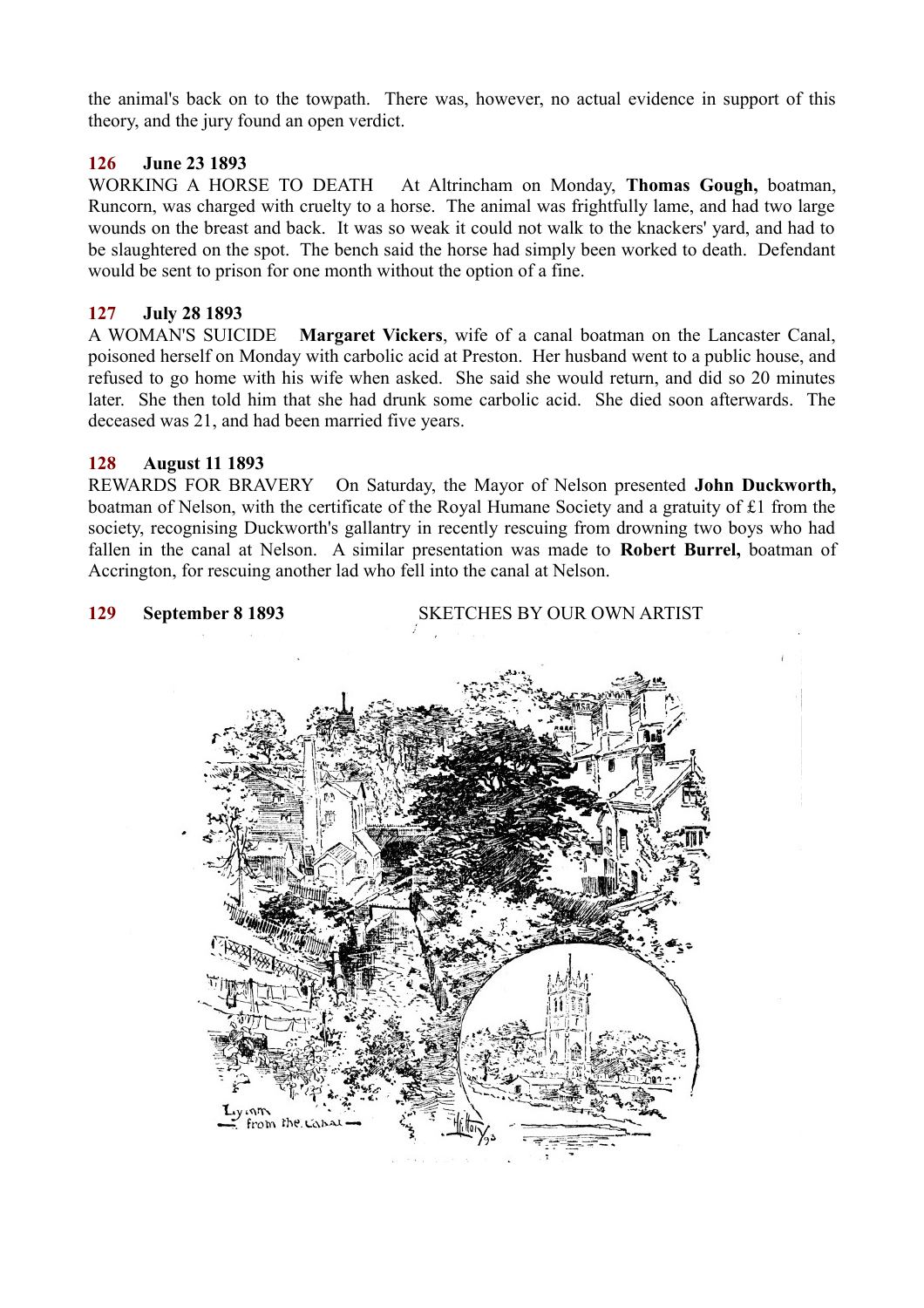the animal's back on to the towpath. There was, however, no actual evidence in support of this theory, and the jury found an open verdict.

**126 June 23 1893**

WORKING A HORSE TO DEATH At Altrincham on Monday, **Thomas Gough,** boatman, Runcorn, was charged with cruelty to a horse. The animal was frightfully lame, and had two large wounds on the breast and back. It was so weak it could not walk to the knackers' yard, and had to be slaughtered on the spot. The bench said the horse had simply been worked to death. Defendant would be sent to prison for one month without the option of a fine.

**127 July 28 1893**

A WOMAN'S SUICIDE **Margaret Vickers**, wife of a canal boatman on the Lancaster Canal, poisoned herself on Monday with carbolic acid at Preston. Her husband went to a public house, and refused to go home with his wife when asked. She said she would return, and did so 20 minutes later. She then told him that she had drunk some carbolic acid. She died soon afterwards. The deceased was 21, and had been married five years.

**128 August 11 1893**

REWARDS FOR BRAVERY On Saturday, the Mayor of Nelson presented **John Duckworth,** boatman of Nelson, with the certificate of the Royal Humane Society and a gratuity of £1 from the society, recognising Duckworth's gallantry in recently rescuing from drowning two boys who had fallen in the canal at Nelson. A similar presentation was made to **Robert Burrel,** boatman of Accrington, for rescuing another lad who fell into the canal at Nelson.

**129 September 8 1893** SKETCHES BY OUR OWN ARTIST

Lymm from the Canal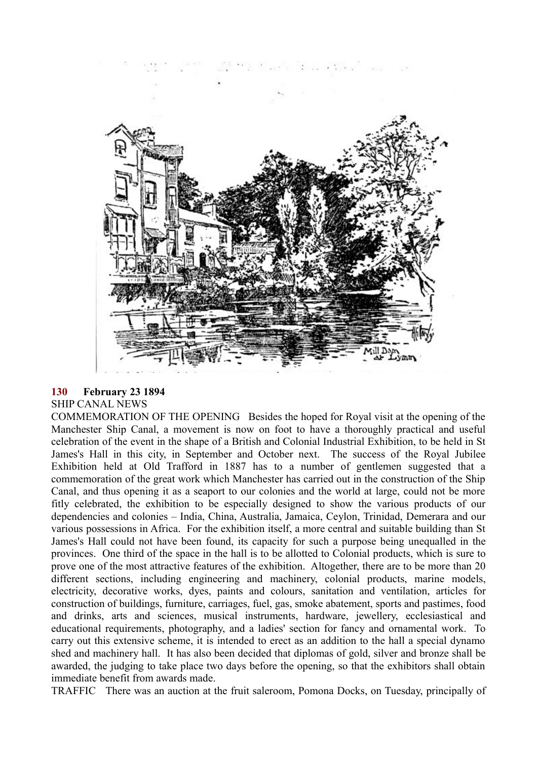**130 February 23 1894**

SHIP CANAL NEWS

COMMEMORATION OF THE OPENING Besides the hoped for Royal visit at the opening of the Manchester Ship Canal, a movement is now on foot to have a thoroughly practical and useful celebration of the event in the shape of a British and Colonial Industrial Exhibition, to be held in St James's Hall in this city, in September and October next. The success of the Royal Jubilee Exhibition held at Old Trafford in 1887 has to a number of gentlemen suggested that a commemoration of the great work which Manchester has carried out in the construction of the Ship Canal, and thus opening it as a seaport to our colonies and the world at large, could not be more fitly celebrated, the exhibition to be especially designed to show the various products of our dependencies and colonies – India, China, Australia, Jamaica, Ceylon, Trinidad, Demerara and our various possessions in Africa. For the exhibition itself, a more central and suitable building than St James's Hall could not have been found, its capacity for such a purpose being unequalled in the provinces. One third of the space in the hall is to be allotted to Colonial products, which is sure to prove one of the most attractive features of the exhibition. Altogether, there are to be more than 20 different sections, including engineering and machinery, colonial products, marine models, electricity, decorative works, dyes, paints and colours, sanitation and ventilation, articles for construction of buildings, furniture, carriages, fuel, gas, smoke abatement, sports and pastimes, food and drinks, arts and sciences, musical instruments, hardware, jewellery, ecclesiastical and educational requirements, photography, and a ladies' section for fancy and ornamental work. To carry out this extensive scheme, it is intended to erect as an addition to the hall a special dynamo shed and machinery hall. It has also been decided that diplomas of gold, silver and bronze shall be awarded, the judging to take place two days before the opening, so that the exhibitors shall obtain immediate benefit from awards made.

TRAFFIC There was an auction at the fruit saleroom, Pomona Docks, on Tuesday, principally of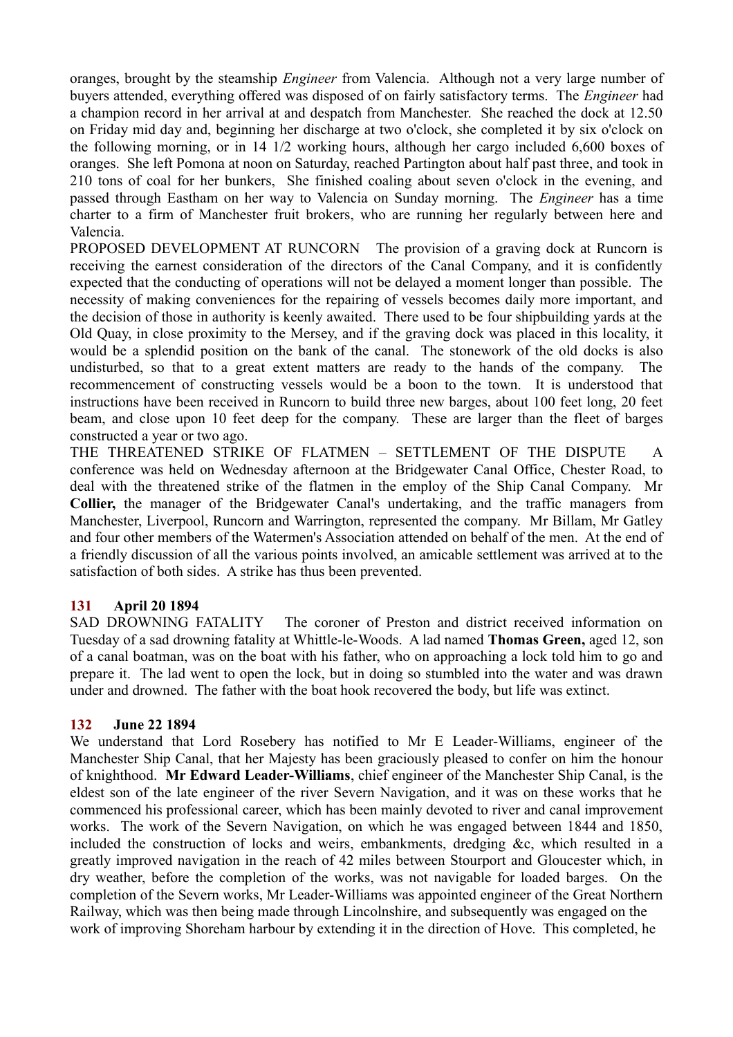oranges, brought by the steamship *Engineer* from Valencia. Although not a very large number of buyers attended, everything offered was disposed of on fairly satisfactory terms. The *Engineer* had a champion record in her arrival at and despatch from Manchester. She reached the dock at 12.50 on Friday mid day and, beginning her discharge at two o'clock, she completed it by six o'clock on the following morning, or in 14 1/2 working hours, although her cargo included 6,600 boxes of oranges. She left Pomona at noon on Saturday, reached Partington about half past three, and took in 210 tons of coal for her bunkers, She finished coaling about seven o'clock in the evening, and passed through Eastham on her way to Valencia on Sunday morning. The *Engineer* has a time charter to a firm of Manchester fruit brokers, who are running her regularly between here and Valencia.

PROPOSED DEVELOPMENT AT RUNCORN The provision of a graving dock at Runcorn is receiving the earnest consideration of the directors of the Canal Company, and it is confidently expected that the conducting of operations will not be delayed a moment longer than possible. The necessity of making conveniences for the repairing of vessels becomes daily more important, and the decision of those in authority is keenly awaited. There used to be four shipbuilding yards at the Old Quay, in close proximity to the Mersey, and if the graving dock was placed in this locality, it would be a splendid position on the bank of the canal. The stonework of the old docks is also undisturbed, so that to a great extent matters are ready to the hands of the company. The recommencement of constructing vessels would be a boon to the town. It is understood that instructions have been received in Runcorn to build three new barges, about 100 feet long, 20 feet beam, and close upon 10 feet deep for the company. These are larger than the fleet of barges constructed a year or two ago.

THE THREATENED STRIKE OF FLATMEN – SETTLEMENT OF THE DISPUTE A conference was held on Wednesday afternoon at the Bridgewater Canal Office, Chester Road, to deal with the threatened strike of the flatmen in the employ of the Ship Canal Company. Mr **Collier,** the manager of the Bridgewater Canal's undertaking, and the traffic managers from Manchester, Liverpool, Runcorn and Warrington, represented the company. Mr Billam, Mr Gatley and four other members of the Watermen's Association attended on behalf of the men. At the end of a friendly discussion of all the various points involved, an amicable settlement was arrived at to the satisfaction of both sides. A strike has thus been prevented.

### 131 April 20 1894

SAD DROWNING FATALITY The coroner of Preston and district received information on Tuesday of a sad drowning fatality at Whittle-le-Woods. A lad named **Thomas Green,** aged 12, son of a canal boatman, was on the boat with his father, who on approaching a lock told him to go and prepare it. The lad went to open the lock, but in doing so stumbled into the water and was drawn under and drowned. The father with the boat hook recovered the body, but life was extinct.

### 132 June 22 1894

We understand that Lord Rosebery has notified to Mr E Leader-Williams, engineer of the Manchester Ship Canal, that her Majesty has been graciously pleased to confer on him the honour of knighthood. **Mr Edward Leader-Williams**, chief engineer of the Manchester Ship Canal, is the eldest son of the late engineer of the river Severn Navigation, and it was on these works that he commenced his professional career, which has been mainly devoted to river and canal improvement works. The work of the Severn Navigation, on which he was engaged between 1844 and 1850, included the construction of locks and weirs, embankments, dredging &c, which resulted in a greatly improved navigation in the reach of 42 miles between Stourport and Gloucester which, in dry weather, before the completion of the works, was not navigable for loaded barges. On the completion of the Severn works, Mr Leader-Williams was appointed engineer of the Great Northern Railway, which was then being made through Lincolnshire, and subsequently was engaged on the work of improving Shoreham harbour by extending it in the direction of Hove. This completed, he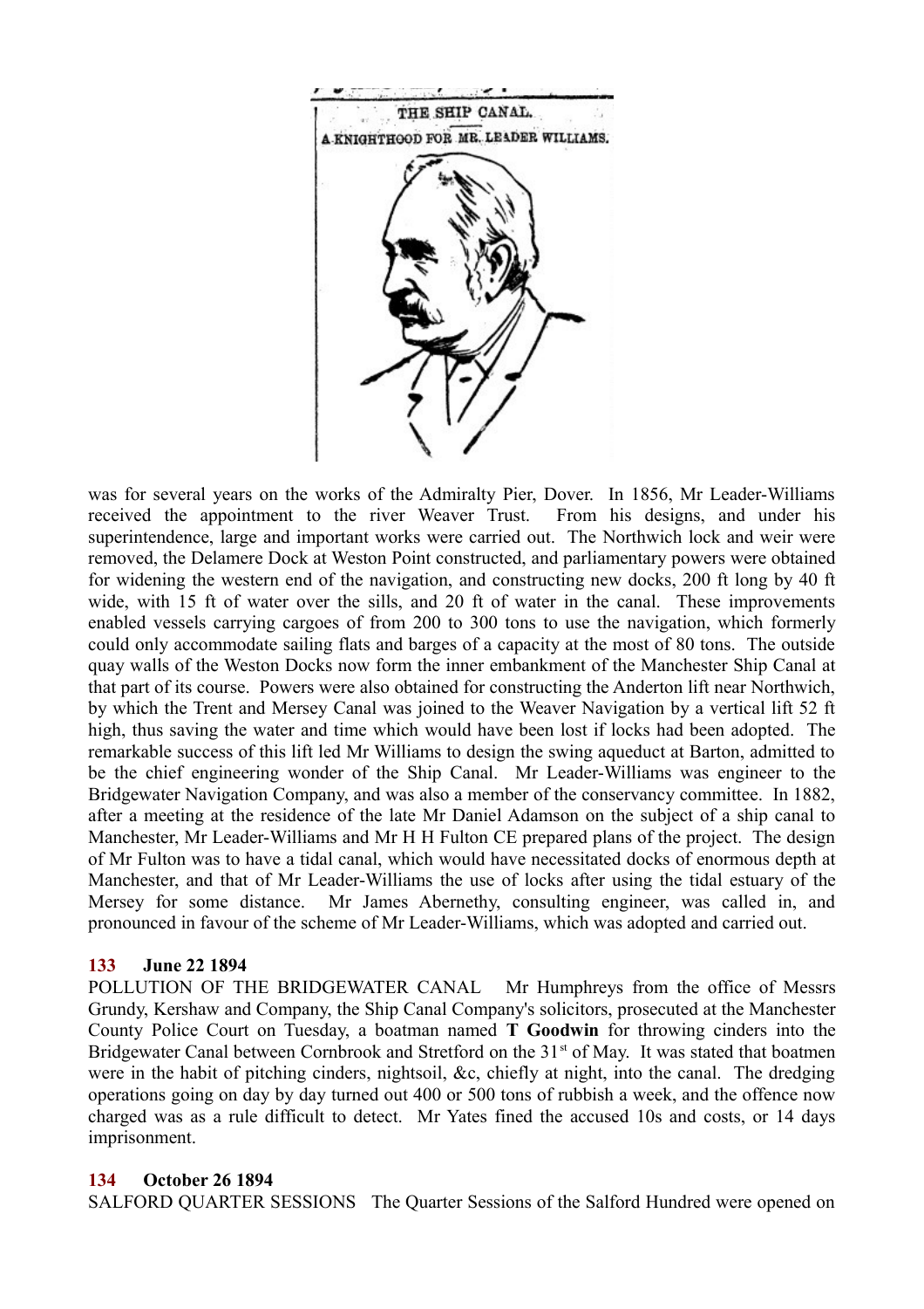THE SHIP CANAL.

A KNIGHTHOOD FOR MR. LEADER WILLIAMS.

was for several years on the works of the Admiralty Pier, Dover. In 1856, Mr Leader-Williams received the appointment to the river Weaver Trust. From his designs, and under his superintendence, large and important works were carried out. The Northwich lock and weir were removed, the Delamere Dock at Weston Point constructed, and parliamentary powers were obtained for widening the western end of the navigation, and constructing new docks, 200 ft long by 40 ft wide, with 15 ft of water over the sills, and 20 ft of water in the canal. These improvements enabled vessels carrying cargoes of from 200 to 300 tons to use the navigation, which formerly could only accommodate sailing flats and barges of a capacity at the most of 80 tons. The outside quay walls of the Weston Docks now form the inner embankment of the Manchester Ship Canal at that part of its course. Powers were also obtained for constructing the Anderton lift near Northwich, by which the Trent and Mersey Canal was joined to the Weaver Navigation by a vertical lift 52 ft high, thus saving the water and time which would have been lost if locks had been adopted. The remarkable success of this lift led Mr Williams to design the swing aqueduct at Barton, admitted to be the chief engineering wonder of the Ship Canal. Mr Leader-Williams was engineer to the Bridgewater Navigation Company, and was also a member of the conservancy committee. In 1882, after a meeting at the residence of the late Mr Daniel Adamson on the subject of a ship canal to Manchester, Mr Leader-Williams and Mr H H Fulton CE prepared plans of the project. The design of Mr Fulton was to have a tidal canal, which would have necessitated docks of enormous depth at Manchester, and that of Mr Leader-Williams the use of locks after using the tidal estuary of the Mersey for some distance. Mr James Abernethy, consulting engineer, was called in, and pronounced in favour of the scheme of Mr Leader-Williams, which was adopted and carried out.

### 133 June 22 1894

POLLUTION OF THE BRIDGEWATER CANAL Mr Humphreys from the office of Messrs Grundy, Kershaw and Company, the Ship Canal Company's solicitors, prosecuted at the Manchester County Police Court on Tuesday, a boatman named **T Goodwin** for throwing cinders into the Bridgewater Canal between Cornbrook and Stretford on the 31st of May. It was stated that boatmen were in the habit of pitching cinders, nightsoil, &c, chiefly at night, into the canal. The dredging operations going on day by day turned out 400 or 500 tons of rubbish a week, and the offence now charged was as a rule difficult to detect. Mr Yates fined the accused 10s and costs, or 14 days imprisonment.

### 134 October 26 1894

SALFORD QUARTER SESSIONS The Quarter Sessions of the Salford Hundred were opened on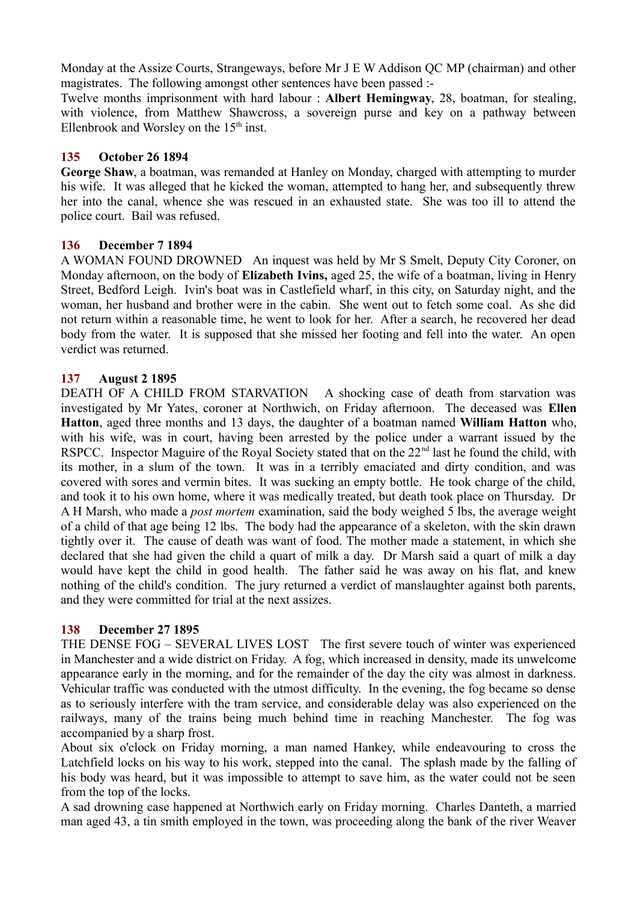Monday at the Assize Courts, Strangeways, before Mr J E W Addison QC MP (chairman) and other magistrates. The following amongst other sentences have been passed :-
Twelve months imprisonment with hard labour : **Albert Hemingway**, 28, boatman, for stealing, with violence, from Matthew Shawcross, a sovereign purse and key on a pathway between Ellenbrook and Worsley on the 15th inst.

### 135 October 26 1894

**George Shaw**, a boatman, was remanded at Hanley on Monday, charged with attempting to murder his wife. It was alleged that he kicked the woman, attempted to hang her, and subsequently threw her into the canal, whence she was rescued in an exhausted state. She was too ill to attend the police court. Bail was refused.

### 136 December 7 1894

A WOMAN FOUND DROWNED An inquest was held by Mr S Smelt, Deputy City Coroner, on Monday afternoon, on the body of **Elizabeth Ivins,** aged 25, the wife of a boatman, living in Henry Street, Bedford Leigh. Ivin's boat was in Castlefield wharf, in this city, on Saturday night, and the woman, her husband and brother were in the cabin. She went out to fetch some coal. As she did not return within a reasonable time, he went to look for her. After a search, he recovered her dead body from the water. It is supposed that she missed her footing and fell into the water. An open verdict was returned.

### 137 August 2 1895

DEATH OF A CHILD FROM STARVATION A shocking case of death from starvation was investigated by Mr Yates, coroner at Northwich, on Friday afternoon. The deceased was **Ellen Hatton**, aged three months and 13 days, the daughter of a boatman named **William Hatton** who, with his wife, was in court, having been arrested by the police under a warrant issued by the RSPCC. Inspector Maguire of the Royal Society stated that on the 22nd last he found the child, with its mother, in a slum of the town. It was in a terribly emaciated and dirty condition, and was covered with sores and vermin bites. It was sucking an empty bottle. He took charge of the child, and took it to his own home, where it was medically treated, but death took place on Thursday. Dr A H Marsh, who made a *post mortem* examination, said the body weighed 5 lbs, the average weight of a child of that age being 12 lbs. The body had the appearance of a skeleton, with the skin drawn tightly over it. The cause of death was want of food. The mother made a statement, in which she declared that she had given the child a quart of milk a day. Dr Marsh said a quart of milk a day would have kept the child in good health. The father said he was away on his flat, and knew nothing of the child's condition. The jury returned a verdict of manslaughter against both parents, and they were committed for trial at the next assizes.

### 138 December 27 1895

THE DENSE FOG – SEVERAL LIVES LOST The first severe touch of winter was experienced in Manchester and a wide district on Friday. A fog, which increased in density, made its unwelcome appearance early in the morning, and for the remainder of the day the city was almost in darkness. Vehicular traffic was conducted with the utmost difficulty. In the evening, the fog became so dense as to seriously interfere with the tram service, and considerable delay was also experienced on the railways, many of the trains being much behind time in reaching Manchester. The fog was accompanied by a sharp frost.
About six o'clock on Friday morning, a man named Hankey, while endeavouring to cross the Latchfield locks on his way to his work, stepped into the canal. The splash made by the falling of his body was heard, but it was impossible to attempt to save him, as the water could not be seen from the top of the locks.
A sad drowning case happened at Northwich early on Friday morning. Charles Danteth, a married man aged 43, a tin smith employed in the town, was proceeding along the bank of the river Weaver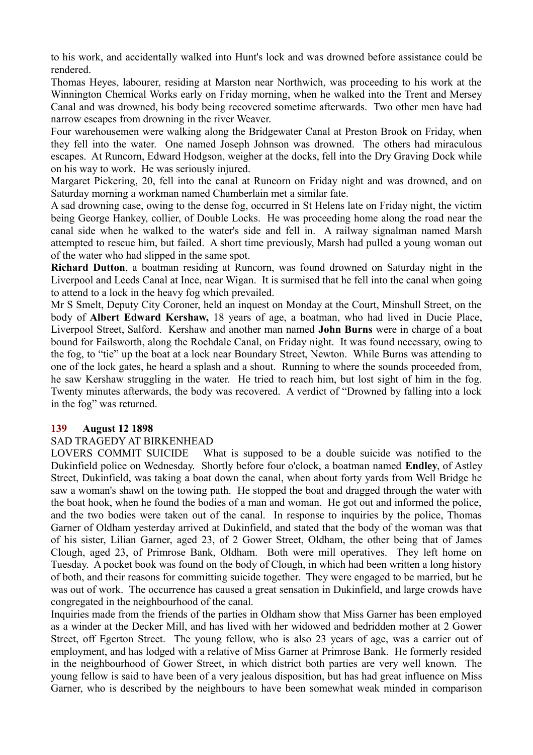to his work, and accidentally walked into Hunt's lock and was drowned before assistance could be rendered.

Thomas Heyes, labourer, residing at Marston near Northwich, was proceeding to his work at the Winnington Chemical Works early on Friday morning, when he walked into the Trent and Mersey Canal and was drowned, his body being recovered sometime afterwards. Two other men have had narrow escapes from drowning in the river Weaver.

Four warehousemen were walking along the Bridgewater Canal at Preston Brook on Friday, when they fell into the water. One named Joseph Johnson was drowned. The others had miraculous escapes. At Runcorn, Edward Hodgson, weigher at the docks, fell into the Dry Graving Dock while on his way to work. He was seriously injured.

Margaret Pickering, 20, fell into the canal at Runcorn on Friday night and was drowned, and on Saturday morning a workman named Chamberlain met a similar fate.

A sad drowning case, owing to the dense fog, occurred in St Helens late on Friday night, the victim being George Hankey, collier, of Double Locks. He was proceeding home along the road near the canal side when he walked to the water's side and fell in. A railway signalman named Marsh attempted to rescue him, but failed. A short time previously, Marsh had pulled a young woman out of the water who had slipped in the same spot.

**Richard Dutton**, a boatman residing at Runcorn, was found drowned on Saturday night in the Liverpool and Leeds Canal at Ince, near Wigan. It is surmised that he fell into the canal when going to attend to a lock in the heavy fog which prevailed.

Mr S Smelt, Deputy City Coroner, held an inquest on Monday at the Court, Minshull Street, on the body of **Albert Edward Kershaw,** 18 years of age, a boatman, who had lived in Ducie Place, Liverpool Street, Salford. Kershaw and another man named **John Burns** were in charge of a boat bound for Failsworth, along the Rochdale Canal, on Friday night. It was found necessary, owing to the fog, to "tie" up the boat at a lock near Boundary Street, Newton. While Burns was attending to one of the lock gates, he heard a splash and a shout. Running to where the sounds proceeded from, he saw Kershaw struggling in the water. He tried to reach him, but lost sight of him in the fog. Twenty minutes afterwards, the body was recovered. A verdict of "Drowned by falling into a lock in the fog" was returned.

### 139 August 12 1898

SAD TRAGEDY AT BIRKENHEAD

LOVERS COMMIT SUICIDE What is supposed to be a double suicide was notified to the Dukinfield police on Wednesday. Shortly before four o'clock, a boatman named **Endley**, of Astley Street, Dukinfield, was taking a boat down the canal, when about forty yards from Well Bridge he saw a woman's shawl on the towing path. He stopped the boat and dragged through the water with the boat hook, when he found the bodies of a man and woman. He got out and informed the police, and the two bodies were taken out of the canal. In response to inquiries by the police, Thomas Garner of Oldham yesterday arrived at Dukinfield, and stated that the body of the woman was that of his sister, Lilian Garner, aged 23, of 2 Gower Street, Oldham, the other being that of James Clough, aged 23, of Primrose Bank, Oldham. Both were mill operatives. They left home on Tuesday. A pocket book was found on the body of Clough, in which had been written a long history of both, and their reasons for committing suicide together. They were engaged to be married, but he was out of work. The occurrence has caused a great sensation in Dukinfield, and large crowds have congregated in the neighbourhood of the canal.

Inquiries made from the friends of the parties in Oldham show that Miss Garner has been employed as a winder at the Decker Mill, and has lived with her widowed and bedridden mother at 2 Gower Street, off Egerton Street. The young fellow, who is also 23 years of age, was a carrier out of employment, and has lodged with a relative of Miss Garner at Primrose Bank. He formerly resided in the neighbourhood of Gower Street, in which district both parties are very well known. The young fellow is said to have been of a very jealous disposition, but has had great influence on Miss Garner, who is described by the neighbours to have been somewhat weak minded in comparison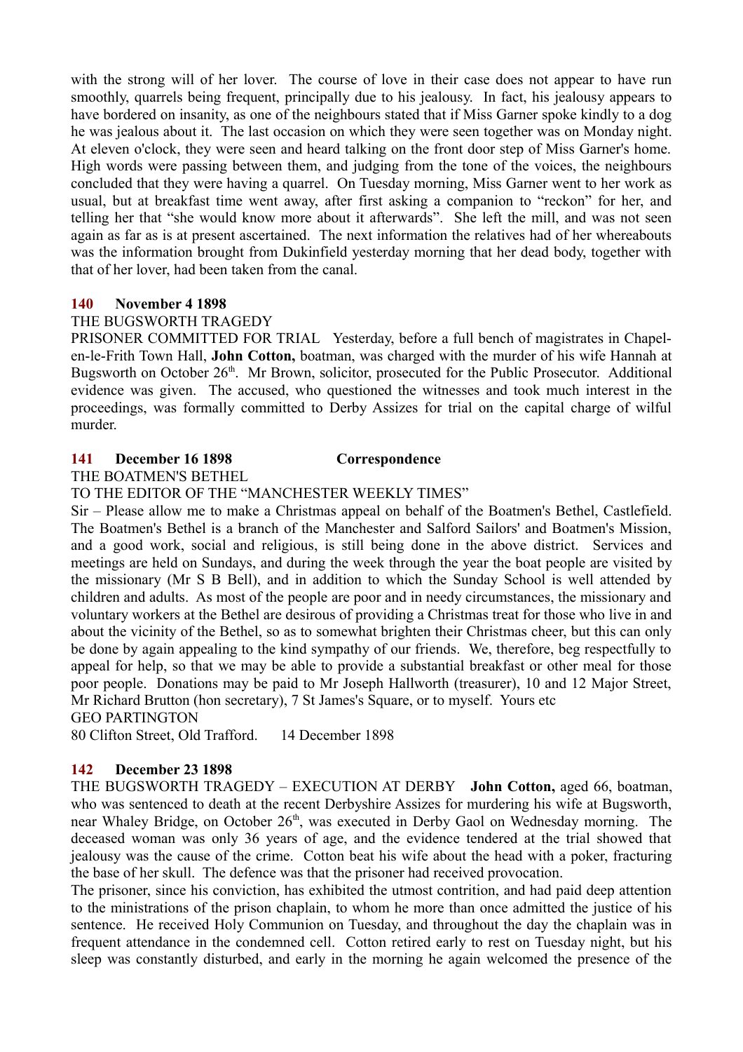with the strong will of her lover. The course of love in their case does not appear to have run smoothly, quarrels being frequent, principally due to his jealousy. In fact, his jealousy appears to have bordered on insanity, as one of the neighbours stated that if Miss Garner spoke kindly to a dog he was jealous about it. The last occasion on which they were seen together was on Monday night. At eleven o'clock, they were seen and heard talking on the front door step of Miss Garner's home. High words were passing between them, and judging from the tone of the voices, the neighbours concluded that they were having a quarrel. On Tuesday morning, Miss Garner went to her work as usual, but at breakfast time went away, after first asking a companion to "reckon" for her, and telling her that "she would know more about it afterwards". She left the mill, and was not seen again as far as is at present ascertained. The next information the relatives had of her whereabouts was the information brought from Dukinfield yesterday morning that her dead body, together with that of her lover, had been taken from the canal.

**140 November 4 1898**

THE BUGSWORTH TRAGEDY

PRISONER COMMITTED FOR TRIAL Yesterday, before a full bench of magistrates in Chapel-en-le-Frith Town Hall, **John Cotton,** boatman, was charged with the murder of his wife Hannah at Bugsworth on October 26th. Mr Brown, solicitor, prosecuted for the Public Prosecutor. Additional evidence was given. The accused, who questioned the witnesses and took much interest in the proceedings, was formally committed to Derby Assizes for trial on the capital charge of wilful murder.

**141 December 16 1898 Correspondence**

THE BOATMEN'S BETHEL

TO THE EDITOR OF THE "MANCHESTER WEEKLY TIMES"

Sir – Please allow me to make a Christmas appeal on behalf of the Boatmen's Bethel, Castlefield. The Boatmen's Bethel is a branch of the Manchester and Salford Sailors' and Boatmen's Mission, and a good work, social and religious, is still being done in the above district. Services and meetings are held on Sundays, and during the week through the year the boat people are visited by the missionary (Mr S B Bell), and in addition to which the Sunday School is well attended by children and adults. As most of the people are poor and in needy circumstances, the missionary and voluntary workers at the Bethel are desirous of providing a Christmas treat for those who live in and about the vicinity of the Bethel, so as to somewhat brighten their Christmas cheer, but this can only be done by again appealing to the kind sympathy of our friends. We, therefore, beg respectfully to appeal for help, so that we may be able to provide a substantial breakfast or other meal for those poor people. Donations may be paid to Mr Joseph Hallworth (treasurer), 10 and 12 Major Street, Mr Richard Brutton (hon secretary), 7 St James's Square, or to myself. Yours etc

GEO PARTINGTON

80 Clifton Street, Old Trafford. 14 December 1898

**142 December 23 1898**

THE BUGSWORTH TRAGEDY – EXECUTION AT DERBY **John Cotton,** aged 66, boatman, who was sentenced to death at the recent Derbyshire Assizes for murdering his wife at Bugsworth, near Whaley Bridge, on October 26th, was executed in Derby Gaol on Wednesday morning. The deceased woman was only 36 years of age, and the evidence tendered at the trial showed that jealousy was the cause of the crime. Cotton beat his wife about the head with a poker, fracturing the base of her skull. The defence was that the prisoner had received provocation.

The prisoner, since his conviction, has exhibited the utmost contrition, and had paid deep attention to the ministrations of the prison chaplain, to whom he more than once admitted the justice of his sentence. He received Holy Communion on Tuesday, and throughout the day the chaplain was in frequent attendance in the condemned cell. Cotton retired early to rest on Tuesday night, but his sleep was constantly disturbed, and early in the morning he again welcomed the presence of the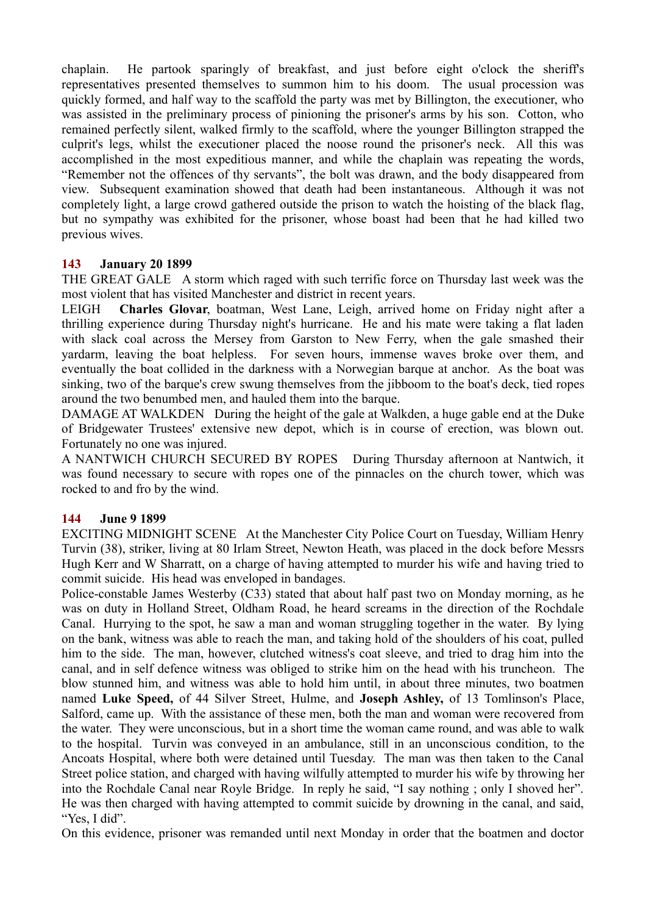chaplain. He partook sparingly of breakfast, and just before eight o'clock the sheriff's representatives presented themselves to summon him to his doom. The usual procession was quickly formed, and half way to the scaffold the party was met by Billington, the executioner, who was assisted in the preliminary process of pinioning the prisoner's arms by his son. Cotton, who remained perfectly silent, walked firmly to the scaffold, where the younger Billington strapped the culprit's legs, whilst the executioner placed the noose round the prisoner's neck. All this was accomplished in the most expeditious manner, and while the chaplain was repeating the words, "Remember not the offences of thy servants", the bolt was drawn, and the body disappeared from view. Subsequent examination showed that death had been instantaneous. Although it was not completely light, a large crowd gathered outside the prison to watch the hoisting of the black flag, but no sympathy was exhibited for the prisoner, whose boast had been that he had killed two previous wives.

### 143 January 20 1899

THE GREAT GALE A storm which raged with such terrific force on Thursday last week was the most violent that has visited Manchester and district in recent years.

LEIGH **Charles Glovar**, boatman, West Lane, Leigh, arrived home on Friday night after a thrilling experience during Thursday night's hurricane. He and his mate were taking a flat laden with slack coal across the Mersey from Garston to New Ferry, when the gale smashed their yardarm, leaving the boat helpless. For seven hours, immense waves broke over them, and eventually the boat collided in the darkness with a Norwegian barque at anchor. As the boat was sinking, two of the barque's crew swung themselves from the jibboom to the boat's deck, tied ropes around the two benumbed men, and hauled them into the barque.

DAMAGE AT WALKDEN During the height of the gale at Walkden, a huge gable end at the Duke of Bridgewater Trustees' extensive new depot, which is in course of erection, was blown out. Fortunately no one was injured.

A NANTWICH CHURCH SECURED BY ROPES During Thursday afternoon at Nantwich, it was found necessary to secure with ropes one of the pinnacles on the church tower, which was rocked to and fro by the wind.

### 144 June 9 1899

EXCITING MIDNIGHT SCENE At the Manchester City Police Court on Tuesday, William Henry Turvin (38), striker, living at 80 Irlam Street, Newton Heath, was placed in the dock before Messrs Hugh Kerr and W Sharratt, on a charge of having attempted to murder his wife and having tried to commit suicide. His head was enveloped in bandages.

Police-constable James Westerby (C33) stated that about half past two on Monday morning, as he was on duty in Holland Street, Oldham Road, he heard screams in the direction of the Rochdale Canal. Hurrying to the spot, he saw a man and woman struggling together in the water. By lying on the bank, witness was able to reach the man, and taking hold of the shoulders of his coat, pulled him to the side. The man, however, clutched witness's coat sleeve, and tried to drag him into the canal, and in self defence witness was obliged to strike him on the head with his truncheon. The blow stunned him, and witness was able to hold him until, in about three minutes, two boatmen named **Luke Speed,** of 44 Silver Street, Hulme, and **Joseph Ashley,** of 13 Tomlinson's Place, Salford, came up. With the assistance of these men, both the man and woman were recovered from the water. They were unconscious, but in a short time the woman came round, and was able to walk to the hospital. Turvin was conveyed in an ambulance, still in an unconscious condition, to the Ancoats Hospital, where both were detained until Tuesday. The man was then taken to the Canal Street police station, and charged with having wilfully attempted to murder his wife by throwing her into the Rochdale Canal near Royle Bridge. In reply he said, "I say nothing ; only I shoved her". He was then charged with having attempted to commit suicide by drowning in the canal, and said, "Yes, I did".

On this evidence, prisoner was remanded until next Monday in order that the boatmen and doctor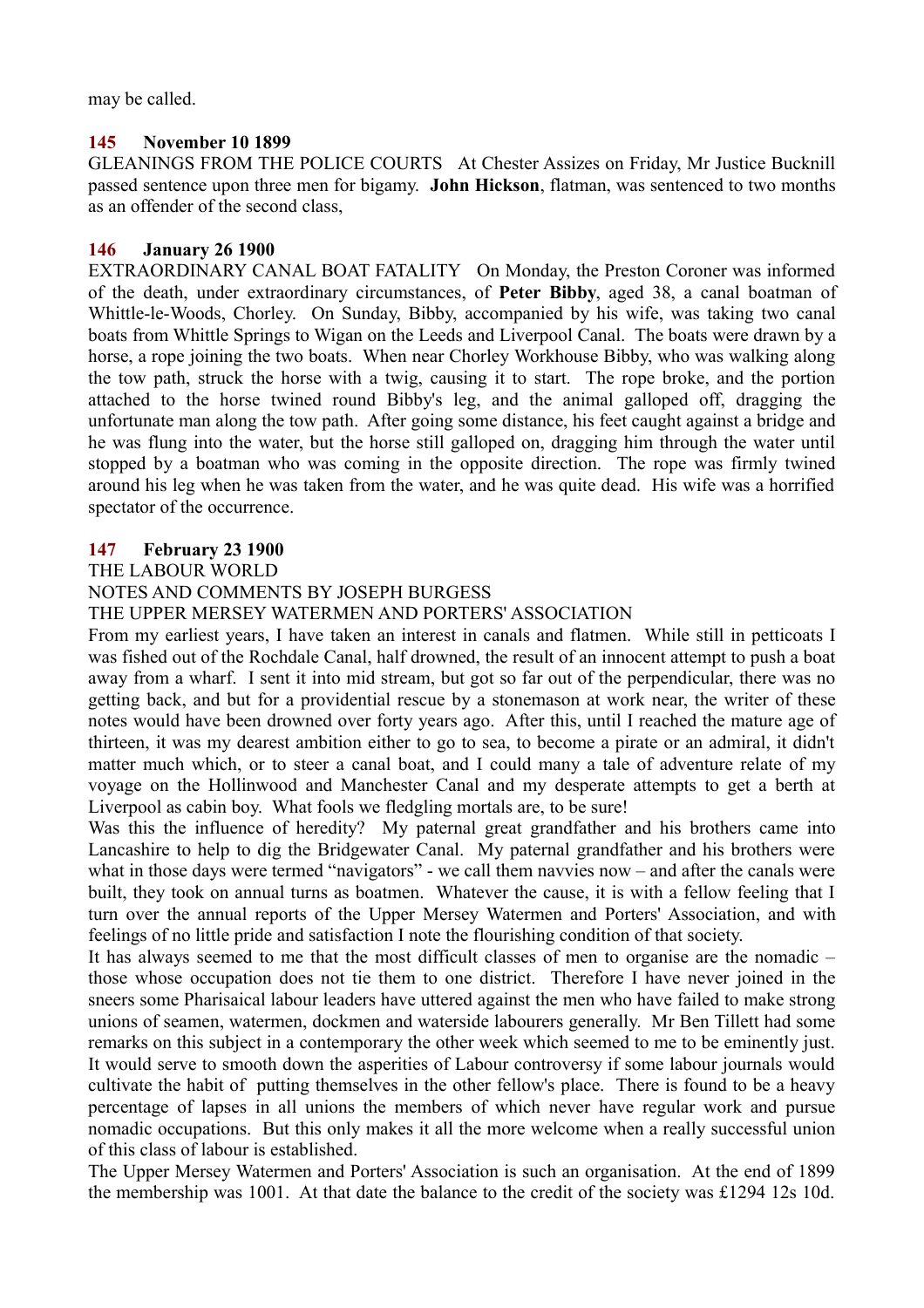may be called.

**145 November 10 1899**

GLEANINGS FROM THE POLICE COURTS At Chester Assizes on Friday, Mr Justice Bucknill passed sentence upon three men for bigamy. **John Hickson**, flatman, was sentenced to two months as an offender of the second class,

**146 January 26 1900**

EXTRAORDINARY CANAL BOAT FATALITY On Monday, the Preston Coroner was informed of the death, under extraordinary circumstances, of **Peter Bibby**, aged 38, a canal boatman of Whittle-le-Woods, Chorley. On Sunday, Bibby, accompanied by his wife, was taking two canal boats from Whittle Springs to Wigan on the Leeds and Liverpool Canal. The boats were drawn by a horse, a rope joining the two boats. When near Chorley Workhouse Bibby, who was walking along the tow path, struck the horse with a twig, causing it to start. The rope broke, and the portion attached to the horse twined round Bibby's leg, and the animal galloped off, dragging the unfortunate man along the tow path. After going some distance, his feet caught against a bridge and he was flung into the water, but the horse still galloped on, dragging him through the water until stopped by a boatman who was coming in the opposite direction. The rope was firmly twined around his leg when he was taken from the water, and he was quite dead. His wife was a horrified spectator of the occurrence.

**147 February 23 1900**

THE LABOUR WORLD

NOTES AND COMMENTS BY JOSEPH BURGESS

THE UPPER MERSEY WATERMEN AND PORTERS' ASSOCIATION

From my earliest years, I have taken an interest in canals and flatmen. While still in petticoats I was fished out of the Rochdale Canal, half drowned, the result of an innocent attempt to push a boat away from a wharf. I sent it into mid stream, but got so far out of the perpendicular, there was no getting back, and but for a providential rescue by a stonemason at work near, the writer of these notes would have been drowned over forty years ago. After this, until I reached the mature age of thirteen, it was my dearest ambition either to go to sea, to become a pirate or an admiral, it didn't matter much which, or to steer a canal boat, and I could many a tale of adventure relate of my voyage on the Hollinwood and Manchester Canal and my desperate attempts to get a berth at Liverpool as cabin boy. What fools we fledgling mortals are, to be sure!

Was this the influence of heredity? My paternal great grandfather and his brothers came into Lancashire to help to dig the Bridgewater Canal. My paternal grandfather and his brothers were what in those days were termed "navigators" - we call them navvies now – and after the canals were built, they took on annual turns as boatmen. Whatever the cause, it is with a fellow feeling that I turn over the annual reports of the Upper Mersey Watermen and Porters' Association, and with feelings of no little pride and satisfaction I note the flourishing condition of that society.

It has always seemed to me that the most difficult classes of men to organise are the nomadic – those whose occupation does not tie them to one district. Therefore I have never joined in the sneers some Pharisaical labour leaders have uttered against the men who have failed to make strong unions of seamen, watermen, dockmen and waterside labourers generally. Mr Ben Tillett had some remarks on this subject in a contemporary the other week which seemed to me to be eminently just. It would serve to smooth down the asperities of Labour controversy if some labour journals would cultivate the habit of putting themselves in the other fellow's place. There is found to be a heavy percentage of lapses in all unions the members of which never have regular work and pursue nomadic occupations. But this only makes it all the more welcome when a really successful union of this class of labour is established.

The Upper Mersey Watermen and Porters' Association is such an organisation. At the end of 1899 the membership was 1001. At that date the balance to the credit of the society was £1294 12s 10d.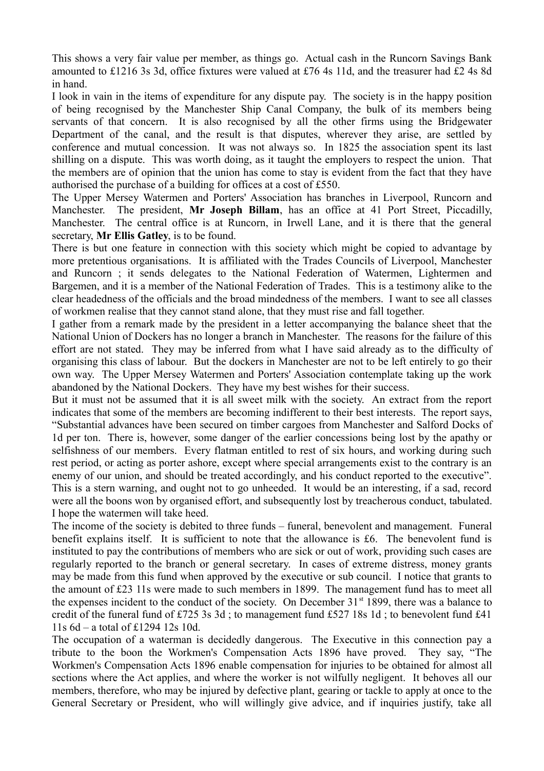This shows a very fair value per member, as things go. Actual cash in the Runcorn Savings Bank amounted to £1216 3s 3d, office fixtures were valued at £76 4s 11d, and the treasurer had £2 4s 8d in hand.

I look in vain in the items of expenditure for any dispute pay. The society is in the happy position of being recognised by the Manchester Ship Canal Company, the bulk of its members being servants of that concern. It is also recognised by all the other firms using the Bridgewater Department of the canal, and the result is that disputes, wherever they arise, are settled by conference and mutual concession. It was not always so. In 1825 the association spent its last shilling on a dispute. This was worth doing, as it taught the employers to respect the union. That the members are of opinion that the union has come to stay is evident from the fact that they have authorised the purchase of a building for offices at a cost of £550.

The Upper Mersey Watermen and Porters' Association has branches in Liverpool, Runcorn and Manchester. The president, **Mr Joseph Billam**, has an office at 41 Port Street, Piccadilly, Manchester. The central office is at Runcorn, in Irwell Lane, and it is there that the general secretary, **Mr Ellis Gatley**, is to be found.

There is but one feature in connection with this society which might be copied to advantage by more pretentious organisations. It is affiliated with the Trades Councils of Liverpool, Manchester and Runcorn ; it sends delegates to the National Federation of Watermen, Lightermen and Bargemen, and it is a member of the National Federation of Trades. This is a testimony alike to the clear headedness of the officials and the broad mindedness of the members. I want to see all classes of workmen realise that they cannot stand alone, that they must rise and fall together.

I gather from a remark made by the president in a letter accompanying the balance sheet that the National Union of Dockers has no longer a branch in Manchester. The reasons for the failure of this effort are not stated. They may be inferred from what I have said already as to the difficulty of organising this class of labour. But the dockers in Manchester are not to be left entirely to go their own way. The Upper Mersey Watermen and Porters' Association contemplate taking up the work abandoned by the National Dockers. They have my best wishes for their success.

But it must not be assumed that it is all sweet milk with the society. An extract from the report indicates that some of the members are becoming indifferent to their best interests. The report says, "Substantial advances have been secured on timber cargoes from Manchester and Salford Docks of 1d per ton. There is, however, some danger of the earlier concessions being lost by the apathy or selfishness of our members. Every flatman entitled to rest of six hours, and working during such rest period, or acting as porter ashore, except where special arrangements exist to the contrary is an enemy of our union, and should be treated accordingly, and his conduct reported to the executive". This is a stern warning, and ought not to go unheeded. It would be an interesting, if a sad, record were all the boons won by organised effort, and subsequently lost by treacherous conduct, tabulated. I hope the watermen will take heed.

The income of the society is debited to three funds – funeral, benevolent and management. Funeral benefit explains itself. It is sufficient to note that the allowance is £6. The benevolent fund is instituted to pay the contributions of members who are sick or out of work, providing such cases are regularly reported to the branch or general secretary. In cases of extreme distress, money grants may be made from this fund when approved by the executive or sub council. I notice that grants to the amount of £23 11s were made to such members in 1899. The management fund has to meet all the expenses incident to the conduct of the society. On December 31st 1899, there was a balance to credit of the funeral fund of £725 3s 3d ; to management fund £527 18s 1d ; to benevolent fund £41 11s 6d – a total of £1294 12s 10d.

The occupation of a waterman is decidedly dangerous. The Executive in this connection pay a tribute to the boon the Workmen's Compensation Acts 1896 have proved. They say, "The Workmen's Compensation Acts 1896 enable compensation for injuries to be obtained for almost all sections where the Act applies, and where the worker is not wilfully negligent. It behoves all our members, therefore, who may be injured by defective plant, gearing or tackle to apply at once to the General Secretary or President, who will willingly give advice, and if inquiries justify, take all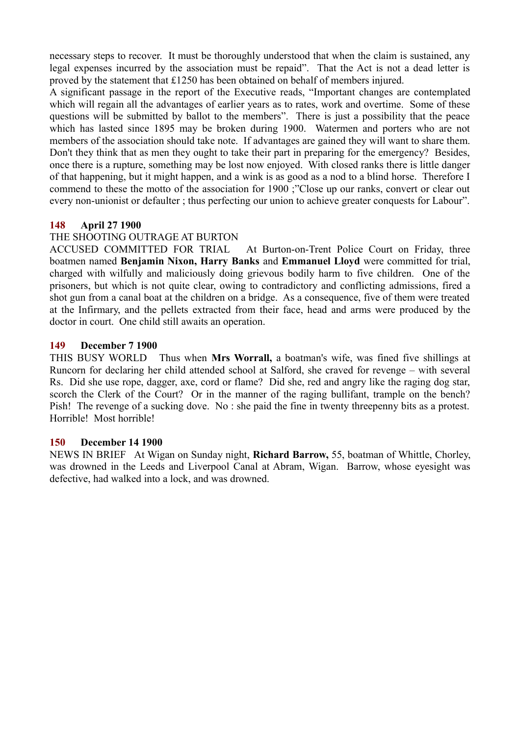necessary steps to recover. It must be thoroughly understood that when the claim is sustained, any legal expenses incurred by the association must be repaid". That the Act is not a dead letter is proved by the statement that £1250 has been obtained on behalf of members injured.

A significant passage in the report of the Executive reads, "Important changes are contemplated which will regain all the advantages of earlier years as to rates, work and overtime. Some of these questions will be submitted by ballot to the members". There is just a possibility that the peace which has lasted since 1895 may be broken during 1900. Watermen and porters who are not members of the association should take note. If advantages are gained they will want to share them. Don't they think that as men they ought to take their part in preparing for the emergency? Besides, once there is a rupture, something may be lost now enjoyed. With closed ranks there is little danger of that happening, but it might happen, and a wink is as good as a nod to a blind horse. Therefore I commend to these the motto of the association for 1900 ;"Close up our ranks, convert or clear out every non-unionist or defaulter ; thus perfecting our union to achieve greater conquests for Labour".

**148 April 27 1900**

THE SHOOTING OUTRAGE AT BURTON

ACCUSED COMMITTED FOR TRIAL At Burton-on-Trent Police Court on Friday, three boatmen named **Benjamin Nixon, Harry Banks** and **Emmanuel Lloyd** were committed for trial, charged with wilfully and maliciously doing grievous bodily harm to five children. One of the prisoners, but which is not quite clear, owing to contradictory and conflicting admissions, fired a shot gun from a canal boat at the children on a bridge. As a consequence, five of them were treated at the Infirmary, and the pellets extracted from their face, head and arms were produced by the doctor in court. One child still awaits an operation.

**149 December 7 1900**

THIS BUSY WORLD Thus when **Mrs Worrall,** a boatman's wife, was fined five shillings at Runcorn for declaring her child attended school at Salford, she craved for revenge – with several Rs. Did she use rope, dagger, axe, cord or flame? Did she, red and angry like the raging dog star, scorch the Clerk of the Court? Or in the manner of the raging bullifant, trample on the bench? Pish! The revenge of a sucking dove. No : she paid the fine in twenty threepenny bits as a protest. Horrible! Most horrible!

**150 December 14 1900**

NEWS IN BRIEF At Wigan on Sunday night, **Richard Barrow,** 55, boatman of Whittle, Chorley, was drowned in the Leeds and Liverpool Canal at Abram, Wigan. Barrow, whose eyesight was defective, had walked into a lock, and was drowned.